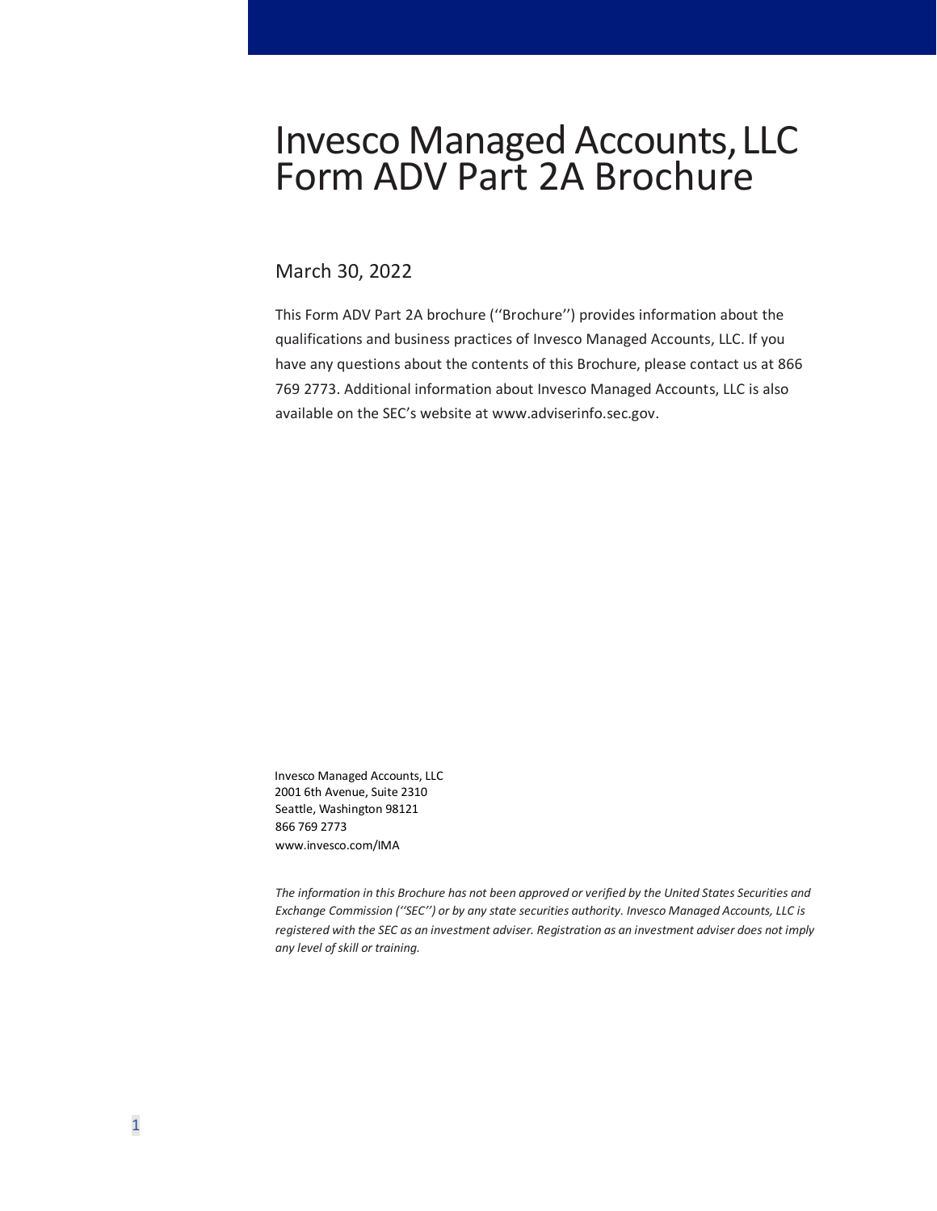# Invesco Managed Accounts, LLC Form ADV Part 2A Brochure

March 30, 2022

This Form ADV Part 2A brochure (''Brochure'') provides information about the qualifications and business practices of Invesco Managed Accounts, LLC. If you have any questions about the contents of this Brochure, please contact us at 866 769 2773. Additional information about Invesco Managed Accounts, LLC is also available on the SEC's website at www.adviserinfo.sec.gov.

Invesco Managed Accounts, LLC
2001 6th Avenue, Suite 2310
Seattle, Washington 98121
866 769 2773
www.invesco.com/IMA

*The information in this Brochure has not been approved or verified by the United States Securities and Exchange Commission (''SEC'') or by any state securities authority. Invesco Managed Accounts, LLC is registered with the SEC as an investment adviser. Registration as an investment adviser does not imply any level of skill or training.*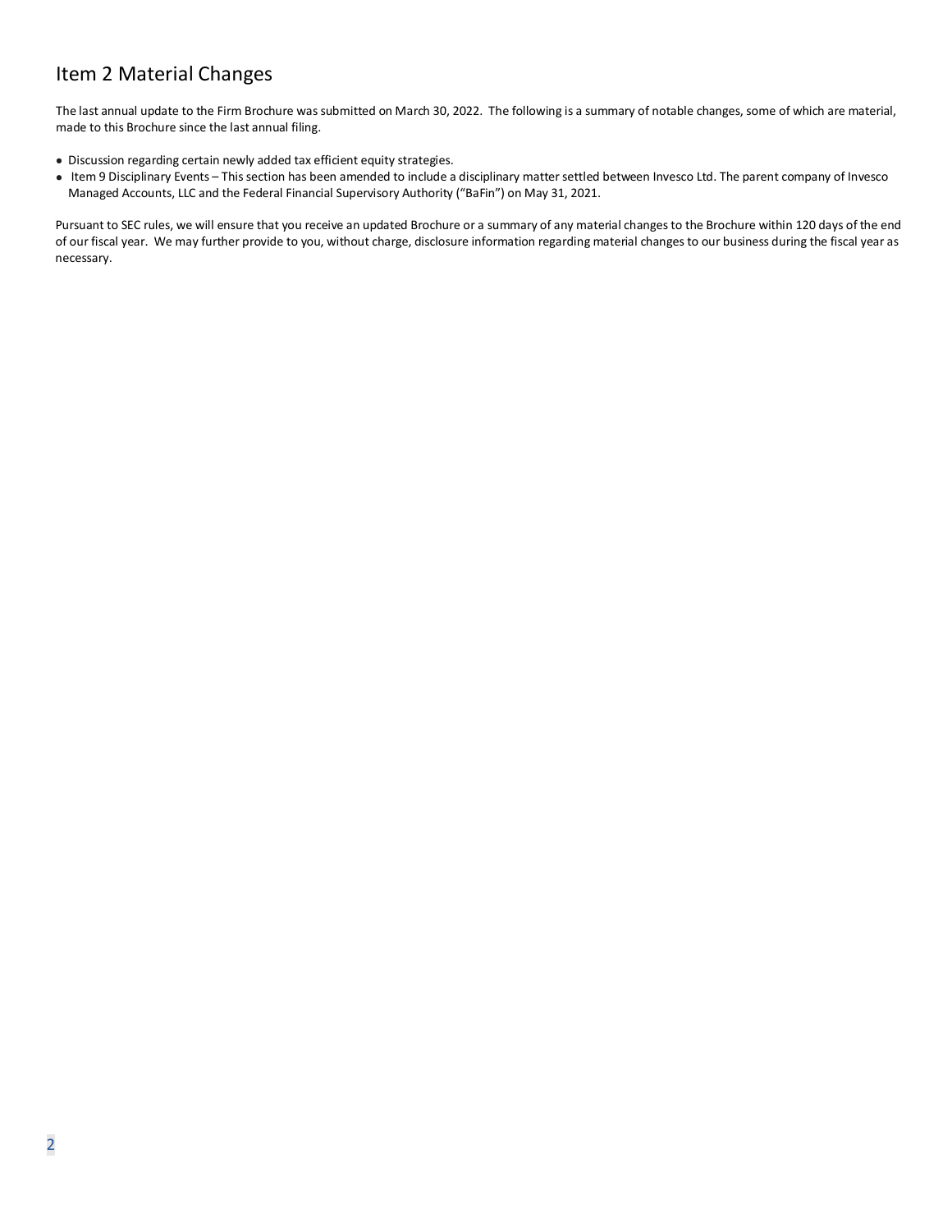## Item 2 Material Changes

The last annual update to the Firm Brochure was submitted on March 30, 2022. The following is a summary of notable changes, some of which are material, made to this Brochure since the last annual filing.

- Discussion regarding certain newly added tax efficient equity strategies.
- Item 9 Disciplinary Events – This section has been amended to include a disciplinary matter settled between Invesco Ltd. The parent company of Invesco Managed Accounts, LLC and the Federal Financial Supervisory Authority ("BaFin") on May 31, 2021.

Pursuant to SEC rules, we will ensure that you receive an updated Brochure or a summary of any material changes to the Brochure within 120 days of the end of our fiscal year. We may further provide to you, without charge, disclosure information regarding material changes to our business during the fiscal year as necessary.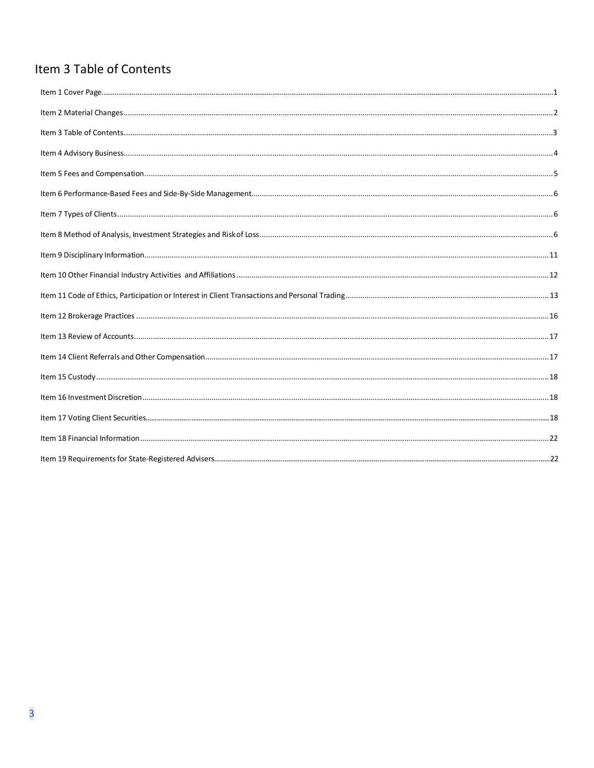# Item 3 Table of Contents

Item 1 Cover Page.......................................................................................................................................................1

Item 2 Material Changes...............................................................................................................................................2

Item 3 Table of Contents...............................................................................................................................................3

Item 4 Advisory Business...............................................................................................................................................4

Item 5 Fees and Compensation......................................................................................................................................5

Item 6 Performance-Based Fees and Side-By-Side Management...................................................................................6

Item 7 Types of Clients...................................................................................................................................................6

Item 8 Method of Analysis, Investment Strategies and Risk of Loss..............................................................................6

Item 9 Disciplinary Information...................................................................................................................................11

Item 10 Other Financial Industry Activities and Affiliations .......................................................................................12

Item 11 Code of Ethics, Participation or Interest in Client Transactions and Personal Trading.....................................13

Item 12 Brokerage Practices ........................................................................................................................................16

Item 13 Review of Accounts.........................................................................................................................................17

Item 14 Client Referrals and Other Compensation.......................................................................................................17

Item 15 Custody ...........................................................................................................................................................18

Item 16 Investment Discretion......................................................................................................................................18

Item 17 Voting Client Securities...................................................................................................................................18

Item 18 Financial Information .....................................................................................................................................22

Item 19 Requirements for State-Registered Advisers...................................................................................................22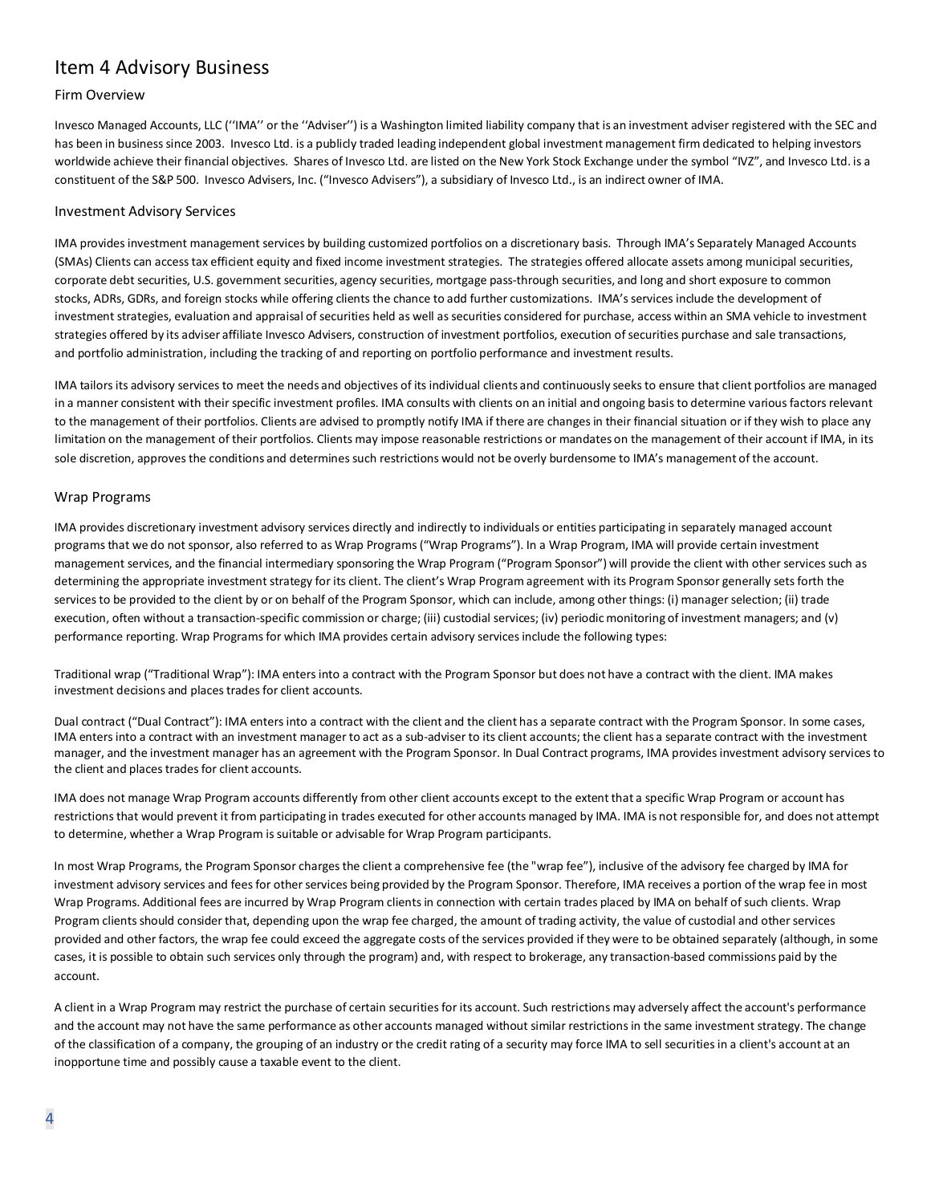# Item 4 Advisory Business

## Firm Overview

Invesco Managed Accounts, LLC (''IMA'' or the ''Adviser'') is a Washington limited liability company that is an investment adviser registered with the SEC and has been in business since 2003. Invesco Ltd. is a publicly traded leading independent global investment management firm dedicated to helping investors worldwide achieve their financial objectives. Shares of Invesco Ltd. are listed on the New York Stock Exchange under the symbol "IVZ", and Invesco Ltd. is a constituent of the S&P 500. Invesco Advisers, Inc. ("Invesco Advisers"), a subsidiary of Invesco Ltd., is an indirect owner of IMA.

## Investment Advisory Services

IMA provides investment management services by building customized portfolios on a discretionary basis. Through IMA's Separately Managed Accounts (SMAs) Clients can access tax efficient equity and fixed income investment strategies. The strategies offered allocate assets among municipal securities, corporate debt securities, U.S. government securities, agency securities, mortgage pass-through securities, and long and short exposure to common stocks, ADRs, GDRs, and foreign stocks while offering clients the chance to add further customizations. IMA's services include the development of investment strategies, evaluation and appraisal of securities held as well as securities considered for purchase, access within an SMA vehicle to investment strategies offered by its adviser affiliate Invesco Advisers, construction of investment portfolios, execution of securities purchase and sale transactions, and portfolio administration, including the tracking of and reporting on portfolio performance and investment results.

IMA tailors its advisory services to meet the needs and objectives of its individual clients and continuously seeks to ensure that client portfolios are managed in a manner consistent with their specific investment profiles. IMA consults with clients on an initial and ongoing basis to determine various factors relevant to the management of their portfolios. Clients are advised to promptly notify IMA if there are changes in their financial situation or if they wish to place any limitation on the management of their portfolios. Clients may impose reasonable restrictions or mandates on the management of their account if IMA, in its sole discretion, approves the conditions and determines such restrictions would not be overly burdensome to IMA's management of the account.

## Wrap Programs

IMA provides discretionary investment advisory services directly and indirectly to individuals or entities participating in separately managed account programs that we do not sponsor, also referred to as Wrap Programs ("Wrap Programs"). In a Wrap Program, IMA will provide certain investment management services, and the financial intermediary sponsoring the Wrap Program ("Program Sponsor") will provide the client with other services such as determining the appropriate investment strategy for its client. The client's Wrap Program agreement with its Program Sponsor generally sets forth the services to be provided to the client by or on behalf of the Program Sponsor, which can include, among other things: (i) manager selection; (ii) trade execution, often without a transaction-specific commission or charge; (iii) custodial services; (iv) periodic monitoring of investment managers; and (v) performance reporting. Wrap Programs for which IMA provides certain advisory services include the following types:

Traditional wrap ("Traditional Wrap"): IMA enters into a contract with the Program Sponsor but does not have a contract with the client. IMA makes investment decisions and places trades for client accounts.

Dual contract ("Dual Contract"): IMA enters into a contract with the client and the client has a separate contract with the Program Sponsor. In some cases, IMA enters into a contract with an investment manager to act as a sub-adviser to its client accounts; the client has a separate contract with the investment manager, and the investment manager has an agreement with the Program Sponsor. In Dual Contract programs, IMA provides investment advisory services to the client and places trades for client accounts.

IMA does not manage Wrap Program accounts differently from other client accounts except to the extent that a specific Wrap Program or account has restrictions that would prevent it from participating in trades executed for other accounts managed by IMA. IMA is not responsible for, and does not attempt to determine, whether a Wrap Program is suitable or advisable for Wrap Program participants.

In most Wrap Programs, the Program Sponsor charges the client a comprehensive fee (the "wrap fee"), inclusive of the advisory fee charged by IMA for investment advisory services and fees for other services being provided by the Program Sponsor. Therefore, IMA receives a portion of the wrap fee in most Wrap Programs. Additional fees are incurred by Wrap Program clients in connection with certain trades placed by IMA on behalf of such clients. Wrap Program clients should consider that, depending upon the wrap fee charged, the amount of trading activity, the value of custodial and other services provided and other factors, the wrap fee could exceed the aggregate costs of the services provided if they were to be obtained separately (although, in some cases, it is possible to obtain such services only through the program) and, with respect to brokerage, any transaction-based commissions paid by the account.

A client in a Wrap Program may restrict the purchase of certain securities for its account. Such restrictions may adversely affect the account's performance and the account may not have the same performance as other accounts managed without similar restrictions in the same investment strategy. The change of the classification of a company, the grouping of an industry or the credit rating of a security may force IMA to sell securities in a client's account at an inopportune time and possibly cause a taxable event to the client.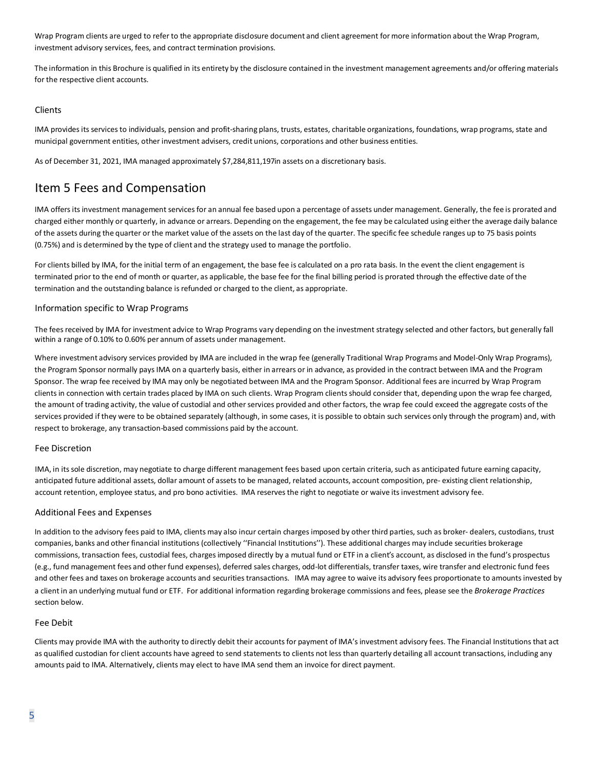Wrap Program clients are urged to refer to the appropriate disclosure document and client agreement for more information about the Wrap Program, investment advisory services, fees, and contract termination provisions.

The information in this Brochure is qualified in its entirety by the disclosure contained in the investment management agreements and/or offering materials for the respective client accounts.

### Clients

IMA provides its services to individuals, pension and profit-sharing plans, trusts, estates, charitable organizations, foundations, wrap programs, state and municipal government entities, other investment advisers, credit unions, corporations and other business entities.

As of December 31, 2021, IMA managed approximately $7,284,811,197in assets on a discretionary basis.

## Item 5 Fees and Compensation

IMA offers its investment management services for an annual fee based upon a percentage of assets under management. Generally, the fee is prorated and charged either monthly or quarterly, in advance or arrears. Depending on the engagement, the fee may be calculated using either the average daily balance of the assets during the quarter or the market value of the assets on the last day of the quarter. The specific fee schedule ranges up to 75 basis points (0.75%) and is determined by the type of client and the strategy used to manage the portfolio.

For clients billed by IMA, for the initial term of an engagement, the base fee is calculated on a pro rata basis. In the event the client engagement is terminated prior to the end of month or quarter, as applicable, the base fee for the final billing period is prorated through the effective date of the termination and the outstanding balance is refunded or charged to the client, as appropriate.

### Information specific to Wrap Programs

The fees received by IMA for investment advice to Wrap Programs vary depending on the investment strategy selected and other factors, but generally fall within a range of 0.10% to 0.60% per annum of assets under management.

Where investment advisory services provided by IMA are included in the wrap fee (generally Traditional Wrap Programs and Model-Only Wrap Programs), the Program Sponsor normally pays IMA on a quarterly basis, either in arrears or in advance, as provided in the contract between IMA and the Program Sponsor. The wrap fee received by IMA may only be negotiated between IMA and the Program Sponsor. Additional fees are incurred by Wrap Program clients in connection with certain trades placed by IMA on such clients. Wrap Program clients should consider that, depending upon the wrap fee charged, the amount of trading activity, the value of custodial and other services provided and other factors, the wrap fee could exceed the aggregate costs of the services provided if they were to be obtained separately (although, in some cases, it is possible to obtain such services only through the program) and, with respect to brokerage, any transaction-based commissions paid by the account.

### Fee Discretion

IMA, in its sole discretion, may negotiate to charge different management fees based upon certain criteria, such as anticipated future earning capacity, anticipated future additional assets, dollar amount of assets to be managed, related accounts, account composition, pre- existing client relationship, account retention, employee status, and pro bono activities. IMA reserves the right to negotiate or waive its investment advisory fee.

### Additional Fees and Expenses

In addition to the advisory fees paid to IMA, clients may also incur certain charges imposed by other third parties, such as broker- dealers, custodians, trust companies, banks and other financial institutions (collectively ''Financial Institutions''). These additional charges may include securities brokerage commissions, transaction fees, custodial fees, charges imposed directly by a mutual fund or ETF in a client's account, as disclosed in the fund's prospectus (e.g., fund management fees and other fund expenses), deferred sales charges, odd-lot differentials, transfer taxes, wire transfer and electronic fund fees and other fees and taxes on brokerage accounts and securities transactions. IMA may agree to waive its advisory fees proportionate to amounts invested by a client in an underlying mutual fund or ETF. For additional information regarding brokerage commissions and fees, please see the *Brokerage Practices* section below.

### Fee Debit

Clients may provide IMA with the authority to directly debit their accounts for payment of IMA's investment advisory fees. The Financial Institutions that act as qualified custodian for client accounts have agreed to send statements to clients not less than quarterly detailing all account transactions, including any amounts paid to IMA. Alternatively, clients may elect to have IMA send them an invoice for direct payment.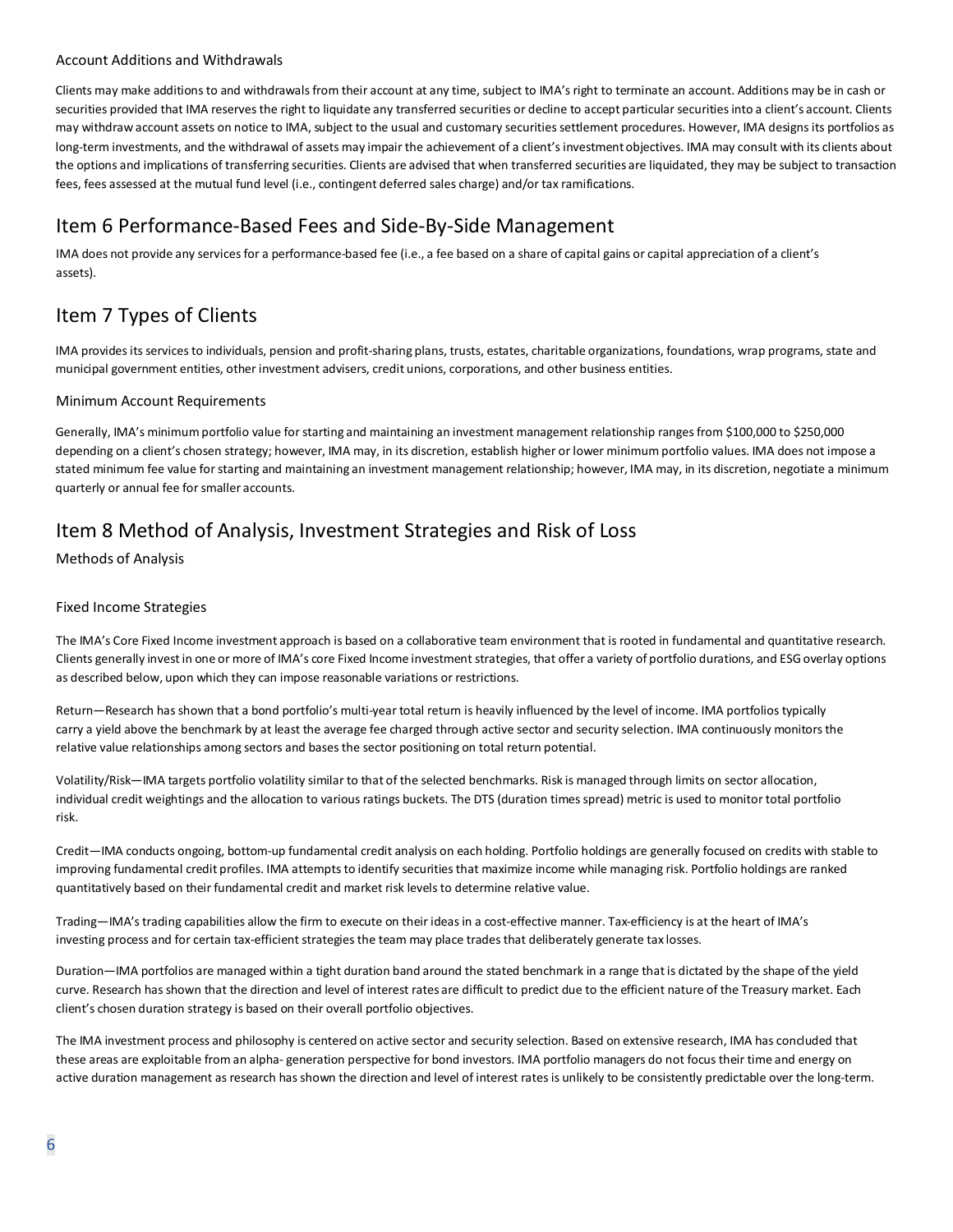### Account Additions and Withdrawals

Clients may make additions to and withdrawals from their account at any time, subject to IMA's right to terminate an account. Additions may be in cash or securities provided that IMA reserves the right to liquidate any transferred securities or decline to accept particular securities into a client's account. Clients may withdraw account assets on notice to IMA, subject to the usual and customary securities settlement procedures. However, IMA designs its portfolios as long-term investments, and the withdrawal of assets may impair the achievement of a client's investment objectives. IMA may consult with its clients about the options and implications of transferring securities. Clients are advised that when transferred securities are liquidated, they may be subject to transaction fees, fees assessed at the mutual fund level (i.e., contingent deferred sales charge) and/or tax ramifications.

## Item 6 Performance-Based Fees and Side-By-Side Management

IMA does not provide any services for a performance-based fee (i.e., a fee based on a share of capital gains or capital appreciation of a client's assets).

## Item 7 Types of Clients

IMA provides its services to individuals, pension and profit-sharing plans, trusts, estates, charitable organizations, foundations, wrap programs, state and municipal government entities, other investment advisers, credit unions, corporations, and other business entities.

### Minimum Account Requirements

Generally, IMA's minimum portfolio value for starting and maintaining an investment management relationship ranges from $100,000 to $250,000 depending on a client's chosen strategy; however, IMA may, in its discretion, establish higher or lower minimum portfolio values. IMA does not impose a stated minimum fee value for starting and maintaining an investment management relationship; however, IMA may, in its discretion, negotiate a minimum quarterly or annual fee for smaller accounts.

## Item 8 Method of Analysis, Investment Strategies and Risk of Loss

### Methods of Analysis

### Fixed Income Strategies

The IMA's Core Fixed Income investment approach is based on a collaborative team environment that is rooted in fundamental and quantitative research. Clients generally invest in one or more of IMA's core Fixed Income investment strategies, that offer a variety of portfolio durations, and ESG overlay options as described below, upon which they can impose reasonable variations or restrictions.

Return—Research has shown that a bond portfolio's multi-year total return is heavily influenced by the level of income. IMA portfolios typically carry a yield above the benchmark by at least the average fee charged through active sector and security selection. IMA continuously monitors the relative value relationships among sectors and bases the sector positioning on total return potential.

Volatility/Risk—IMA targets portfolio volatility similar to that of the selected benchmarks. Risk is managed through limits on sector allocation, individual credit weightings and the allocation to various ratings buckets. The DTS (duration times spread) metric is used to monitor total portfolio risk.

Credit—IMA conducts ongoing, bottom-up fundamental credit analysis on each holding. Portfolio holdings are generally focused on credits with stable to improving fundamental credit profiles. IMA attempts to identify securities that maximize income while managing risk. Portfolio holdings are ranked quantitatively based on their fundamental credit and market risk levels to determine relative value.

Trading—IMA's trading capabilities allow the firm to execute on their ideas in a cost-effective manner. Tax-efficiency is at the heart of IMA's investing process and for certain tax-efficient strategies the team may place trades that deliberately generate tax losses.

Duration—IMA portfolios are managed within a tight duration band around the stated benchmark in a range that is dictated by the shape of the yield curve. Research has shown that the direction and level of interest rates are difficult to predict due to the efficient nature of the Treasury market. Each client's chosen duration strategy is based on their overall portfolio objectives.

The IMA investment process and philosophy is centered on active sector and security selection. Based on extensive research, IMA has concluded that these areas are exploitable from an alpha- generation perspective for bond investors. IMA portfolio managers do not focus their time and energy on active duration management as research has shown the direction and level of interest rates is unlikely to be consistently predictable over the long-term.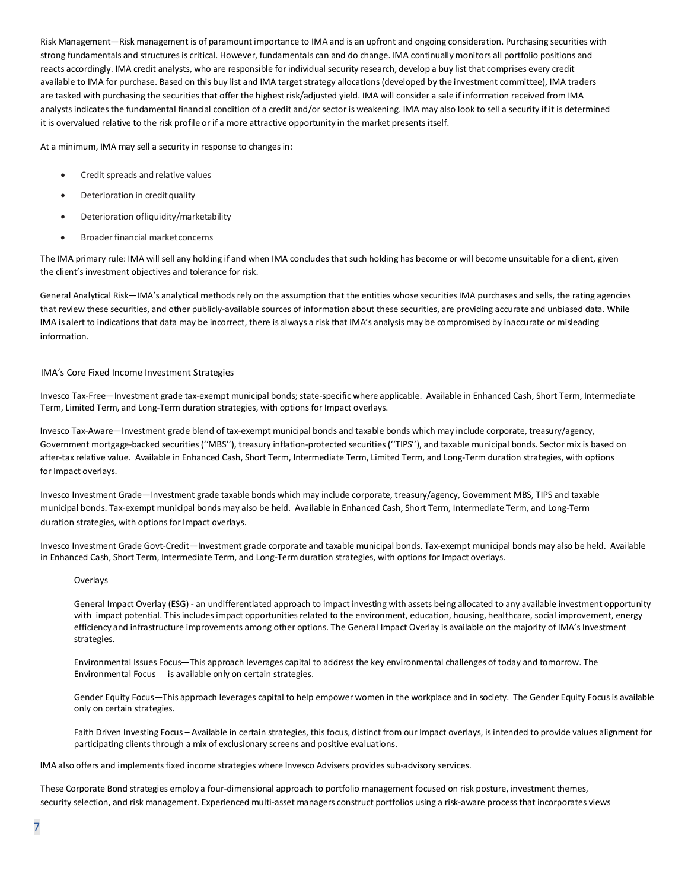Risk Management—Risk management is of paramount importance to IMA and is an upfront and ongoing consideration. Purchasing securities with strong fundamentals and structures is critical. However, fundamentals can and do change. IMA continually monitors all portfolio positions and reacts accordingly. IMA credit analysts, who are responsible for individual security research, develop a buy list that comprises every credit available to IMA for purchase. Based on this buy list and IMA target strategy allocations (developed by the investment committee), IMA traders are tasked with purchasing the securities that offer the highest risk/adjusted yield. IMA will consider a sale if information received from IMA analysts indicates the fundamental financial condition of a credit and/or sector is weakening. IMA may also look to sell a security if it is determined it is overvalued relative to the risk profile or if a more attractive opportunity in the market presents itself.

At a minimum, IMA may sell a security in response to changes in:

- Credit spreads and relative values
- Deterioration in credit quality
- Deterioration of liquidity/marketability
- Broader financial market concerns

The IMA primary rule: IMA will sell any holding if and when IMA concludes that such holding has become or will become unsuitable for a client, given the client's investment objectives and tolerance for risk.

General Analytical Risk—IMA's analytical methods rely on the assumption that the entities whose securities IMA purchases and sells, the rating agencies that review these securities, and other publicly-available sources of information about these securities, are providing accurate and unbiased data. While IMA is alert to indications that data may be incorrect, there is always a risk that IMA's analysis may be compromised by inaccurate or misleading information.

## IMA's Core Fixed Income Investment Strategies

Invesco Tax-Free—Investment grade tax-exempt municipal bonds; state-specific where applicable. Available in Enhanced Cash, Short Term, Intermediate Term, Limited Term, and Long-Term duration strategies, with options for Impact overlays.

Invesco Tax-Aware—Investment grade blend of tax-exempt municipal bonds and taxable bonds which may include corporate, treasury/agency, Government mortgage-backed securities (''MBS''), treasury inflation-protected securities (''TIPS''), and taxable municipal bonds. Sector mix is based on after-tax relative value. Available in Enhanced Cash, Short Term, Intermediate Term, Limited Term, and Long-Term duration strategies, with options for Impact overlays.

Invesco Investment Grade—Investment grade taxable bonds which may include corporate, treasury/agency, Government MBS, TIPS and taxable municipal bonds. Tax-exempt municipal bonds may also be held. Available in Enhanced Cash, Short Term, Intermediate Term, and Long-Term duration strategies, with options for Impact overlays.

Invesco Investment Grade Govt-Credit—Investment grade corporate and taxable municipal bonds. Tax-exempt municipal bonds may also be held. Available in Enhanced Cash, Short Term, Intermediate Term, and Long-Term duration strategies, with options for Impact overlays.

### Overlays

General Impact Overlay (ESG) - an undifferentiated approach to impact investing with assets being allocated to any available investment opportunity with impact potential. This includes impact opportunities related to the environment, education, housing, healthcare, social improvement, energy efficiency and infrastructure improvements among other options. The General Impact Overlay is available on the majority of IMA's Investment strategies.

Environmental Issues Focus—This approach leverages capital to address the key environmental challenges of today and tomorrow. The Environmental Focus is available only on certain strategies.

Gender Equity Focus—This approach leverages capital to help empower women in the workplace and in society. The Gender Equity Focus is available only on certain strategies.

Faith Driven Investing Focus – Available in certain strategies, this focus, distinct from our Impact overlays, is intended to provide values alignment for participating clients through a mix of exclusionary screens and positive evaluations.

IMA also offers and implements fixed income strategies where Invesco Advisers provides sub-advisory services.

These Corporate Bond strategies employ a four-dimensional approach to portfolio management focused on risk posture, investment themes, security selection, and risk management. Experienced multi-asset managers construct portfolios using a risk-aware process that incorporates views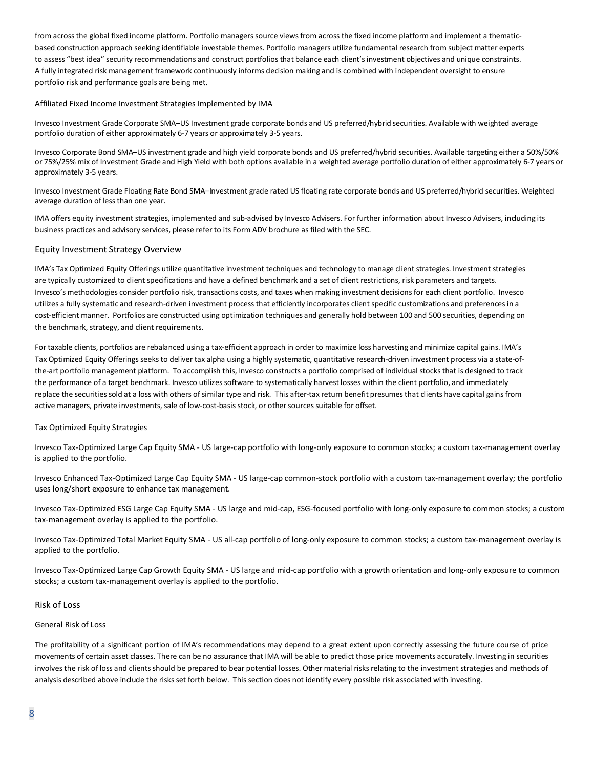from across the global fixed income platform. Portfolio managers source views from across the fixed income platform and implement a thematic-based construction approach seeking identifiable investable themes. Portfolio managers utilize fundamental research from subject matter experts to assess "best idea" security recommendations and construct portfolios that balance each client's investment objectives and unique constraints. A fully integrated risk management framework continuously informs decision making and is combined with independent oversight to ensure portfolio risk and performance goals are being met.

#### Affiliated Fixed Income Investment Strategies Implemented by IMA

Invesco Investment Grade Corporate SMA–US Investment grade corporate bonds and US preferred/hybrid securities. Available with weighted average portfolio duration of either approximately 6-7 years or approximately 3-5 years.

Invesco Corporate Bond SMA–US investment grade and high yield corporate bonds and US preferred/hybrid securities. Available targeting either a 50%/50% or 75%/25% mix of Investment Grade and High Yield with both options available in a weighted average portfolio duration of either approximately 6-7 years or approximately 3-5 years.

Invesco Investment Grade Floating Rate Bond SMA–Investment grade rated US floating rate corporate bonds and US preferred/hybrid securities. Weighted average duration of less than one year.

IMA offers equity investment strategies, implemented and sub-advised by Invesco Advisers. For further information about Invesco Advisers, including its business practices and advisory services, please refer to its Form ADV brochure as filed with the SEC.

### Equity Investment Strategy Overview

IMA's Tax Optimized Equity Offerings utilize quantitative investment techniques and technology to manage client strategies. Investment strategies are typically customized to client specifications and have a defined benchmark and a set of client restrictions, risk parameters and targets. Invesco's methodologies consider portfolio risk, transactions costs, and taxes when making investment decisions for each client portfolio. Invesco utilizes a fully systematic and research-driven investment process that efficiently incorporates client specific customizations and preferences in a cost-efficient manner. Portfolios are constructed using optimization techniques and generally hold between 100 and 500 securities, depending on the benchmark, strategy, and client requirements.

For taxable clients, portfolios are rebalanced using a tax-efficient approach in order to maximize loss harvesting and minimize capital gains. IMA's Tax Optimized Equity Offerings seeks to deliver tax alpha using a highly systematic, quantitative research-driven investment process via a state-of-the-art portfolio management platform. To accomplish this, Invesco constructs a portfolio comprised of individual stocks that is designed to track the performance of a target benchmark. Invesco utilizes software to systematically harvest losses within the client portfolio, and immediately replace the securities sold at a loss with others of similar type and risk. This after-tax return benefit presumes that clients have capital gains from active managers, private investments, sale of low-cost-basis stock, or other sources suitable for offset.

#### Tax Optimized Equity Strategies

Invesco Tax-Optimized Large Cap Equity SMA - US large-cap portfolio with long-only exposure to common stocks; a custom tax-management overlay is applied to the portfolio.

Invesco Enhanced Tax-Optimized Large Cap Equity SMA - US large-cap common-stock portfolio with a custom tax-management overlay; the portfolio uses long/short exposure to enhance tax management.

Invesco Tax-Optimized ESG Large Cap Equity SMA - US large and mid-cap, ESG-focused portfolio with long-only exposure to common stocks; a custom tax-management overlay is applied to the portfolio.

Invesco Tax-Optimized Total Market Equity SMA - US all-cap portfolio of long-only exposure to common stocks; a custom tax-management overlay is applied to the portfolio.

Invesco Tax-Optimized Large Cap Growth Equity SMA - US large and mid-cap portfolio with a growth orientation and long-only exposure to common stocks; a custom tax-management overlay is applied to the portfolio.

### Risk of Loss

#### General Risk of Loss

The profitability of a significant portion of IMA's recommendations may depend to a great extent upon correctly assessing the future course of price movements of certain asset classes. There can be no assurance that IMA will be able to predict those price movements accurately. Investing in securities involves the risk of loss and clients should be prepared to bear potential losses. Other material risks relating to the investment strategies and methods of analysis described above include the risks set forth below. This section does not identify every possible risk associated with investing.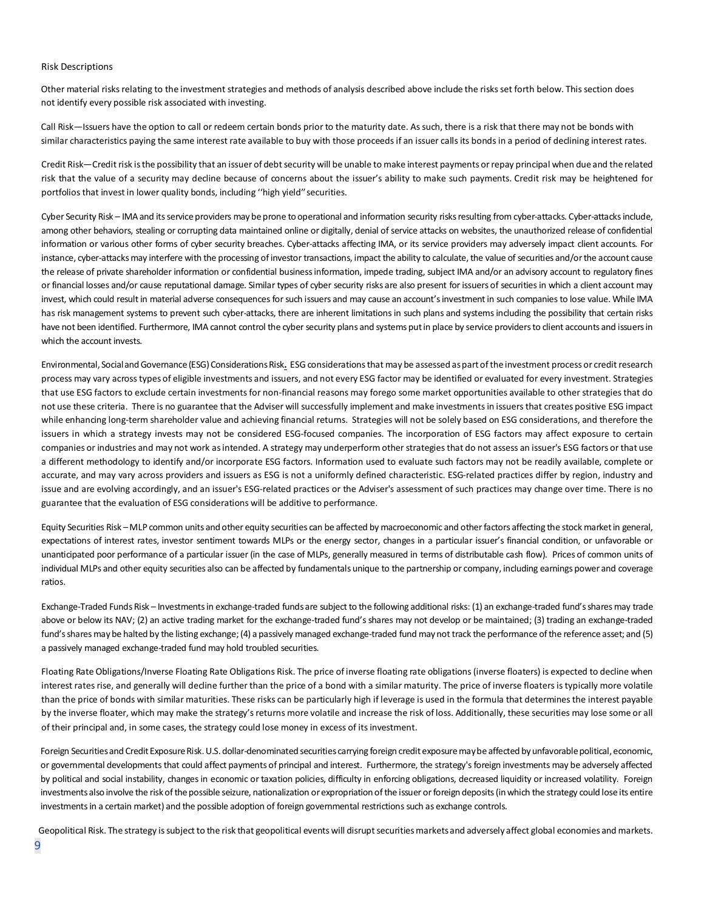Risk Descriptions

Other material risks relating to the investment strategies and methods of analysis described above include the risks set forth below. This section does not identify every possible risk associated with investing.

Call Risk—Issuers have the option to call or redeem certain bonds prior to the maturity date. As such, there is a risk that there may not be bonds with similar characteristics paying the same interest rate available to buy with those proceeds if an issuer calls its bonds in a period of declining interest rates.

Credit Risk—Credit risk is the possibility that an issuer of debt security will be unable to make interest payments or repay principal when due and the related risk that the value of a security may decline because of concerns about the issuer's ability to make such payments. Credit risk may be heightened for portfolios that invest in lower quality bonds, including ''high yield'' securities.

Cyber Security Risk – IMA and its service providers may be prone to operational and information security risks resulting from cyber-attacks. Cyber-attacks include, among other behaviors, stealing or corrupting data maintained online or digitally, denial of service attacks on websites, the unauthorized release of confidential information or various other forms of cyber security breaches. Cyber-attacks affecting IMA, or its service providers may adversely impact client accounts. For instance, cyber-attacks may interfere with the processing of investor transactions, impact the ability to calculate, the value of securities and/or the account cause the release of private shareholder information or confidential business information, impede trading, subject IMA and/or an advisory account to regulatory fines or financial losses and/or cause reputational damage. Similar types of cyber security risks are also present for issuers of securities in which a client account may invest, which could result in material adverse consequences for such issuers and may cause an account's investment in such companies to lose value. While IMA has risk management systems to prevent such cyber-attacks, there are inherent limitations in such plans and systems including the possibility that certain risks have not been identified. Furthermore, IMA cannot control the cyber security plans and systems put in place by service providers to client accounts and issuers in which the account invests.

Environmental, Social and Governance (ESG) Considerations Risk. ESG considerations that may be assessed as part of the investment process or credit research process may vary across types of eligible investments and issuers, and not every ESG factor may be identified or evaluated for every investment. Strategies that use ESG factors to exclude certain investments for non-financial reasons may forego some market opportunities available to other strategies that do not use these criteria. There is no guarantee that the Adviser will successfully implement and make investments in issuers that creates positive ESG impact while enhancing long-term shareholder value and achieving financial returns. Strategies will not be solely based on ESG considerations, and therefore the issuers in which a strategy invests may not be considered ESG-focused companies. The incorporation of ESG factors may affect exposure to certain companies or industries and may not work as intended. A strategy may underperform other strategies that do not assess an issuer's ESG factors or that use a different methodology to identify and/or incorporate ESG factors. Information used to evaluate such factors may not be readily available, complete or accurate, and may vary across providers and issuers as ESG is not a uniformly defined characteristic. ESG-related practices differ by region, industry and issue and are evolving accordingly, and an issuer's ESG-related practices or the Adviser's assessment of such practices may change over time. There is no guarantee that the evaluation of ESG considerations will be additive to performance.

Equity Securities Risk – MLP common units and other equity securities can be affected by macroeconomic and other factors affecting the stock market in general, expectations of interest rates, investor sentiment towards MLPs or the energy sector, changes in a particular issuer's financial condition, or unfavorable or unanticipated poor performance of a particular issuer (in the case of MLPs, generally measured in terms of distributable cash flow). Prices of common units of individual MLPs and other equity securities also can be affected by fundamentals unique to the partnership or company, including earnings power and coverage ratios.

Exchange-Traded Funds Risk – Investments in exchange-traded funds are subject to the following additional risks: (1) an exchange-traded fund's shares may trade above or below its NAV; (2) an active trading market for the exchange-traded fund's shares may not develop or be maintained; (3) trading an exchange-traded fund's shares may be halted by the listing exchange; (4) a passively managed exchange-traded fund may not track the performance of the reference asset; and (5) a passively managed exchange-traded fund may hold troubled securities.

Floating Rate Obligations/Inverse Floating Rate Obligations Risk. The price of inverse floating rate obligations (inverse floaters) is expected to decline when interest rates rise, and generally will decline further than the price of a bond with a similar maturity. The price of inverse floaters is typically more volatile than the price of bonds with similar maturities. These risks can be particularly high if leverage is used in the formula that determines the interest payable by the inverse floater, which may make the strategy's returns more volatile and increase the risk of loss. Additionally, these securities may lose some or all of their principal and, in some cases, the strategy could lose money in excess of its investment.

Foreign Securities and Credit Exposure Risk. U.S. dollar-denominated securities carrying foreign credit exposure may be affected by unfavorable political, economic, or governmental developments that could affect payments of principal and interest. Furthermore, the strategy's foreign investments may be adversely affected by political and social instability, changes in economic or taxation policies, difficulty in enforcing obligations, decreased liquidity or increased volatility. Foreign investments also involve the risk of the possible seizure, nationalization or expropriation of the issuer or foreign deposits (in which the strategy could lose its entire investments in a certain market) and the possible adoption of foreign governmental restrictions such as exchange controls.

Geopolitical Risk. The strategy is subject to the risk that geopolitical events will disrupt securities markets and adversely affect global economies and markets.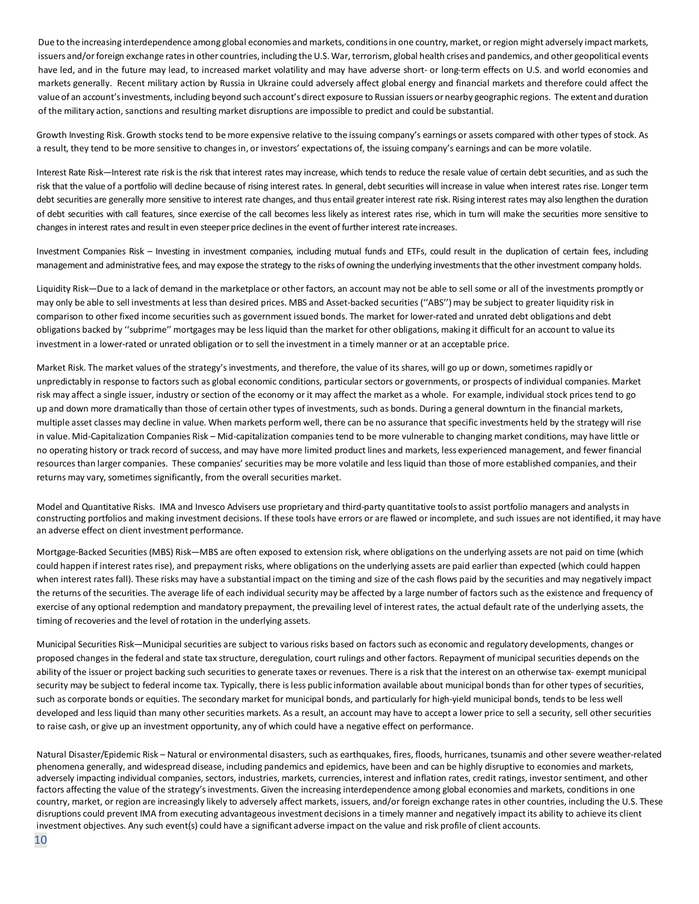Due to the increasing interdependence among global economies and markets, conditions in one country, market, or region might adversely impact markets, issuers and/or foreign exchange rates in other countries, including the U.S. War, terrorism, global health crises and pandemics, and other geopolitical events have led, and in the future may lead, to increased market volatility and may have adverse short- or long-term effects on U.S. and world economies and markets generally. Recent military action by Russia in Ukraine could adversely affect global energy and financial markets and therefore could affect the value of an account's investments, including beyond such account's direct exposure to Russian issuers or nearby geographic regions. The extent and duration of the military action, sanctions and resulting market disruptions are impossible to predict and could be substantial.

Growth Investing Risk. Growth stocks tend to be more expensive relative to the issuing company's earnings or assets compared with other types of stock. As a result, they tend to be more sensitive to changes in, or investors' expectations of, the issuing company's earnings and can be more volatile.

Interest Rate Risk—Interest rate risk is the risk that interest rates may increase, which tends to reduce the resale value of certain debt securities, and as such the risk that the value of a portfolio will decline because of rising interest rates. In general, debt securities will increase in value when interest rates rise. Longer term debt securities are generally more sensitive to interest rate changes, and thus entail greater interest rate risk. Rising interest rates may also lengthen the duration of debt securities with call features, since exercise of the call becomes less likely as interest rates rise, which in turn will make the securities more sensitive to changes in interest rates and result in even steeper price declines in the event of further interest rate increases.

Investment Companies Risk – Investing in investment companies, including mutual funds and ETFs, could result in the duplication of certain fees, including management and administrative fees, and may expose the strategy to the risks of owning the underlying investments that the other investment company holds.

Liquidity Risk—Due to a lack of demand in the marketplace or other factors, an account may not be able to sell some or all of the investments promptly or may only be able to sell investments at less than desired prices. MBS and Asset-backed securities (''ABS'') may be subject to greater liquidity risk in comparison to other fixed income securities such as government issued bonds. The market for lower-rated and unrated debt obligations and debt obligations backed by ''subprime'' mortgages may be less liquid than the market for other obligations, making it difficult for an account to value its investment in a lower-rated or unrated obligation or to sell the investment in a timely manner or at an acceptable price.

Market Risk. The market values of the strategy's investments, and therefore, the value of its shares, will go up or down, sometimes rapidly or unpredictably in response to factors such as global economic conditions, particular sectors or governments, or prospects of individual companies. Market risk may affect a single issuer, industry or section of the economy or it may affect the market as a whole. For example, individual stock prices tend to go up and down more dramatically than those of certain other types of investments, such as bonds. During a general downturn in the financial markets, multiple asset classes may decline in value. When markets perform well, there can be no assurance that specific investments held by the strategy will rise in value. Mid-Capitalization Companies Risk – Mid-capitalization companies tend to be more vulnerable to changing market conditions, may have little or no operating history or track record of success, and may have more limited product lines and markets, less experienced management, and fewer financial resources than larger companies. These companies' securities may be more volatile and less liquid than those of more established companies, and their returns may vary, sometimes significantly, from the overall securities market.

Model and Quantitative Risks. IMA and Invesco Advisers use proprietary and third-party quantitative tools to assist portfolio managers and analysts in constructing portfolios and making investment decisions. If these tools have errors or are flawed or incomplete, and such issues are not identified, it may have an adverse effect on client investment performance.

Mortgage-Backed Securities (MBS) Risk—MBS are often exposed to extension risk, where obligations on the underlying assets are not paid on time (which could happen if interest rates rise), and prepayment risks, where obligations on the underlying assets are paid earlier than expected (which could happen when interest rates fall). These risks may have a substantial impact on the timing and size of the cash flows paid by the securities and may negatively impact the returns of the securities. The average life of each individual security may be affected by a large number of factors such as the existence and frequency of exercise of any optional redemption and mandatory prepayment, the prevailing level of interest rates, the actual default rate of the underlying assets, the timing of recoveries and the level of rotation in the underlying assets.

Municipal Securities Risk—Municipal securities are subject to various risks based on factors such as economic and regulatory developments, changes or proposed changes in the federal and state tax structure, deregulation, court rulings and other factors. Repayment of municipal securities depends on the ability of the issuer or project backing such securities to generate taxes or revenues. There is a risk that the interest on an otherwise tax- exempt municipal security may be subject to federal income tax. Typically, there is less public information available about municipal bonds than for other types of securities, such as corporate bonds or equities. The secondary market for municipal bonds, and particularly for high-yield municipal bonds, tends to be less well developed and less liquid than many other securities markets. As a result, an account may have to accept a lower price to sell a security, sell other securities to raise cash, or give up an investment opportunity, any of which could have a negative effect on performance.

Natural Disaster/Epidemic Risk – Natural or environmental disasters, such as earthquakes, fires, floods, hurricanes, tsunamis and other severe weather-related phenomena generally, and widespread disease, including pandemics and epidemics, have been and can be highly disruptive to economies and markets, adversely impacting individual companies, sectors, industries, markets, currencies, interest and inflation rates, credit ratings, investor sentiment, and other factors affecting the value of the strategy's investments. Given the increasing interdependence among global economies and markets, conditions in one country, market, or region are increasingly likely to adversely affect markets, issuers, and/or foreign exchange rates in other countries, including the U.S. These disruptions could prevent IMA from executing advantageous investment decisions in a timely manner and negatively impact its ability to achieve its client investment objectives. Any such event(s) could have a significant adverse impact on the value and risk profile of client accounts.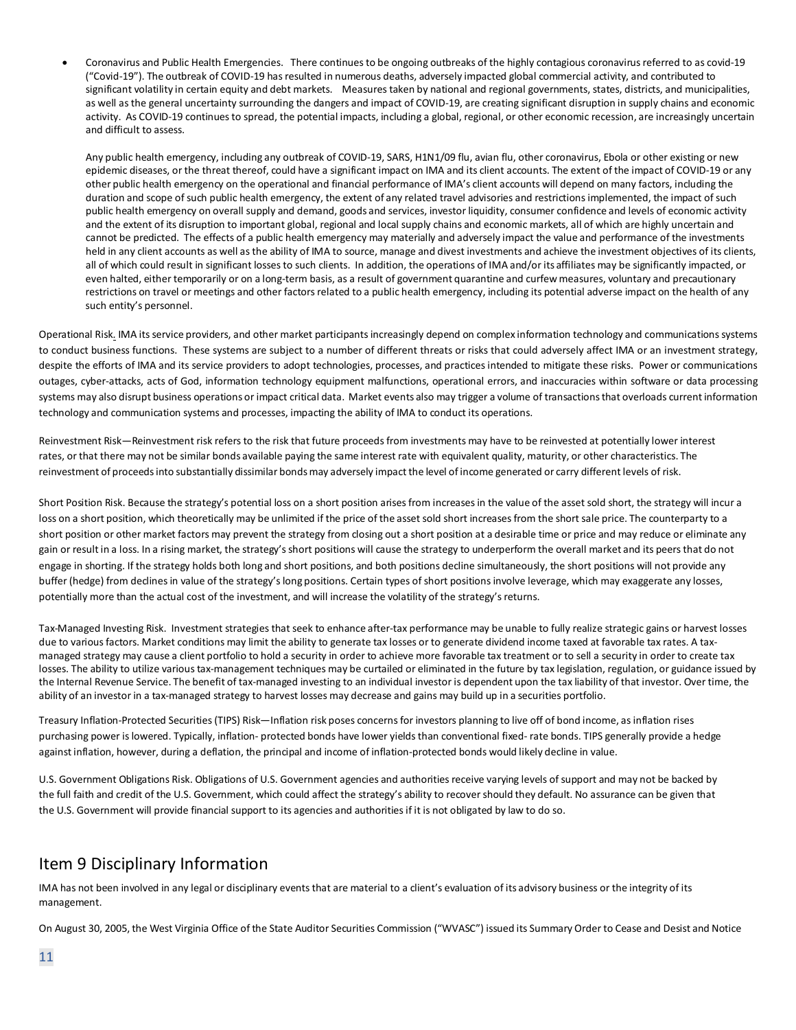- Coronavirus and Public Health Emergencies. There continues to be ongoing outbreaks of the highly contagious coronavirus referred to as covid-19 ("Covid-19"). The outbreak of COVID-19 has resulted in numerous deaths, adversely impacted global commercial activity, and contributed to significant volatility in certain equity and debt markets. Measures taken by national and regional governments, states, districts, and municipalities, as well as the general uncertainty surrounding the dangers and impact of COVID-19, are creating significant disruption in supply chains and economic activity. As COVID-19 continues to spread, the potential impacts, including a global, regional, or other economic recession, are increasingly uncertain and difficult to assess.

  Any public health emergency, including any outbreak of COVID-19, SARS, H1N1/09 flu, avian flu, other coronavirus, Ebola or other existing or new epidemic diseases, or the threat thereof, could have a significant impact on IMA and its client accounts. The extent of the impact of COVID-19 or any other public health emergency on the operational and financial performance of IMA's client accounts will depend on many factors, including the duration and scope of such public health emergency, the extent of any related travel advisories and restrictions implemented, the impact of such public health emergency on overall supply and demand, goods and services, investor liquidity, consumer confidence and levels of economic activity and the extent of its disruption to important global, regional and local supply chains and economic markets, all of which are highly uncertain and cannot be predicted. The effects of a public health emergency may materially and adversely impact the value and performance of the investments held in any client accounts as well as the ability of IMA to source, manage and divest investments and achieve the investment objectives of its clients, all of which could result in significant losses to such clients. In addition, the operations of IMA and/or its affiliates may be significantly impacted, or even halted, either temporarily or on a long-term basis, as a result of government quarantine and curfew measures, voluntary and precautionary restrictions on travel or meetings and other factors related to a public health emergency, including its potential adverse impact on the health of any such entity's personnel.

Operational Risk. IMA its service providers, and other market participants increasingly depend on complex information technology and communications systems to conduct business functions. These systems are subject to a number of different threats or risks that could adversely affect IMA or an investment strategy, despite the efforts of IMA and its service providers to adopt technologies, processes, and practices intended to mitigate these risks. Power or communications outages, cyber-attacks, acts of God, information technology equipment malfunctions, operational errors, and inaccuracies within software or data processing systems may also disrupt business operations or impact critical data. Market events also may trigger a volume of transactions that overloads current information technology and communication systems and processes, impacting the ability of IMA to conduct its operations.

Reinvestment Risk—Reinvestment risk refers to the risk that future proceeds from investments may have to be reinvested at potentially lower interest rates, or that there may not be similar bonds available paying the same interest rate with equivalent quality, maturity, or other characteristics. The reinvestment of proceeds into substantially dissimilar bonds may adversely impact the level of income generated or carry different levels of risk.

Short Position Risk. Because the strategy's potential loss on a short position arises from increases in the value of the asset sold short, the strategy will incur a loss on a short position, which theoretically may be unlimited if the price of the asset sold short increases from the short sale price. The counterparty to a short position or other market factors may prevent the strategy from closing out a short position at a desirable time or price and may reduce or eliminate any gain or result in a loss. In a rising market, the strategy's short positions will cause the strategy to underperform the overall market and its peers that do not engage in shorting. If the strategy holds both long and short positions, and both positions decline simultaneously, the short positions will not provide any buffer (hedge) from declines in value of the strategy's long positions. Certain types of short positions involve leverage, which may exaggerate any losses, potentially more than the actual cost of the investment, and will increase the volatility of the strategy's returns.

Tax-Managed Investing Risk. Investment strategies that seek to enhance after-tax performance may be unable to fully realize strategic gains or harvest losses due to various factors. Market conditions may limit the ability to generate tax losses or to generate dividend income taxed at favorable tax rates. A tax-managed strategy may cause a client portfolio to hold a security in order to achieve more favorable tax treatment or to sell a security in order to create tax losses. The ability to utilize various tax-management techniques may be curtailed or eliminated in the future by tax legislation, regulation, or guidance issued by the Internal Revenue Service. The benefit of tax-managed investing to an individual investor is dependent upon the tax liability of that investor. Over time, the ability of an investor in a tax-managed strategy to harvest losses may decrease and gains may build up in a securities portfolio.

Treasury Inflation-Protected Securities (TIPS) Risk—Inflation risk poses concerns for investors planning to live off of bond income, as inflation rises purchasing power is lowered. Typically, inflation- protected bonds have lower yields than conventional fixed- rate bonds. TIPS generally provide a hedge against inflation, however, during a deflation, the principal and income of inflation-protected bonds would likely decline in value.

U.S. Government Obligations Risk. Obligations of U.S. Government agencies and authorities receive varying levels of support and may not be backed by the full faith and credit of the U.S. Government, which could affect the strategy's ability to recover should they default. No assurance can be given that the U.S. Government will provide financial support to its agencies and authorities if it is not obligated by law to do so.

## Item 9 Disciplinary Information

IMA has not been involved in any legal or disciplinary events that are material to a client's evaluation of its advisory business or the integrity of its management.

On August 30, 2005, the West Virginia Office of the State Auditor Securities Commission ("WVASC") issued its Summary Order to Cease and Desist and Notice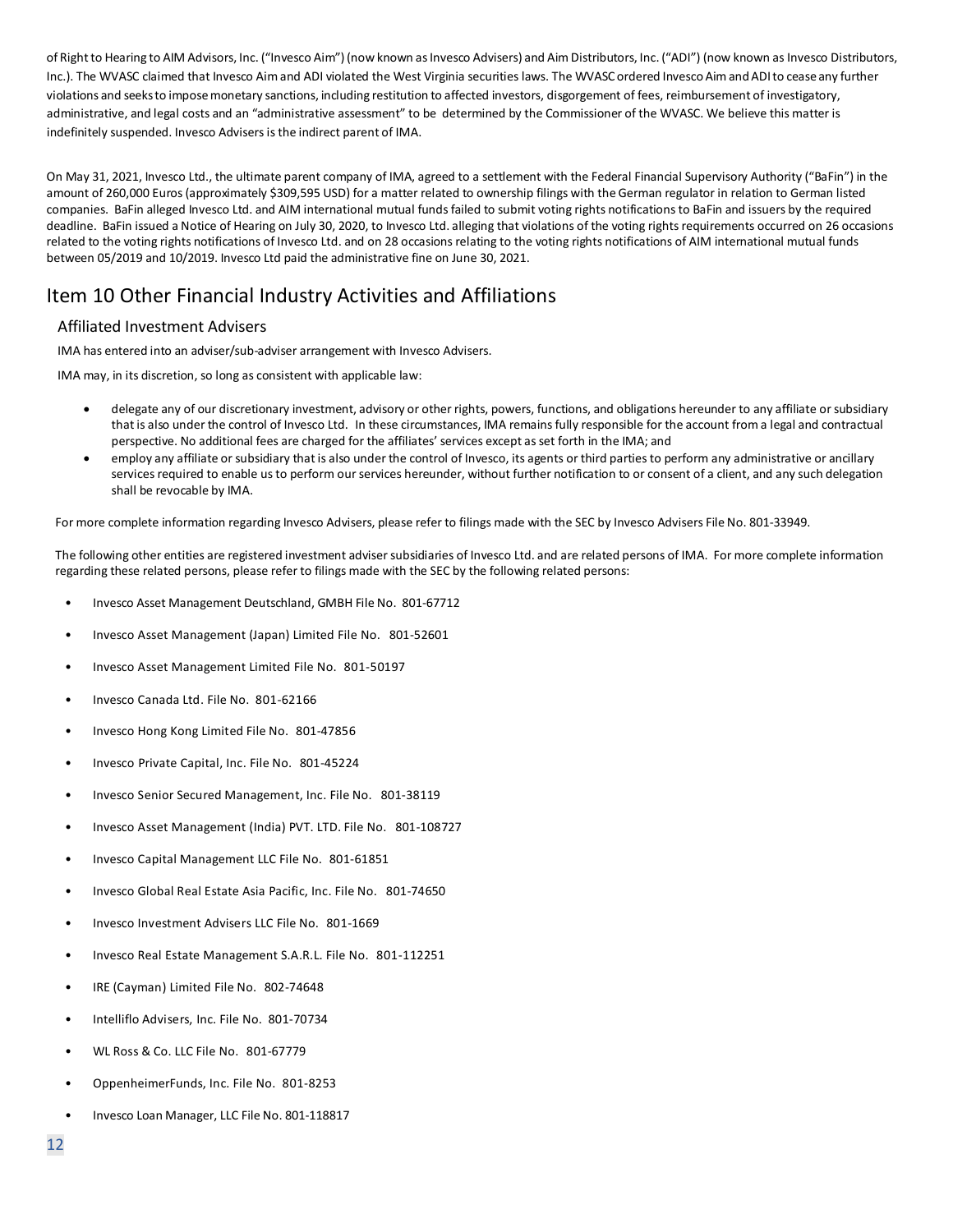of Right to Hearing to AIM Advisors, Inc. ("Invesco Aim") (now known as Invesco Advisers) and Aim Distributors, Inc. ("ADI") (now known as Invesco Distributors, Inc.). The WVASC claimed that Invesco Aim and ADI violated the West Virginia securities laws. The WVASC ordered Invesco Aim and ADI to cease any further violations and seeks to impose monetary sanctions, including restitution to affected investors, disgorgement of fees, reimbursement of investigatory, administrative, and legal costs and an "administrative assessment" to be determined by the Commissioner of the WVASC. We believe this matter is indefinitely suspended. Invesco Advisers is the indirect parent of IMA.

On May 31, 2021, Invesco Ltd., the ultimate parent company of IMA, agreed to a settlement with the Federal Financial Supervisory Authority ("BaFin") in the amount of 260,000 Euros (approximately $309,595 USD) for a matter related to ownership filings with the German regulator in relation to German listed companies. BaFin alleged Invesco Ltd. and AIM international mutual funds failed to submit voting rights notifications to BaFin and issuers by the required deadline. BaFin issued a Notice of Hearing on July 30, 2020, to Invesco Ltd. alleging that violations of the voting rights requirements occurred on 26 occasions related to the voting rights notifications of Invesco Ltd. and on 28 occasions relating to the voting rights notifications of AIM international mutual funds between 05/2019 and 10/2019. Invesco Ltd paid the administrative fine on June 30, 2021.

# Item 10 Other Financial Industry Activities and Affiliations

## Affiliated Investment Advisers

IMA has entered into an adviser/sub-adviser arrangement with Invesco Advisers.

IMA may, in its discretion, so long as consistent with applicable law:

- delegate any of our discretionary investment, advisory or other rights, powers, functions, and obligations hereunder to any affiliate or subsidiary that is also under the control of Invesco Ltd. In these circumstances, IMA remains fully responsible for the account from a legal and contractual perspective. No additional fees are charged for the affiliates' services except as set forth in the IMA; and
- employ any affiliate or subsidiary that is also under the control of Invesco, its agents or third parties to perform any administrative or ancillary services required to enable us to perform our services hereunder, without further notification to or consent of a client, and any such delegation shall be revocable by IMA.

For more complete information regarding Invesco Advisers, please refer to filings made with the SEC by Invesco Advisers File No. 801-33949.

The following other entities are registered investment adviser subsidiaries of Invesco Ltd. and are related persons of IMA. For more complete information regarding these related persons, please refer to filings made with the SEC by the following related persons:

- Invesco Asset Management Deutschland, GMBH File No. 801-67712
- Invesco Asset Management (Japan) Limited File No. 801-52601
- Invesco Asset Management Limited File No. 801-50197
- Invesco Canada Ltd. File No. 801-62166
- Invesco Hong Kong Limited File No. 801-47856
- Invesco Private Capital, Inc. File No. 801-45224
- Invesco Senior Secured Management, Inc. File No. 801-38119
- Invesco Asset Management (India) PVT. LTD. File No. 801-108727
- Invesco Capital Management LLC File No. 801-61851
- Invesco Global Real Estate Asia Pacific, Inc. File No. 801-74650
- Invesco Investment Advisers LLC File No. 801-1669
- Invesco Real Estate Management S.A.R.L. File No. 801-112251
- IRE (Cayman) Limited File No. 802-74648
- Intelliflo Advisers, Inc. File No. 801-70734
- WL Ross & Co. LLC File No. 801-67779
- OppenheimerFunds, Inc. File No. 801-8253
- Invesco Loan Manager, LLC File No. 801-118817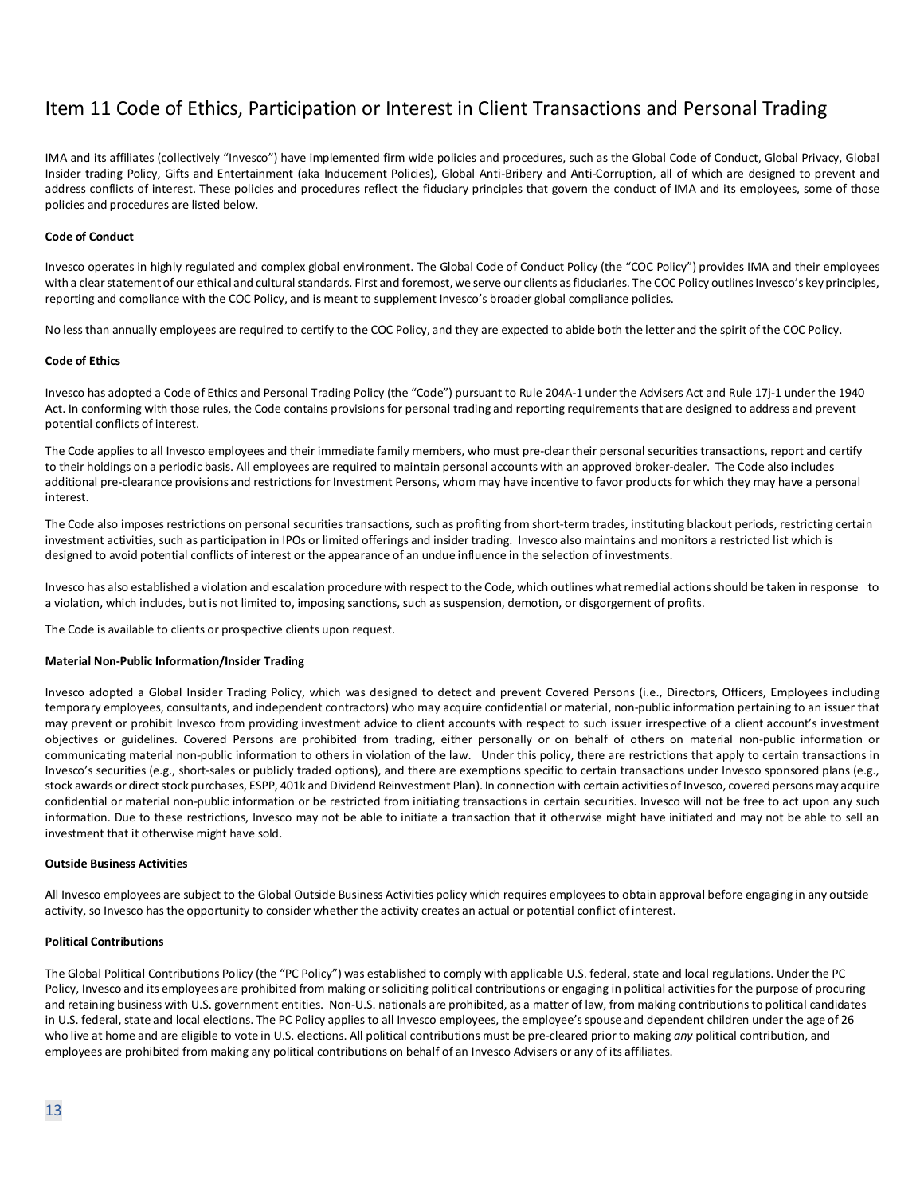# Item 11 Code of Ethics, Participation or Interest in Client Transactions and Personal Trading

IMA and its affiliates (collectively "Invesco") have implemented firm wide policies and procedures, such as the Global Code of Conduct, Global Privacy, Global Insider trading Policy, Gifts and Entertainment (aka Inducement Policies), Global Anti-Bribery and Anti-Corruption, all of which are designed to prevent and address conflicts of interest. These policies and procedures reflect the fiduciary principles that govern the conduct of IMA and its employees, some of those policies and procedures are listed below.

**Code of Conduct**

Invesco operates in highly regulated and complex global environment. The Global Code of Conduct Policy (the "COC Policy") provides IMA and their employees with a clear statement of our ethical and cultural standards. First and foremost, we serve our clients as fiduciaries. The COC Policy outlines Invesco's key principles, reporting and compliance with the COC Policy, and is meant to supplement Invesco's broader global compliance policies.

No less than annually employees are required to certify to the COC Policy, and they are expected to abide both the letter and the spirit of the COC Policy.

**Code of Ethics**

Invesco has adopted a Code of Ethics and Personal Trading Policy (the "Code") pursuant to Rule 204A-1 under the Advisers Act and Rule 17j-1 under the 1940 Act. In conforming with those rules, the Code contains provisions for personal trading and reporting requirements that are designed to address and prevent potential conflicts of interest.

The Code applies to all Invesco employees and their immediate family members, who must pre-clear their personal securities transactions, report and certify to their holdings on a periodic basis. All employees are required to maintain personal accounts with an approved broker-dealer. The Code also includes additional pre-clearance provisions and restrictions for Investment Persons, whom may have incentive to favor products for which they may have a personal interest.

The Code also imposes restrictions on personal securities transactions, such as profiting from short-term trades, instituting blackout periods, restricting certain investment activities, such as participation in IPOs or limited offerings and insider trading. Invesco also maintains and monitors a restricted list which is designed to avoid potential conflicts of interest or the appearance of an undue influence in the selection of investments.

Invesco has also established a violation and escalation procedure with respect to the Code, which outlines what remedial actions should be taken in response to a violation, which includes, but is not limited to, imposing sanctions, such as suspension, demotion, or disgorgement of profits.

The Code is available to clients or prospective clients upon request.

**Material Non-Public Information/Insider Trading**

Invesco adopted a Global Insider Trading Policy, which was designed to detect and prevent Covered Persons (i.e., Directors, Officers, Employees including temporary employees, consultants, and independent contractors) who may acquire confidential or material, non-public information pertaining to an issuer that may prevent or prohibit Invesco from providing investment advice to client accounts with respect to such issuer irrespective of a client account's investment objectives or guidelines. Covered Persons are prohibited from trading, either personally or on behalf of others on material non-public information or communicating material non-public information to others in violation of the law. Under this policy, there are restrictions that apply to certain transactions in Invesco's securities (e.g., short-sales or publicly traded options), and there are exemptions specific to certain transactions under Invesco sponsored plans (e.g., stock awards or direct stock purchases, ESPP, 401k and Dividend Reinvestment Plan). In connection with certain activities of Invesco, covered persons may acquire confidential or material non-public information or be restricted from initiating transactions in certain securities. Invesco will not be free to act upon any such information. Due to these restrictions, Invesco may not be able to initiate a transaction that it otherwise might have initiated and may not be able to sell an investment that it otherwise might have sold.

**Outside Business Activities**

All Invesco employees are subject to the Global Outside Business Activities policy which requires employees to obtain approval before engaging in any outside activity, so Invesco has the opportunity to consider whether the activity creates an actual or potential conflict of interest.

**Political Contributions**

The Global Political Contributions Policy (the "PC Policy") was established to comply with applicable U.S. federal, state and local regulations. Under the PC Policy, Invesco and its employees are prohibited from making or soliciting political contributions or engaging in political activities for the purpose of procuring and retaining business with U.S. government entities. Non-U.S. nationals are prohibited, as a matter of law, from making contributions to political candidates in U.S. federal, state and local elections. The PC Policy applies to all Invesco employees, the employee's spouse and dependent children under the age of 26 who live at home and are eligible to vote in U.S. elections. All political contributions must be pre-cleared prior to making *any* political contribution, and employees are prohibited from making any political contributions on behalf of an Invesco Advisers or any of its affiliates.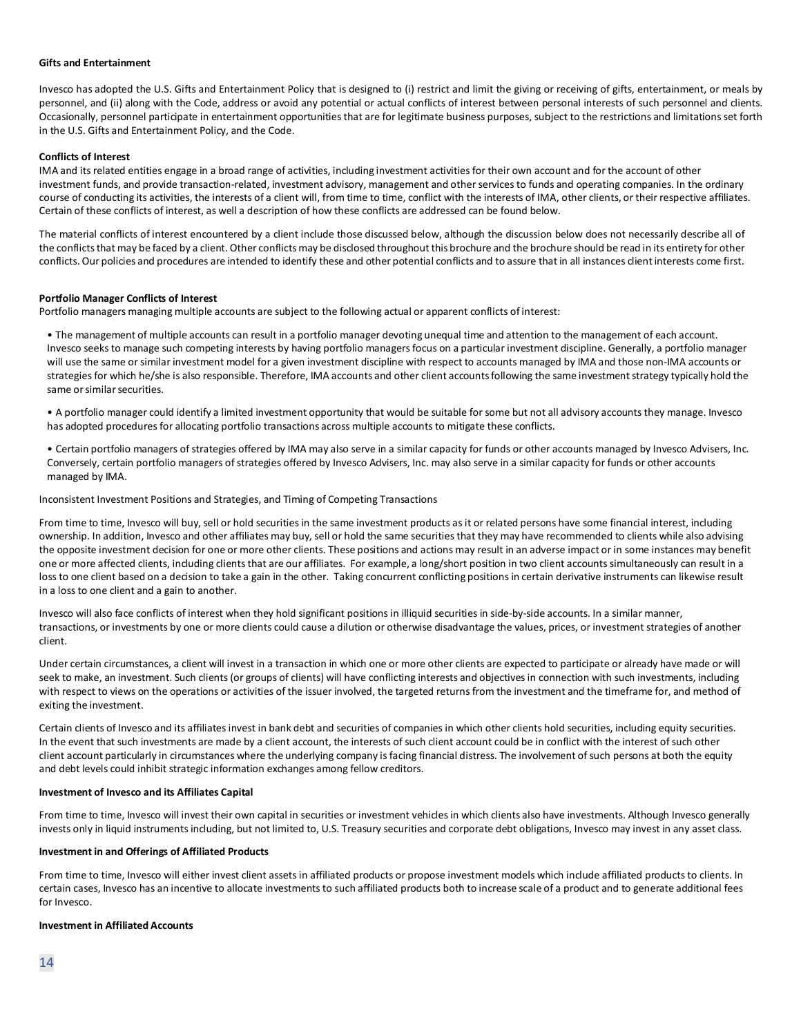**Gifts and Entertainment**

Invesco has adopted the U.S. Gifts and Entertainment Policy that is designed to (i) restrict and limit the giving or receiving of gifts, entertainment, or meals by personnel, and (ii) along with the Code, address or avoid any potential or actual conflicts of interest between personal interests of such personnel and clients. Occasionally, personnel participate in entertainment opportunities that are for legitimate business purposes, subject to the restrictions and limitations set forth in the U.S. Gifts and Entertainment Policy, and the Code.

**Conflicts of Interest**

IMA and its related entities engage in a broad range of activities, including investment activities for their own account and for the account of other investment funds, and provide transaction-related, investment advisory, management and other services to funds and operating companies. In the ordinary course of conducting its activities, the interests of a client will, from time to time, conflict with the interests of IMA, other clients, or their respective affiliates. Certain of these conflicts of interest, as well a description of how these conflicts are addressed can be found below.

The material conflicts of interest encountered by a client include those discussed below, although the discussion below does not necessarily describe all of the conflicts that may be faced by a client. Other conflicts may be disclosed throughout this brochure and the brochure should be read in its entirety for other conflicts. Our policies and procedures are intended to identify these and other potential conflicts and to assure that in all instances client interests come first.

**Portfolio Manager Conflicts of Interest**

Portfolio managers managing multiple accounts are subject to the following actual or apparent conflicts of interest:

- The management of multiple accounts can result in a portfolio manager devoting unequal time and attention to the management of each account. Invesco seeks to manage such competing interests by having portfolio managers focus on a particular investment discipline. Generally, a portfolio manager will use the same or similar investment model for a given investment discipline with respect to accounts managed by IMA and those non-IMA accounts or strategies for which he/she is also responsible. Therefore, IMA accounts and other client accounts following the same investment strategy typically hold the same or similar securities.
- A portfolio manager could identify a limited investment opportunity that would be suitable for some but not all advisory accounts they manage. Invesco has adopted procedures for allocating portfolio transactions across multiple accounts to mitigate these conflicts.
- Certain portfolio managers of strategies offered by IMA may also serve in a similar capacity for funds or other accounts managed by Invesco Advisers, Inc. Conversely, certain portfolio managers of strategies offered by Invesco Advisers, Inc. may also serve in a similar capacity for funds or other accounts managed by IMA.

Inconsistent Investment Positions and Strategies, and Timing of Competing Transactions

From time to time, Invesco will buy, sell or hold securities in the same investment products as it or related persons have some financial interest, including ownership. In addition, Invesco and other affiliates may buy, sell or hold the same securities that they may have recommended to clients while also advising the opposite investment decision for one or more other clients. These positions and actions may result in an adverse impact or in some instances may benefit one or more affected clients, including clients that are our affiliates. For example, a long/short position in two client accounts simultaneously can result in a loss to one client based on a decision to take a gain in the other. Taking concurrent conflicting positions in certain derivative instruments can likewise result in a loss to one client and a gain to another.

Invesco will also face conflicts of interest when they hold significant positions in illiquid securities in side-by-side accounts. In a similar manner, transactions, or investments by one or more clients could cause a dilution or otherwise disadvantage the values, prices, or investment strategies of another client.

Under certain circumstances, a client will invest in a transaction in which one or more other clients are expected to participate or already have made or will seek to make, an investment. Such clients (or groups of clients) will have conflicting interests and objectives in connection with such investments, including with respect to views on the operations or activities of the issuer involved, the targeted returns from the investment and the timeframe for, and method of exiting the investment.

Certain clients of Invesco and its affiliates invest in bank debt and securities of companies in which other clients hold securities, including equity securities. In the event that such investments are made by a client account, the interests of such client account could be in conflict with the interest of such other client account particularly in circumstances where the underlying company is facing financial distress. The involvement of such persons at both the equity and debt levels could inhibit strategic information exchanges among fellow creditors.

**Investment of Invesco and its Affiliates Capital**

From time to time, Invesco will invest their own capital in securities or investment vehicles in which clients also have investments. Although Invesco generally invests only in liquid instruments including, but not limited to, U.S. Treasury securities and corporate debt obligations, Invesco may invest in any asset class.

**Investment in and Offerings of Affiliated Products**

From time to time, Invesco will either invest client assets in affiliated products or propose investment models which include affiliated products to clients. In certain cases, Invesco has an incentive to allocate investments to such affiliated products both to increase scale of a product and to generate additional fees for Invesco.

**Investment in Affiliated Accounts**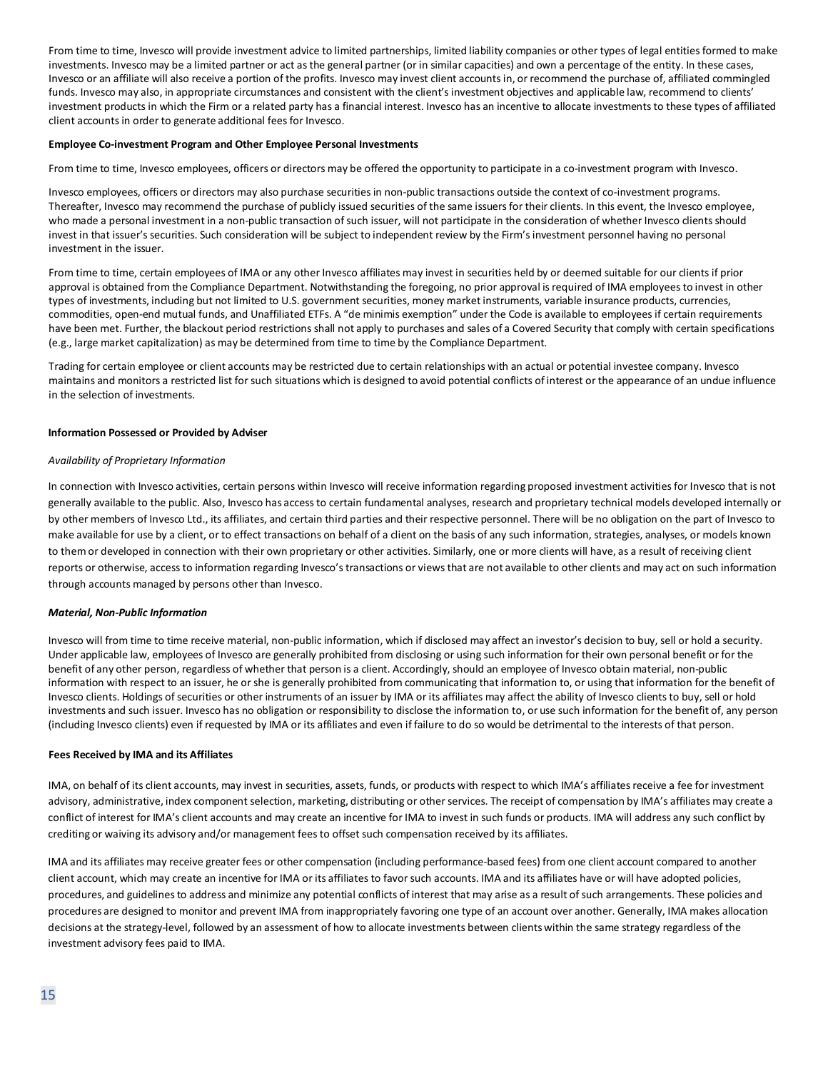From time to time, Invesco will provide investment advice to limited partnerships, limited liability companies or other types of legal entities formed to make investments. Invesco may be a limited partner or act as the general partner (or in similar capacities) and own a percentage of the entity. In these cases, Invesco or an affiliate will also receive a portion of the profits. Invesco may invest client accounts in, or recommend the purchase of, affiliated commingled funds. Invesco may also, in appropriate circumstances and consistent with the client's investment objectives and applicable law, recommend to clients' investment products in which the Firm or a related party has a financial interest. Invesco has an incentive to allocate investments to these types of affiliated client accounts in order to generate additional fees for Invesco.

**Employee Co-investment Program and Other Employee Personal Investments**

From time to time, Invesco employees, officers or directors may be offered the opportunity to participate in a co-investment program with Invesco.

Invesco employees, officers or directors may also purchase securities in non-public transactions outside the context of co-investment programs. Thereafter, Invesco may recommend the purchase of publicly issued securities of the same issuers for their clients. In this event, the Invesco employee, who made a personal investment in a non-public transaction of such issuer, will not participate in the consideration of whether Invesco clients should invest in that issuer's securities. Such consideration will be subject to independent review by the Firm's investment personnel having no personal investment in the issuer.

From time to time, certain employees of IMA or any other Invesco affiliates may invest in securities held by or deemed suitable for our clients if prior approval is obtained from the Compliance Department. Notwithstanding the foregoing, no prior approval is required of IMA employees to invest in other types of investments, including but not limited to U.S. government securities, money market instruments, variable insurance products, currencies, commodities, open-end mutual funds, and Unaffiliated ETFs. A "de minimis exemption" under the Code is available to employees if certain requirements have been met. Further, the blackout period restrictions shall not apply to purchases and sales of a Covered Security that comply with certain specifications (e.g., large market capitalization) as may be determined from time to time by the Compliance Department.

Trading for certain employee or client accounts may be restricted due to certain relationships with an actual or potential investee company. Invesco maintains and monitors a restricted list for such situations which is designed to avoid potential conflicts of interest or the appearance of an undue influence in the selection of investments.

**Information Possessed or Provided by Adviser**

*Availability of Proprietary Information*

In connection with Invesco activities, certain persons within Invesco will receive information regarding proposed investment activities for Invesco that is not generally available to the public. Also, Invesco has access to certain fundamental analyses, research and proprietary technical models developed internally or by other members of Invesco Ltd., its affiliates, and certain third parties and their respective personnel. There will be no obligation on the part of Invesco to make available for use by a client, or to effect transactions on behalf of a client on the basis of any such information, strategies, analyses, or models known to them or developed in connection with their own proprietary or other activities. Similarly, one or more clients will have, as a result of receiving client reports or otherwise, access to information regarding Invesco's transactions or views that are not available to other clients and may act on such information through accounts managed by persons other than Invesco.

***Material, Non-Public Information***

Invesco will from time to time receive material, non-public information, which if disclosed may affect an investor's decision to buy, sell or hold a security. Under applicable law, employees of Invesco are generally prohibited from disclosing or using such information for their own personal benefit or for the benefit of any other person, regardless of whether that person is a client. Accordingly, should an employee of Invesco obtain material, non-public information with respect to an issuer, he or she is generally prohibited from communicating that information to, or using that information for the benefit of Invesco clients. Holdings of securities or other instruments of an issuer by IMA or its affiliates may affect the ability of Invesco clients to buy, sell or hold investments and such issuer. Invesco has no obligation or responsibility to disclose the information to, or use such information for the benefit of, any person (including Invesco clients) even if requested by IMA or its affiliates and even if failure to do so would be detrimental to the interests of that person.

**Fees Received by IMA and its Affiliates**

IMA, on behalf of its client accounts, may invest in securities, assets, funds, or products with respect to which IMA's affiliates receive a fee for investment advisory, administrative, index component selection, marketing, distributing or other services. The receipt of compensation by IMA's affiliates may create a conflict of interest for IMA's client accounts and may create an incentive for IMA to invest in such funds or products. IMA will address any such conflict by crediting or waiving its advisory and/or management fees to offset such compensation received by its affiliates.

IMA and its affiliates may receive greater fees or other compensation (including performance-based fees) from one client account compared to another client account, which may create an incentive for IMA or its affiliates to favor such accounts. IMA and its affiliates have or will have adopted policies, procedures, and guidelines to address and minimize any potential conflicts of interest that may arise as a result of such arrangements. These policies and procedures are designed to monitor and prevent IMA from inappropriately favoring one type of an account over another. Generally, IMA makes allocation decisions at the strategy-level, followed by an assessment of how to allocate investments between clients within the same strategy regardless of the investment advisory fees paid to IMA.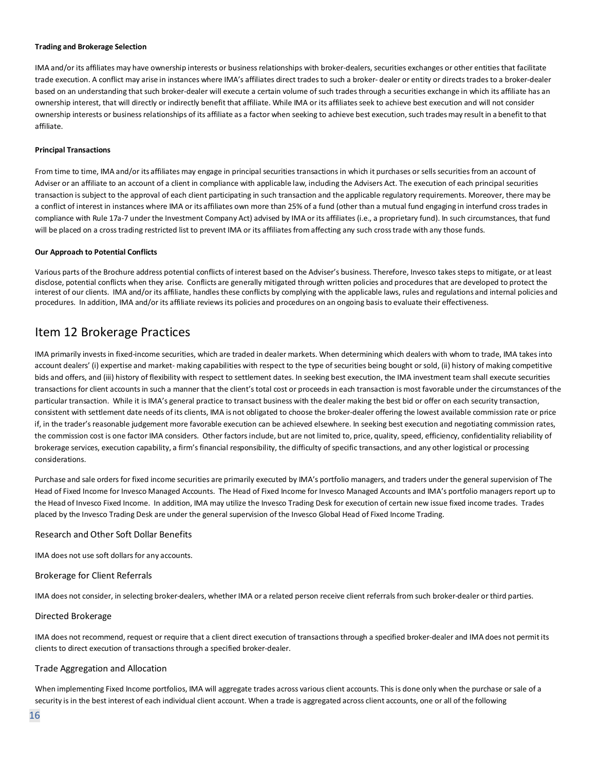**Trading and Brokerage Selection**

IMA and/or its affiliates may have ownership interests or business relationships with broker-dealers, securities exchanges or other entities that facilitate trade execution. A conflict may arise in instances where IMA's affiliates direct trades to such a broker- dealer or entity or directs trades to a broker-dealer based on an understanding that such broker-dealer will execute a certain volume of such trades through a securities exchange in which its affiliate has an ownership interest, that will directly or indirectly benefit that affiliate. While IMA or its affiliates seek to achieve best execution and will not consider ownership interests or business relationships of its affiliate as a factor when seeking to achieve best execution, such trades may result in a benefit to that affiliate.

**Principal Transactions**

From time to time, IMA and/or its affiliates may engage in principal securities transactions in which it purchases or sells securities from an account of Adviser or an affiliate to an account of a client in compliance with applicable law, including the Advisers Act. The execution of each principal securities transaction is subject to the approval of each client participating in such transaction and the applicable regulatory requirements. Moreover, there may be a conflict of interest in instances where IMA or its affiliates own more than 25% of a fund (other than a mutual fund engaging in interfund cross trades in compliance with Rule 17a-7 under the Investment Company Act) advised by IMA or its affiliates (i.e., a proprietary fund). In such circumstances, that fund will be placed on a cross trading restricted list to prevent IMA or its affiliates from affecting any such cross trade with any those funds.

**Our Approach to Potential Conflicts**

Various parts of the Brochure address potential conflicts of interest based on the Adviser's business. Therefore, Invesco takes steps to mitigate, or at least disclose, potential conflicts when they arise. Conflicts are generally mitigated through written policies and procedures that are developed to protect the interest of our clients. IMA and/or its affiliate, handles these conflicts by complying with the applicable laws, rules and regulations and internal policies and procedures. In addition, IMA and/or its affiliate reviews its policies and procedures on an ongoing basis to evaluate their effectiveness.

# Item 12 Brokerage Practices

IMA primarily invests in fixed-income securities, which are traded in dealer markets. When determining which dealers with whom to trade, IMA takes into account dealers' (i) expertise and market- making capabilities with respect to the type of securities being bought or sold, (ii) history of making competitive bids and offers, and (iii) history of flexibility with respect to settlement dates. In seeking best execution, the IMA investment team shall execute securities transactions for client accounts in such a manner that the client's total cost or proceeds in each transaction is most favorable under the circumstances of the particular transaction. While it is IMA's general practice to transact business with the dealer making the best bid or offer on each security transaction, consistent with settlement date needs of its clients, IMA is not obligated to choose the broker-dealer offering the lowest available commission rate or price if, in the trader's reasonable judgement more favorable execution can be achieved elsewhere. In seeking best execution and negotiating commission rates, the commission cost is one factor IMA considers. Other factors include, but are not limited to, price, quality, speed, efficiency, confidentiality reliability of brokerage services, execution capability, a firm's financial responsibility, the difficulty of specific transactions, and any other logistical or processing considerations.

Purchase and sale orders for fixed income securities are primarily executed by IMA's portfolio managers, and traders under the general supervision of The Head of Fixed Income for Invesco Managed Accounts. The Head of Fixed Income for Invesco Managed Accounts and IMA's portfolio managers report up to the Head of Invesco Fixed Income. In addition, IMA may utilize the Invesco Trading Desk for execution of certain new issue fixed income trades. Trades placed by the Invesco Trading Desk are under the general supervision of the Invesco Global Head of Fixed Income Trading.

## Research and Other Soft Dollar Benefits

IMA does not use soft dollars for any accounts.

## Brokerage for Client Referrals

IMA does not consider, in selecting broker-dealers, whether IMA or a related person receive client referrals from such broker-dealer or third parties.

## Directed Brokerage

IMA does not recommend, request or require that a client direct execution of transactions through a specified broker-dealer and IMA does not permit its clients to direct execution of transactions through a specified broker-dealer.

## Trade Aggregation and Allocation

When implementing Fixed Income portfolios, IMA will aggregate trades across various client accounts. This is done only when the purchase or sale of a security is in the best interest of each individual client account. When a trade is aggregated across client accounts, one or all of the following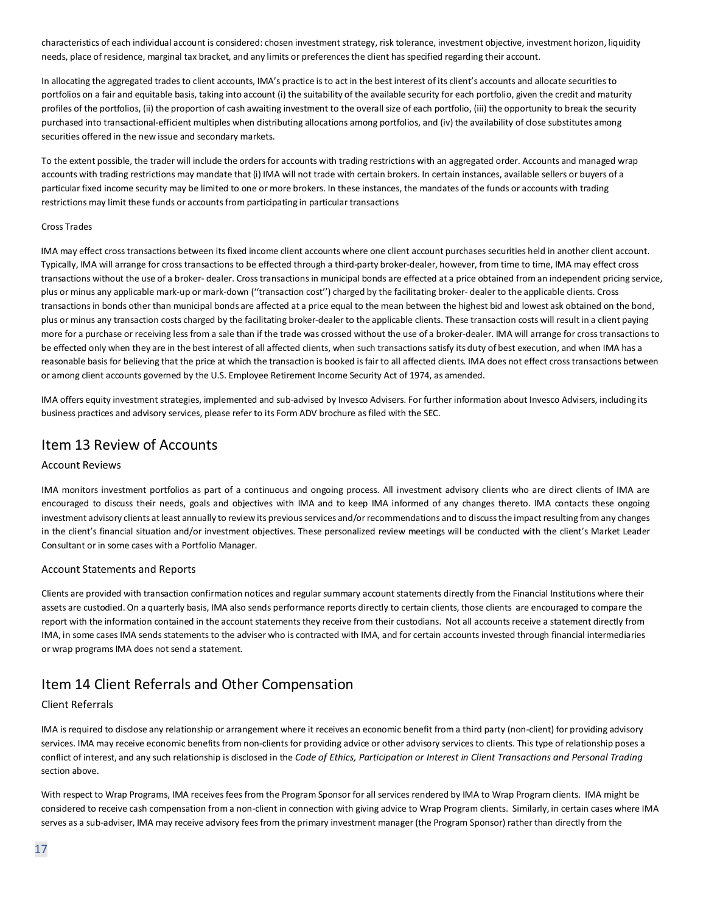characteristics of each individual account is considered: chosen investment strategy, risk tolerance, investment objective, investment horizon, liquidity needs, place of residence, marginal tax bracket, and any limits or preferences the client has specified regarding their account.

In allocating the aggregated trades to client accounts, IMA's practice is to act in the best interest of its client's accounts and allocate securities to portfolios on a fair and equitable basis, taking into account (i) the suitability of the available security for each portfolio, given the credit and maturity profiles of the portfolios, (ii) the proportion of cash awaiting investment to the overall size of each portfolio, (iii) the opportunity to break the security purchased into transactional-efficient multiples when distributing allocations among portfolios, and (iv) the availability of close substitutes among securities offered in the new issue and secondary markets.

To the extent possible, the trader will include the orders for accounts with trading restrictions with an aggregated order. Accounts and managed wrap accounts with trading restrictions may mandate that (i) IMA will not trade with certain brokers. In certain instances, available sellers or buyers of a particular fixed income security may be limited to one or more brokers. In these instances, the mandates of the funds or accounts with trading restrictions may limit these funds or accounts from participating in particular transactions

Cross Trades

IMA may effect cross transactions between its fixed income client accounts where one client account purchases securities held in another client account. Typically, IMA will arrange for cross transactions to be effected through a third-party broker-dealer, however, from time to time, IMA may effect cross transactions without the use of a broker- dealer. Cross transactions in municipal bonds are effected at a price obtained from an independent pricing service, plus or minus any applicable mark-up or mark-down (''transaction cost'') charged by the facilitating broker- dealer to the applicable clients. Cross transactions in bonds other than municipal bonds are affected at a price equal to the mean between the highest bid and lowest ask obtained on the bond, plus or minus any transaction costs charged by the facilitating broker-dealer to the applicable clients. These transaction costs will result in a client paying more for a purchase or receiving less from a sale than if the trade was crossed without the use of a broker-dealer. IMA will arrange for cross transactions to be effected only when they are in the best interest of all affected clients, when such transactions satisfy its duty of best execution, and when IMA has a reasonable basis for believing that the price at which the transaction is booked is fair to all affected clients. IMA does not effect cross transactions between or among client accounts governed by the U.S. Employee Retirement Income Security Act of 1974, as amended.

IMA offers equity investment strategies, implemented and sub-advised by Invesco Advisers. For further information about Invesco Advisers, including its business practices and advisory services, please refer to its Form ADV brochure as filed with the SEC.

# Item 13 Review of Accounts

## Account Reviews

IMA monitors investment portfolios as part of a continuous and ongoing process. All investment advisory clients who are direct clients of IMA are encouraged to discuss their needs, goals and objectives with IMA and to keep IMA informed of any changes thereto. IMA contacts these ongoing investment advisory clients at least annually to review its previous services and/or recommendations and to discuss the impact resulting from any changes in the client's financial situation and/or investment objectives. These personalized review meetings will be conducted with the client's Market Leader Consultant or in some cases with a Portfolio Manager.

## Account Statements and Reports

Clients are provided with transaction confirmation notices and regular summary account statements directly from the Financial Institutions where their assets are custodied. On a quarterly basis, IMA also sends performance reports directly to certain clients, those clients are encouraged to compare the report with the information contained in the account statements they receive from their custodians. Not all accounts receive a statement directly from IMA, in some cases IMA sends statements to the adviser who is contracted with IMA, and for certain accounts invested through financial intermediaries or wrap programs IMA does not send a statement.

# Item 14 Client Referrals and Other Compensation

## Client Referrals

IMA is required to disclose any relationship or arrangement where it receives an economic benefit from a third party (non-client) for providing advisory services. IMA may receive economic benefits from non-clients for providing advice or other advisory services to clients. This type of relationship poses a conflict of interest, and any such relationship is disclosed in the *Code of Ethics, Participation or Interest in Client Transactions and Personal Trading* section above.

With respect to Wrap Programs, IMA receives fees from the Program Sponsor for all services rendered by IMA to Wrap Program clients. IMA might be considered to receive cash compensation from a non-client in connection with giving advice to Wrap Program clients. Similarly, in certain cases where IMA serves as a sub-adviser, IMA may receive advisory fees from the primary investment manager (the Program Sponsor) rather than directly from the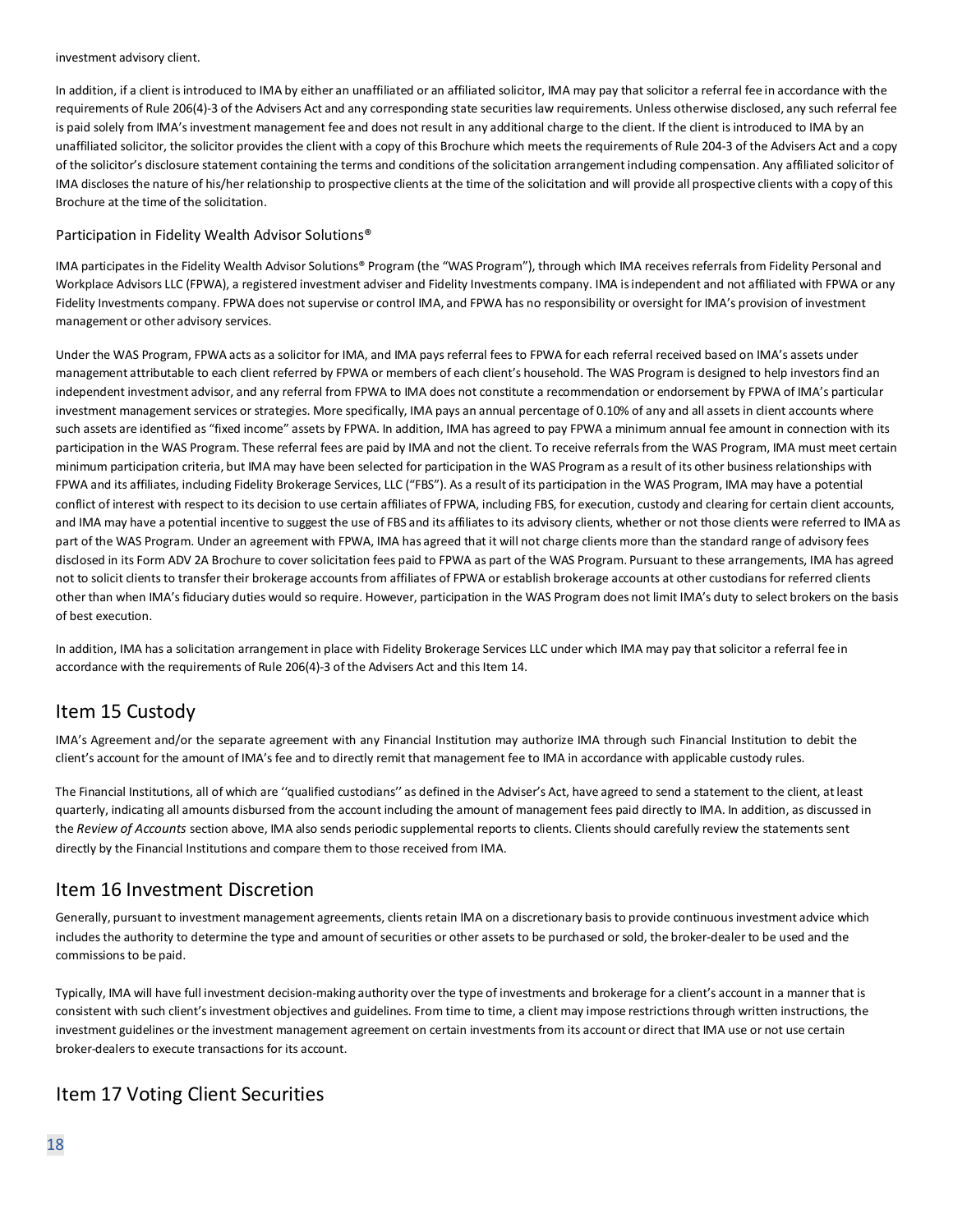investment advisory client.

In addition, if a client is introduced to IMA by either an unaffiliated or an affiliated solicitor, IMA may pay that solicitor a referral fee in accordance with the requirements of Rule 206(4)-3 of the Advisers Act and any corresponding state securities law requirements. Unless otherwise disclosed, any such referral fee is paid solely from IMA's investment management fee and does not result in any additional charge to the client. If the client is introduced to IMA by an unaffiliated solicitor, the solicitor provides the client with a copy of this Brochure which meets the requirements of Rule 204-3 of the Advisers Act and a copy of the solicitor's disclosure statement containing the terms and conditions of the solicitation arrangement including compensation. Any affiliated solicitor of IMA discloses the nature of his/her relationship to prospective clients at the time of the solicitation and will provide all prospective clients with a copy of this Brochure at the time of the solicitation.

### Participation in Fidelity Wealth Advisor Solutions®

IMA participates in the Fidelity Wealth Advisor Solutions® Program (the "WAS Program"), through which IMA receives referrals from Fidelity Personal and Workplace Advisors LLC (FPWA), a registered investment adviser and Fidelity Investments company. IMA is independent and not affiliated with FPWA or any Fidelity Investments company. FPWA does not supervise or control IMA, and FPWA has no responsibility or oversight for IMA's provision of investment management or other advisory services.

Under the WAS Program, FPWA acts as a solicitor for IMA, and IMA pays referral fees to FPWA for each referral received based on IMA's assets under management attributable to each client referred by FPWA or members of each client's household. The WAS Program is designed to help investors find an independent investment advisor, and any referral from FPWA to IMA does not constitute a recommendation or endorsement by FPWA of IMA's particular investment management services or strategies. More specifically, IMA pays an annual percentage of 0.10% of any and all assets in client accounts where such assets are identified as "fixed income" assets by FPWA. In addition, IMA has agreed to pay FPWA a minimum annual fee amount in connection with its participation in the WAS Program. These referral fees are paid by IMA and not the client. To receive referrals from the WAS Program, IMA must meet certain minimum participation criteria, but IMA may have been selected for participation in the WAS Program as a result of its other business relationships with FPWA and its affiliates, including Fidelity Brokerage Services, LLC ("FBS"). As a result of its participation in the WAS Program, IMA may have a potential conflict of interest with respect to its decision to use certain affiliates of FPWA, including FBS, for execution, custody and clearing for certain client accounts, and IMA may have a potential incentive to suggest the use of FBS and its affiliates to its advisory clients, whether or not those clients were referred to IMA as part of the WAS Program. Under an agreement with FPWA, IMA has agreed that it will not charge clients more than the standard range of advisory fees disclosed in its Form ADV 2A Brochure to cover solicitation fees paid to FPWA as part of the WAS Program. Pursuant to these arrangements, IMA has agreed not to solicit clients to transfer their brokerage accounts from affiliates of FPWA or establish brokerage accounts at other custodians for referred clients other than when IMA's fiduciary duties would so require. However, participation in the WAS Program does not limit IMA's duty to select brokers on the basis of best execution.

In addition, IMA has a solicitation arrangement in place with Fidelity Brokerage Services LLC under which IMA may pay that solicitor a referral fee in accordance with the requirements of Rule 206(4)-3 of the Advisers Act and this Item 14.

## Item 15 Custody

IMA's Agreement and/or the separate agreement with any Financial Institution may authorize IMA through such Financial Institution to debit the client's account for the amount of IMA's fee and to directly remit that management fee to IMA in accordance with applicable custody rules.

The Financial Institutions, all of which are ''qualified custodians'' as defined in the Adviser's Act, have agreed to send a statement to the client, at least quarterly, indicating all amounts disbursed from the account including the amount of management fees paid directly to IMA. In addition, as discussed in the *Review of Accounts* section above, IMA also sends periodic supplemental reports to clients. Clients should carefully review the statements sent directly by the Financial Institutions and compare them to those received from IMA.

## Item 16 Investment Discretion

Generally, pursuant to investment management agreements, clients retain IMA on a discretionary basis to provide continuous investment advice which includes the authority to determine the type and amount of securities or other assets to be purchased or sold, the broker-dealer to be used and the commissions to be paid.

Typically, IMA will have full investment decision-making authority over the type of investments and brokerage for a client's account in a manner that is consistent with such client's investment objectives and guidelines. From time to time, a client may impose restrictions through written instructions, the investment guidelines or the investment management agreement on certain investments from its account or direct that IMA use or not use certain broker-dealers to execute transactions for its account.

## Item 17 Voting Client Securities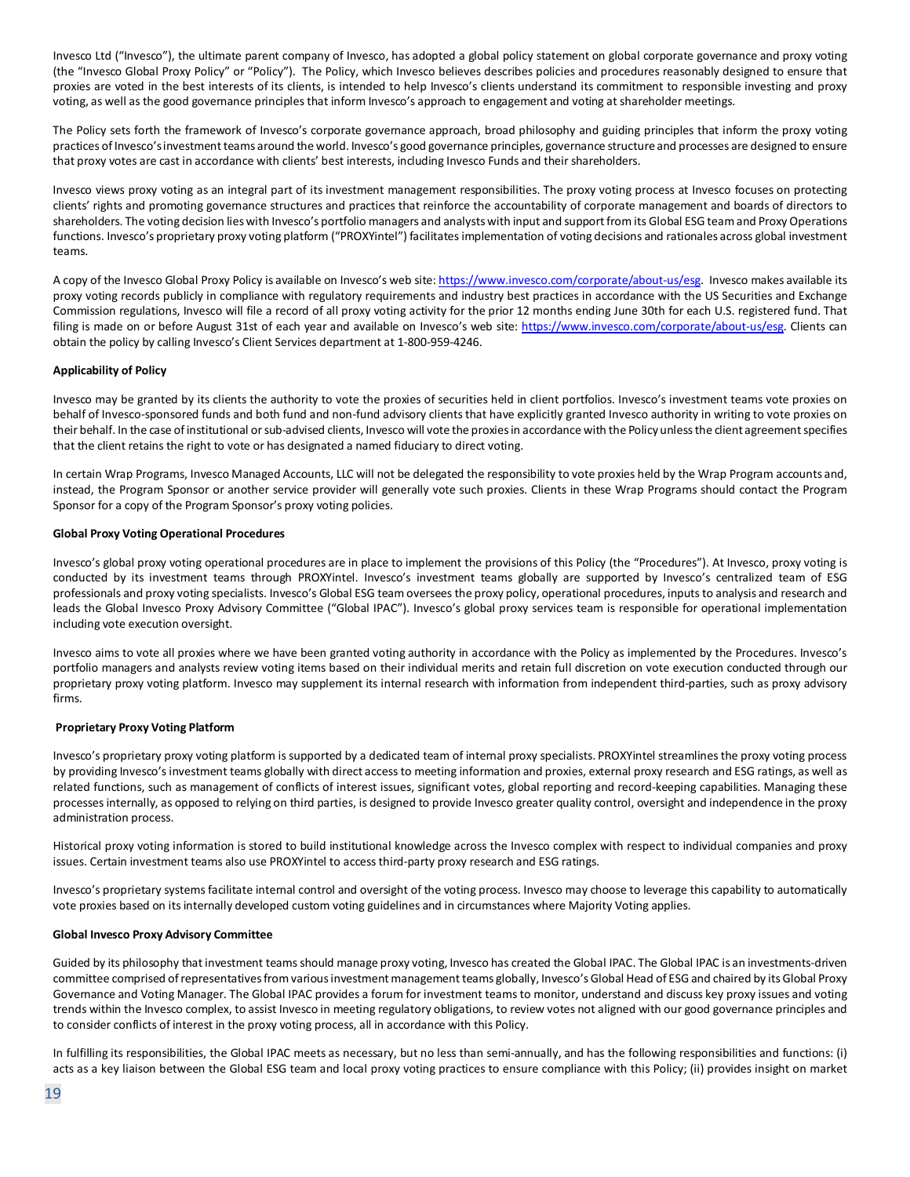Invesco Ltd ("Invesco"), the ultimate parent company of Invesco, has adopted a global policy statement on global corporate governance and proxy voting (the "Invesco Global Proxy Policy" or "Policy"). The Policy, which Invesco believes describes policies and procedures reasonably designed to ensure that proxies are voted in the best interests of its clients, is intended to help Invesco's clients understand its commitment to responsible investing and proxy voting, as well as the good governance principles that inform Invesco's approach to engagement and voting at shareholder meetings.

The Policy sets forth the framework of Invesco's corporate governance approach, broad philosophy and guiding principles that inform the proxy voting practices of Invesco's investment teams around the world. Invesco's good governance principles, governance structure and processes are designed to ensure that proxy votes are cast in accordance with clients' best interests, including Invesco Funds and their shareholders.

Invesco views proxy voting as an integral part of its investment management responsibilities. The proxy voting process at Invesco focuses on protecting clients' rights and promoting governance structures and practices that reinforce the accountability of corporate management and boards of directors to shareholders. The voting decision lies with Invesco's portfolio managers and analysts with input and support from its Global ESG team and Proxy Operations functions. Invesco's proprietary proxy voting platform ("PROXYintel") facilitates implementation of voting decisions and rationales across global investment teams.

A copy of the Invesco Global Proxy Policy is available on Invesco's web site: https://www.invesco.com/corporate/about-us/esg. Invesco makes available its proxy voting records publicly in compliance with regulatory requirements and industry best practices in accordance with the US Securities and Exchange Commission regulations, Invesco will file a record of all proxy voting activity for the prior 12 months ending June 30th for each U.S. registered fund. That filing is made on or before August 31st of each year and available on Invesco's web site: https://www.invesco.com/corporate/about-us/esg. Clients can obtain the policy by calling Invesco's Client Services department at 1-800-959-4246.

**Applicability of Policy**

Invesco may be granted by its clients the authority to vote the proxies of securities held in client portfolios. Invesco's investment teams vote proxies on behalf of Invesco-sponsored funds and both fund and non-fund advisory clients that have explicitly granted Invesco authority in writing to vote proxies on their behalf. In the case of institutional or sub-advised clients, Invesco will vote the proxies in accordance with the Policy unless the client agreement specifies that the client retains the right to vote or has designated a named fiduciary to direct voting.

In certain Wrap Programs, Invesco Managed Accounts, LLC will not be delegated the responsibility to vote proxies held by the Wrap Program accounts and, instead, the Program Sponsor or another service provider will generally vote such proxies. Clients in these Wrap Programs should contact the Program Sponsor for a copy of the Program Sponsor's proxy voting policies.

**Global Proxy Voting Operational Procedures**

Invesco's global proxy voting operational procedures are in place to implement the provisions of this Policy (the "Procedures"). At Invesco, proxy voting is conducted by its investment teams through PROXYintel. Invesco's investment teams globally are supported by Invesco's centralized team of ESG professionals and proxy voting specialists. Invesco's Global ESG team oversees the proxy policy, operational procedures, inputs to analysis and research and leads the Global Invesco Proxy Advisory Committee ("Global IPAC"). Invesco's global proxy services team is responsible for operational implementation including vote execution oversight.

Invesco aims to vote all proxies where we have been granted voting authority in accordance with the Policy as implemented by the Procedures. Invesco's portfolio managers and analysts review voting items based on their individual merits and retain full discretion on vote execution conducted through our proprietary proxy voting platform. Invesco may supplement its internal research with information from independent third-parties, such as proxy advisory firms.

**Proprietary Proxy Voting Platform**

Invesco's proprietary proxy voting platform is supported by a dedicated team of internal proxy specialists. PROXYintel streamlines the proxy voting process by providing Invesco's investment teams globally with direct access to meeting information and proxies, external proxy research and ESG ratings, as well as related functions, such as management of conflicts of interest issues, significant votes, global reporting and record-keeping capabilities. Managing these processes internally, as opposed to relying on third parties, is designed to provide Invesco greater quality control, oversight and independence in the proxy administration process.

Historical proxy voting information is stored to build institutional knowledge across the Invesco complex with respect to individual companies and proxy issues. Certain investment teams also use PROXYintel to access third-party proxy research and ESG ratings.

Invesco's proprietary systems facilitate internal control and oversight of the voting process. Invesco may choose to leverage this capability to automatically vote proxies based on its internally developed custom voting guidelines and in circumstances where Majority Voting applies.

**Global Invesco Proxy Advisory Committee**

Guided by its philosophy that investment teams should manage proxy voting, Invesco has created the Global IPAC. The Global IPAC is an investments-driven committee comprised of representatives from various investment management teams globally, Invesco's Global Head of ESG and chaired by its Global Proxy Governance and Voting Manager. The Global IPAC provides a forum for investment teams to monitor, understand and discuss key proxy issues and voting trends within the Invesco complex, to assist Invesco in meeting regulatory obligations, to review votes not aligned with our good governance principles and to consider conflicts of interest in the proxy voting process, all in accordance with this Policy.

In fulfilling its responsibilities, the Global IPAC meets as necessary, but no less than semi-annually, and has the following responsibilities and functions: (i) acts as a key liaison between the Global ESG team and local proxy voting practices to ensure compliance with this Policy; (ii) provides insight on market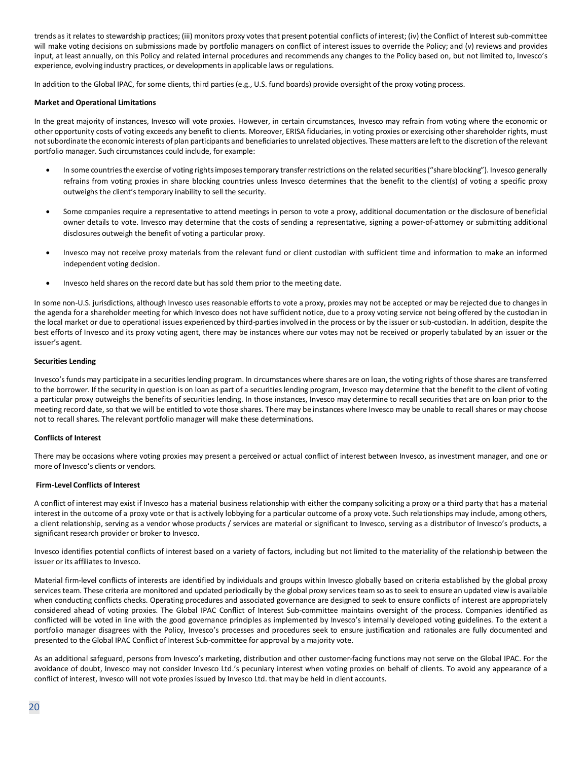trends as it relates to stewardship practices; (iii) monitors proxy votes that present potential conflicts of interest; (iv) the Conflict of Interest sub-committee will make voting decisions on submissions made by portfolio managers on conflict of interest issues to override the Policy; and (v) reviews and provides input, at least annually, on this Policy and related internal procedures and recommends any changes to the Policy based on, but not limited to, Invesco's experience, evolving industry practices, or developments in applicable laws or regulations.

In addition to the Global IPAC, for some clients, third parties (e.g., U.S. fund boards) provide oversight of the proxy voting process.

**Market and Operational Limitations**

In the great majority of instances, Invesco will vote proxies. However, in certain circumstances, Invesco may refrain from voting where the economic or other opportunity costs of voting exceeds any benefit to clients. Moreover, ERISA fiduciaries, in voting proxies or exercising other shareholder rights, must not subordinate the economic interests of plan participants and beneficiaries to unrelated objectives. These matters are left to the discretion of the relevant portfolio manager. Such circumstances could include, for example:

- In some countries the exercise of voting rights imposes temporary transfer restrictions on the related securities ("share blocking"). Invesco generally refrains from voting proxies in share blocking countries unless Invesco determines that the benefit to the client(s) of voting a specific proxy outweighs the client's temporary inability to sell the security.
- Some companies require a representative to attend meetings in person to vote a proxy, additional documentation or the disclosure of beneficial owner details to vote. Invesco may determine that the costs of sending a representative, signing a power-of-attorney or submitting additional disclosures outweigh the benefit of voting a particular proxy.
- Invesco may not receive proxy materials from the relevant fund or client custodian with sufficient time and information to make an informed independent voting decision.
- Invesco held shares on the record date but has sold them prior to the meeting date.

In some non-U.S. jurisdictions, although Invesco uses reasonable efforts to vote a proxy, proxies may not be accepted or may be rejected due to changes in the agenda for a shareholder meeting for which Invesco does not have sufficient notice, due to a proxy voting service not being offered by the custodian in the local market or due to operational issues experienced by third-parties involved in the process or by the issuer or sub-custodian. In addition, despite the best efforts of Invesco and its proxy voting agent, there may be instances where our votes may not be received or properly tabulated by an issuer or the issuer's agent.

**Securities Lending**

Invesco's funds may participate in a securities lending program. In circumstances where shares are on loan, the voting rights of those shares are transferred to the borrower. If the security in question is on loan as part of a securities lending program, Invesco may determine that the benefit to the client of voting a particular proxy outweighs the benefits of securities lending. In those instances, Invesco may determine to recall securities that are on loan prior to the meeting record date, so that we will be entitled to vote those shares. There may be instances where Invesco may be unable to recall shares or may choose not to recall shares. The relevant portfolio manager will make these determinations.

**Conflicts of Interest**

There may be occasions where voting proxies may present a perceived or actual conflict of interest between Invesco, as investment manager, and one or more of Invesco's clients or vendors.

**Firm-Level Conflicts of Interest**

A conflict of interest may exist if Invesco has a material business relationship with either the company soliciting a proxy or a third party that has a material interest in the outcome of a proxy vote or that is actively lobbying for a particular outcome of a proxy vote. Such relationships may include, among others, a client relationship, serving as a vendor whose products / services are material or significant to Invesco, serving as a distributor of Invesco's products, a significant research provider or broker to Invesco.

Invesco identifies potential conflicts of interest based on a variety of factors, including but not limited to the materiality of the relationship between the issuer or its affiliates to Invesco.

Material firm-level conflicts of interests are identified by individuals and groups within Invesco globally based on criteria established by the global proxy services team. These criteria are monitored and updated periodically by the global proxy services team so as to seek to ensure an updated view is available when conducting conflicts checks. Operating procedures and associated governance are designed to seek to ensure conflicts of interest are appropriately considered ahead of voting proxies. The Global IPAC Conflict of Interest Sub-committee maintains oversight of the process. Companies identified as conflicted will be voted in line with the good governance principles as implemented by Invesco's internally developed voting guidelines. To the extent a portfolio manager disagrees with the Policy, Invesco's processes and procedures seek to ensure justification and rationales are fully documented and presented to the Global IPAC Conflict of Interest Sub-committee for approval by a majority vote.

As an additional safeguard, persons from Invesco's marketing, distribution and other customer-facing functions may not serve on the Global IPAC. For the avoidance of doubt, Invesco may not consider Invesco Ltd.'s pecuniary interest when voting proxies on behalf of clients. To avoid any appearance of a conflict of interest, Invesco will not vote proxies issued by Invesco Ltd. that may be held in client accounts.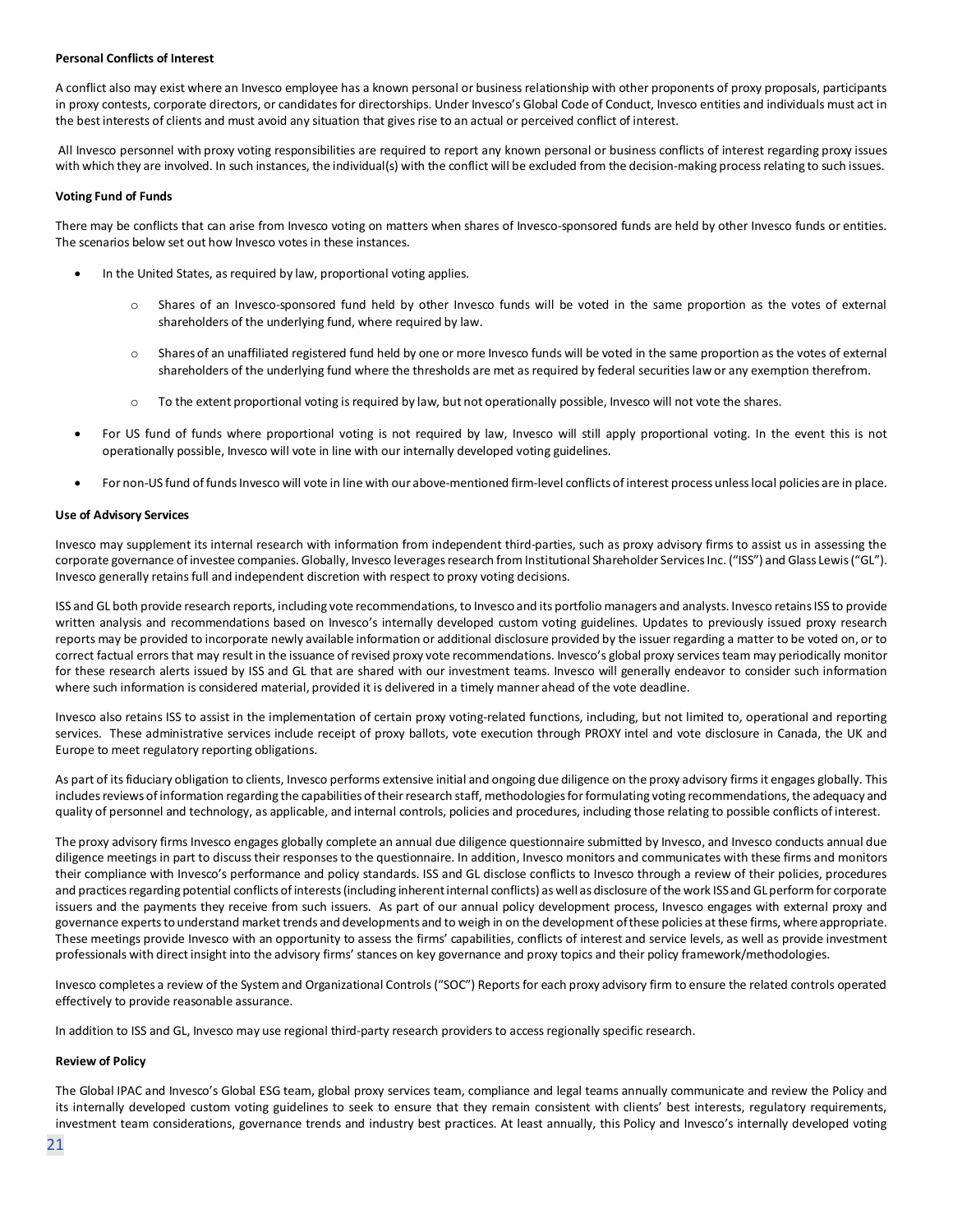**Personal Conflicts of Interest**

A conflict also may exist where an Invesco employee has a known personal or business relationship with other proponents of proxy proposals, participants in proxy contests, corporate directors, or candidates for directorships. Under Invesco's Global Code of Conduct, Invesco entities and individuals must act in the best interests of clients and must avoid any situation that gives rise to an actual or perceived conflict of interest.

All Invesco personnel with proxy voting responsibilities are required to report any known personal or business conflicts of interest regarding proxy issues with which they are involved. In such instances, the individual(s) with the conflict will be excluded from the decision-making process relating to such issues.

**Voting Fund of Funds**

There may be conflicts that can arise from Invesco voting on matters when shares of Invesco-sponsored funds are held by other Invesco funds or entities. The scenarios below set out how Invesco votes in these instances.

- In the United States, as required by law, proportional voting applies.
  - Shares of an Invesco-sponsored fund held by other Invesco funds will be voted in the same proportion as the votes of external shareholders of the underlying fund, where required by law.
  - Shares of an unaffiliated registered fund held by one or more Invesco funds will be voted in the same proportion as the votes of external shareholders of the underlying fund where the thresholds are met as required by federal securities law or any exemption therefrom.
  - To the extent proportional voting is required by law, but not operationally possible, Invesco will not vote the shares.
- For US fund of funds where proportional voting is not required by law, Invesco will still apply proportional voting. In the event this is not operationally possible, Invesco will vote in line with our internally developed voting guidelines.
- For non-US fund of funds Invesco will vote in line with our above-mentioned firm-level conflicts of interest process unless local policies are in place.

**Use of Advisory Services**

Invesco may supplement its internal research with information from independent third-parties, such as proxy advisory firms to assist us in assessing the corporate governance of investee companies. Globally, Invesco leverages research from Institutional Shareholder Services Inc. ("ISS") and Glass Lewis ("GL"). Invesco generally retains full and independent discretion with respect to proxy voting decisions.

ISS and GL both provide research reports, including vote recommendations, to Invesco and its portfolio managers and analysts. Invesco retains ISS to provide written analysis and recommendations based on Invesco's internally developed custom voting guidelines. Updates to previously issued proxy research reports may be provided to incorporate newly available information or additional disclosure provided by the issuer regarding a matter to be voted on, or to correct factual errors that may result in the issuance of revised proxy vote recommendations. Invesco's global proxy services team may periodically monitor for these research alerts issued by ISS and GL that are shared with our investment teams. Invesco will generally endeavor to consider such information where such information is considered material, provided it is delivered in a timely manner ahead of the vote deadline.

Invesco also retains ISS to assist in the implementation of certain proxy voting-related functions, including, but not limited to, operational and reporting services. These administrative services include receipt of proxy ballots, vote execution through PROXY intel and vote disclosure in Canada, the UK and Europe to meet regulatory reporting obligations.

As part of its fiduciary obligation to clients, Invesco performs extensive initial and ongoing due diligence on the proxy advisory firms it engages globally. This includes reviews of information regarding the capabilities of their research staff, methodologies for formulating voting recommendations, the adequacy and quality of personnel and technology, as applicable, and internal controls, policies and procedures, including those relating to possible conflicts of interest.

The proxy advisory firms Invesco engages globally complete an annual due diligence questionnaire submitted by Invesco, and Invesco conducts annual due diligence meetings in part to discuss their responses to the questionnaire. In addition, Invesco monitors and communicates with these firms and monitors their compliance with Invesco's performance and policy standards. ISS and GL disclose conflicts to Invesco through a review of their policies, procedures and practices regarding potential conflicts of interests (including inherent internal conflicts) as well as disclosure of the work ISS and GL perform for corporate issuers and the payments they receive from such issuers. As part of our annual policy development process, Invesco engages with external proxy and governance experts to understand market trends and developments and to weigh in on the development of these policies at these firms, where appropriate. These meetings provide Invesco with an opportunity to assess the firms' capabilities, conflicts of interest and service levels, as well as provide investment professionals with direct insight into the advisory firms' stances on key governance and proxy topics and their policy framework/methodologies.

Invesco completes a review of the System and Organizational Controls ("SOC") Reports for each proxy advisory firm to ensure the related controls operated effectively to provide reasonable assurance.

In addition to ISS and GL, Invesco may use regional third-party research providers to access regionally specific research.

**Review of Policy**

The Global IPAC and Invesco's Global ESG team, global proxy services team, compliance and legal teams annually communicate and review the Policy and its internally developed custom voting guidelines to seek to ensure that they remain consistent with clients' best interests, regulatory requirements, investment team considerations, governance trends and industry best practices. At least annually, this Policy and Invesco's internally developed voting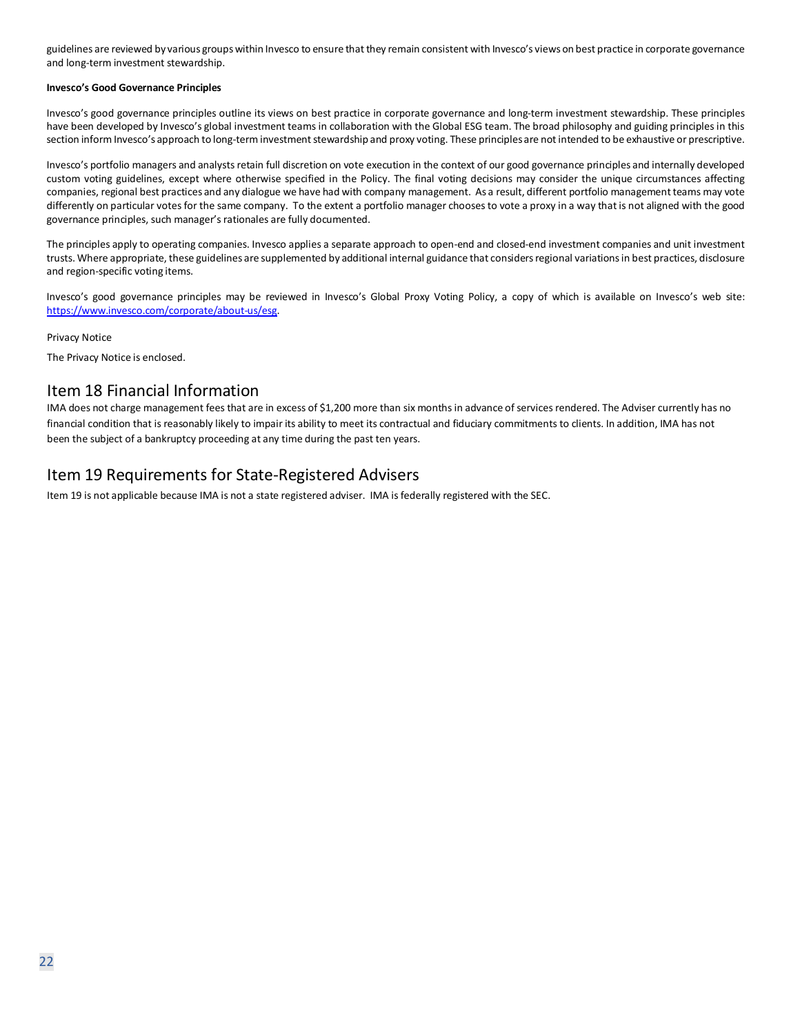guidelines are reviewed by various groups within Invesco to ensure that they remain consistent with Invesco's views on best practice in corporate governance and long-term investment stewardship.

**Invesco's Good Governance Principles**

Invesco's good governance principles outline its views on best practice in corporate governance and long-term investment stewardship. These principles have been developed by Invesco's global investment teams in collaboration with the Global ESG team. The broad philosophy and guiding principles in this section inform Invesco's approach to long-term investment stewardship and proxy voting. These principles are not intended to be exhaustive or prescriptive.

Invesco's portfolio managers and analysts retain full discretion on vote execution in the context of our good governance principles and internally developed custom voting guidelines, except where otherwise specified in the Policy. The final voting decisions may consider the unique circumstances affecting companies, regional best practices and any dialogue we have had with company management. As a result, different portfolio management teams may vote differently on particular votes for the same company. To the extent a portfolio manager chooses to vote a proxy in a way that is not aligned with the good governance principles, such manager's rationales are fully documented.

The principles apply to operating companies. Invesco applies a separate approach to open-end and closed-end investment companies and unit investment trusts. Where appropriate, these guidelines are supplemented by additional internal guidance that considers regional variations in best practices, disclosure and region-specific voting items.

Invesco's good governance principles may be reviewed in Invesco's Global Proxy Voting Policy, a copy of which is available on Invesco's web site: https://www.invesco.com/corporate/about-us/esg.

Privacy Notice

The Privacy Notice is enclosed.

## Item 18 Financial Information

IMA does not charge management fees that are in excess of $1,200 more than six months in advance of services rendered. The Adviser currently has no financial condition that is reasonably likely to impair its ability to meet its contractual and fiduciary commitments to clients. In addition, IMA has not been the subject of a bankruptcy proceeding at any time during the past ten years.

## Item 19 Requirements for State-Registered Advisers

Item 19 is not applicable because IMA is not a state registered adviser. IMA is federally registered with the SEC.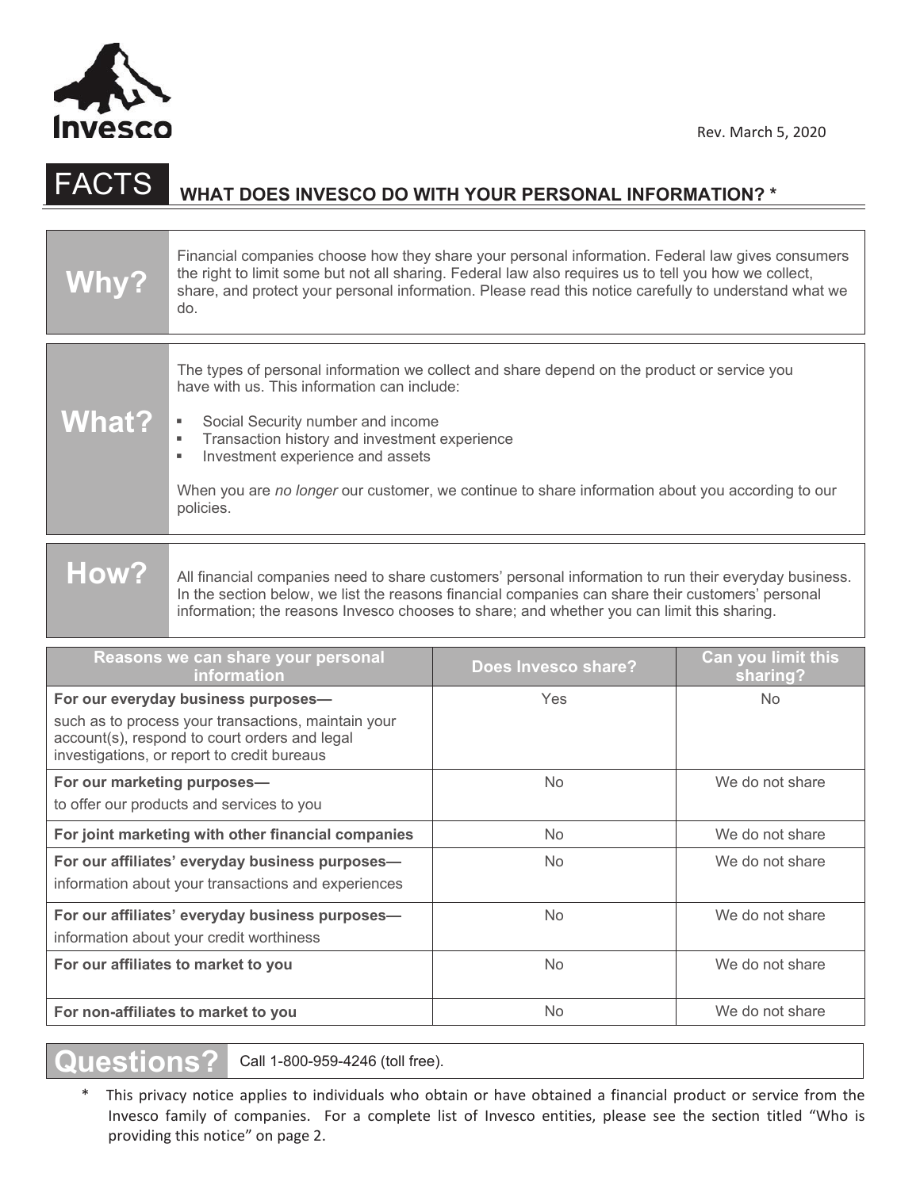Invesco

Rev. March 5, 2020

# FACTS WHAT DOES INVESCO DO WITH YOUR PERSONAL INFORMATION? *

## Why?

Financial companies choose how they share your personal information. Federal law gives consumers the right to limit some but not all sharing. Federal law also requires us to tell you how we collect, share, and protect your personal information. Please read this notice carefully to understand what we do.

## What?

The types of personal information we collect and share depend on the product or service you have with us. This information can include:

- Social Security number and income
- Transaction history and investment experience
- Investment experience and assets

When you are *no longer* our customer, we continue to share information about you according to our policies.

## How?

All financial companies need to share customers' personal information to run their everyday business. In the section below, we list the reasons financial companies can share their customers' personal information; the reasons Invesco chooses to share; and whether you can limit this sharing.

| Reasons we can share your personal information | Does Invesco share? | Can you limit this sharing? |
|---|---|---|
| **For our everyday business purposes—** such as to process your transactions, maintain your account(s), respond to court orders and legal investigations, or report to credit bureaus | Yes | No |
| **For our marketing purposes—** to offer our products and services to you | No | We do not share |
| **For joint marketing with other financial companies** | No | We do not share |
| **For our affiliates' everyday business purposes—** information about your transactions and experiences | No | We do not share |
| **For our affiliates' everyday business purposes—** information about your credit worthiness | No | We do not share |
| **For our affiliates to market to you** | No | We do not share |
| **For non-affiliates to market to you** | No | We do not share |

## Questions?

Call 1-800-959-4246 (toll free).

\* This privacy notice applies to individuals who obtain or have obtained a financial product or service from the Invesco family of companies. For a complete list of Invesco entities, please see the section titled "Who is providing this notice" on page 2.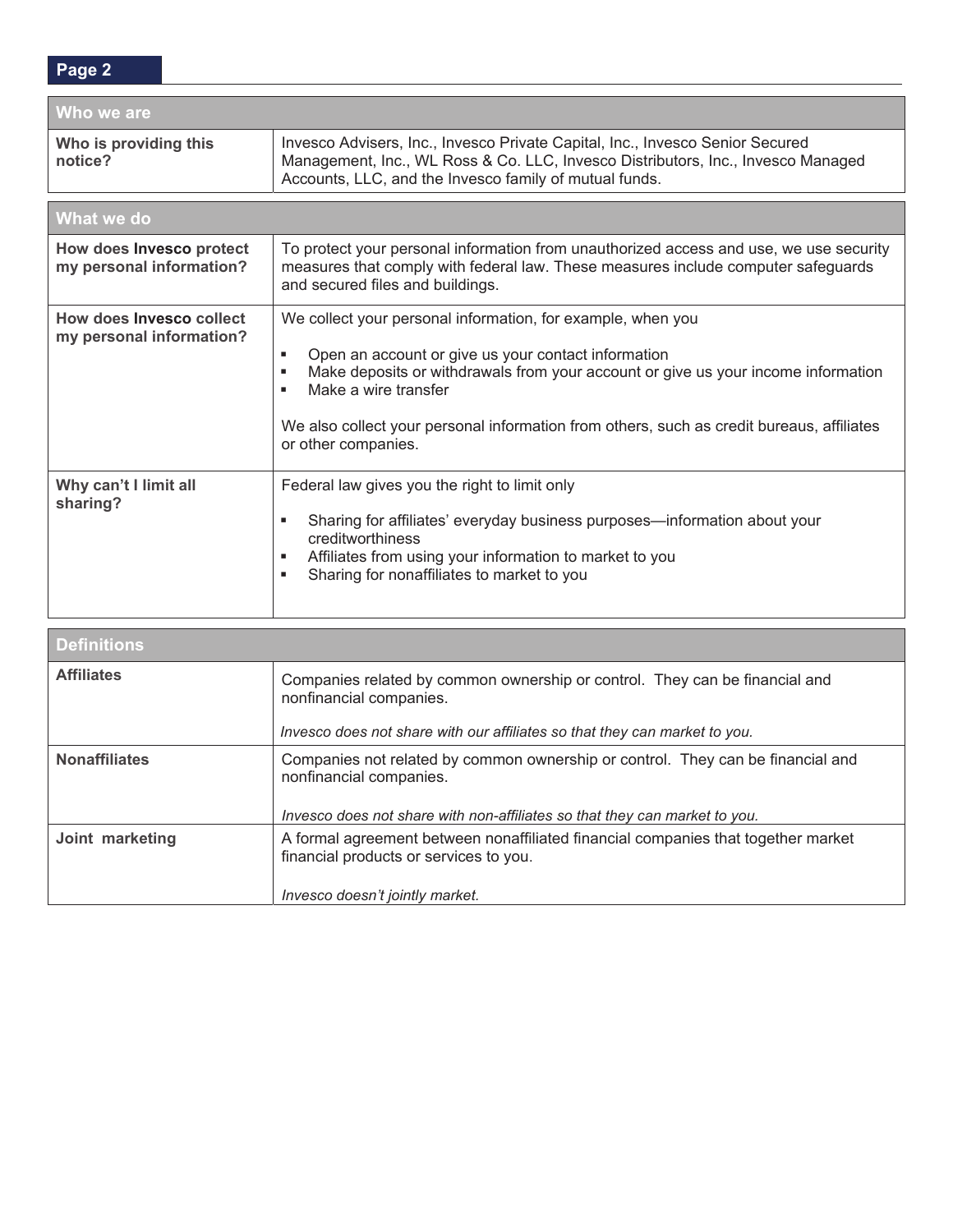| Who we are | |
|---|---|
| **Who is providing this notice?** | Invesco Advisers, Inc., Invesco Private Capital, Inc., Invesco Senior Secured Management, Inc., WL Ross & Co. LLC, Invesco Distributors, Inc., Invesco Managed Accounts, LLC, and the Invesco family of mutual funds. |

| What we do | |
|---|---|
| **How does Invesco protect my personal information?** | To protect your personal information from unauthorized access and use, we use security measures that comply with federal law. These measures include computer safeguards and secured files and buildings. |
| **How does Invesco collect my personal information?** | We collect your personal information, for example, when you<br><br>▪ Open an account or give us your contact information<br>▪ Make deposits or withdrawals from your account or give us your income information<br>▪ Make a wire transfer<br><br>We also collect your personal information from others, such as credit bureaus, affiliates or other companies. |
| **Why can't I limit all sharing?** | Federal law gives you the right to limit only<br><br>▪ Sharing for affiliates' everyday business purposes—information about your creditworthiness<br>▪ Affiliates from using your information to market to you<br>▪ Sharing for nonaffiliates to market to you |

| Definitions | |
|---|---|
| **Affiliates** | Companies related by common ownership or control. They can be financial and nonfinancial companies.<br><br>*Invesco does not share with our affiliates so that they can market to you.* |
| **Nonaffiliates** | Companies not related by common ownership or control. They can be financial and nonfinancial companies.<br><br>*Invesco does not share with non-affiliates so that they can market to you.* |
| **Joint marketing** | A formal agreement between nonaffiliated financial companies that together market financial products or services to you.<br><br>*Invesco doesn't jointly market.* |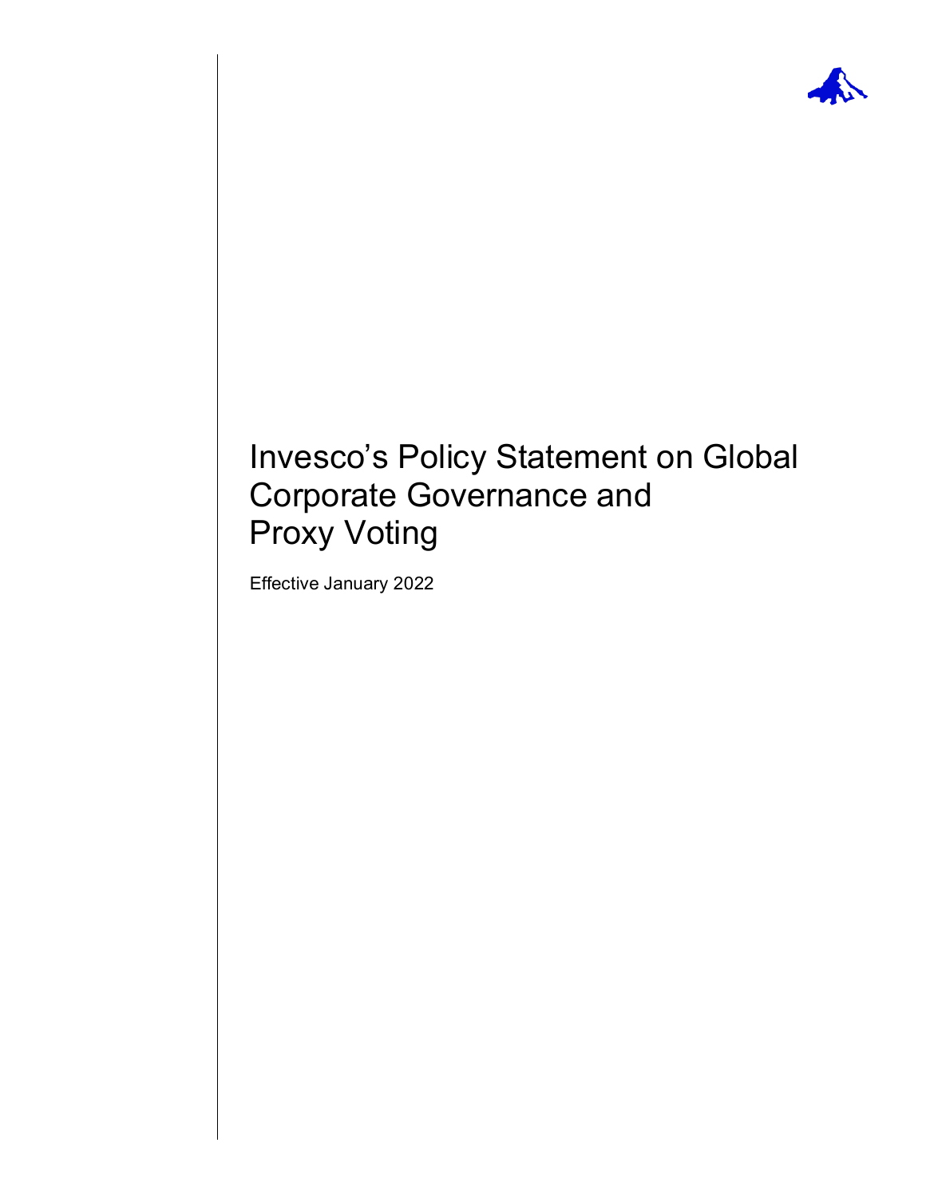# Invesco's Policy Statement on Global Corporate Governance and Proxy Voting

Effective January 2022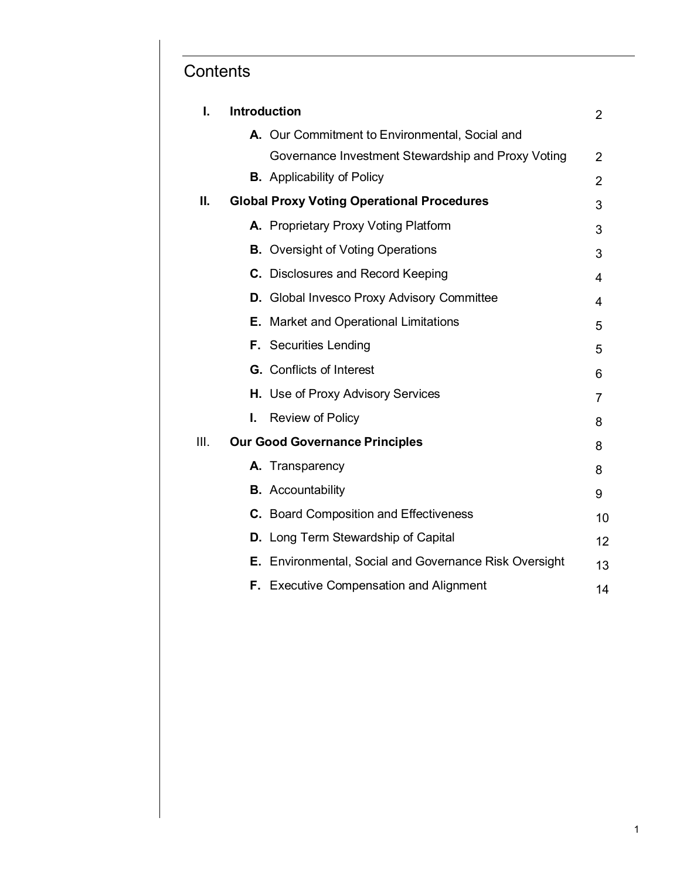# Contents

| | | |
|---|---|---|
| **I.** | **Introduction** | 2 |
| | **A.** Our Commitment to Environmental, Social and Governance Investment Stewardship and Proxy Voting | 2 |
| | **B.** Applicability of Policy | 2 |
| **II.** | **Global Proxy Voting Operational Procedures** | 3 |
| | **A.** Proprietary Proxy Voting Platform | 3 |
| | **B.** Oversight of Voting Operations | 3 |
| | **C.** Disclosures and Record Keeping | 4 |
| | **D.** Global Invesco Proxy Advisory Committee | 4 |
| | **E.** Market and Operational Limitations | 5 |
| | **F.** Securities Lending | 5 |
| | **G.** Conflicts of Interest | 6 |
| | **H.** Use of Proxy Advisory Services | 7 |
| | **I.** Review of Policy | 8 |
| III. | **Our Good Governance Principles** | 8 |
| | **A.** Transparency | 8 |
| | **B.** Accountability | 9 |
| | **C.** Board Composition and Effectiveness | 10 |
| | **D.** Long Term Stewardship of Capital | 12 |
| | **E.** Environmental, Social and Governance Risk Oversight | 13 |
| | **F.** Executive Compensation and Alignment | 14 |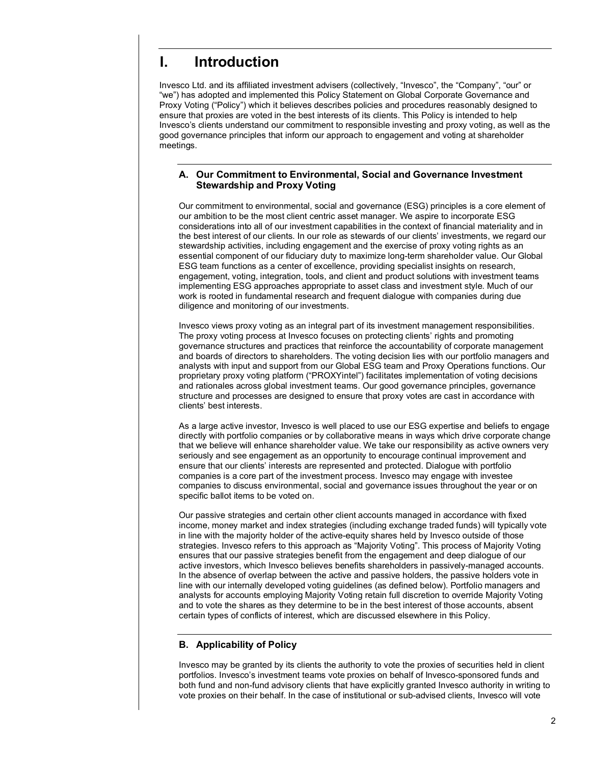# I. Introduction

Invesco Ltd. and its affiliated investment advisers (collectively, "Invesco", the "Company", "our" or "we") has adopted and implemented this Policy Statement on Global Corporate Governance and Proxy Voting ("Policy") which it believes describes policies and procedures reasonably designed to ensure that proxies are voted in the best interests of its clients. This Policy is intended to help Invesco's clients understand our commitment to responsible investing and proxy voting, as well as the good governance principles that inform our approach to engagement and voting at shareholder meetings.

## A. Our Commitment to Environmental, Social and Governance Investment Stewardship and Proxy Voting

Our commitment to environmental, social and governance (ESG) principles is a core element of our ambition to be the most client centric asset manager. We aspire to incorporate ESG considerations into all of our investment capabilities in the context of financial materiality and in the best interest of our clients. In our role as stewards of our clients' investments, we regard our stewardship activities, including engagement and the exercise of proxy voting rights as an essential component of our fiduciary duty to maximize long-term shareholder value. Our Global ESG team functions as a center of excellence, providing specialist insights on research, engagement, voting, integration, tools, and client and product solutions with investment teams implementing ESG approaches appropriate to asset class and investment style. Much of our work is rooted in fundamental research and frequent dialogue with companies during due diligence and monitoring of our investments.

Invesco views proxy voting as an integral part of its investment management responsibilities. The proxy voting process at Invesco focuses on protecting clients' rights and promoting governance structures and practices that reinforce the accountability of corporate management and boards of directors to shareholders. The voting decision lies with our portfolio managers and analysts with input and support from our Global ESG team and Proxy Operations functions. Our proprietary proxy voting platform ("PROXYintel") facilitates implementation of voting decisions and rationales across global investment teams. Our good governance principles, governance structure and processes are designed to ensure that proxy votes are cast in accordance with clients' best interests.

As a large active investor, Invesco is well placed to use our ESG expertise and beliefs to engage directly with portfolio companies or by collaborative means in ways which drive corporate change that we believe will enhance shareholder value. We take our responsibility as active owners very seriously and see engagement as an opportunity to encourage continual improvement and ensure that our clients' interests are represented and protected. Dialogue with portfolio companies is a core part of the investment process. Invesco may engage with investee companies to discuss environmental, social and governance issues throughout the year or on specific ballot items to be voted on.

Our passive strategies and certain other client accounts managed in accordance with fixed income, money market and index strategies (including exchange traded funds) will typically vote in line with the majority holder of the active-equity shares held by Invesco outside of those strategies. Invesco refers to this approach as "Majority Voting". This process of Majority Voting ensures that our passive strategies benefit from the engagement and deep dialogue of our active investors, which Invesco believes benefits shareholders in passively-managed accounts. In the absence of overlap between the active and passive holders, the passive holders vote in line with our internally developed voting guidelines (as defined below). Portfolio managers and analysts for accounts employing Majority Voting retain full discretion to override Majority Voting and to vote the shares as they determine to be in the best interest of those accounts, absent certain types of conflicts of interest, which are discussed elsewhere in this Policy.

## B. Applicability of Policy

Invesco may be granted by its clients the authority to vote the proxies of securities held in client portfolios. Invesco's investment teams vote proxies on behalf of Invesco-sponsored funds and both fund and non-fund advisory clients that have explicitly granted Invesco authority in writing to vote proxies on their behalf. In the case of institutional or sub-advised clients, Invesco will vote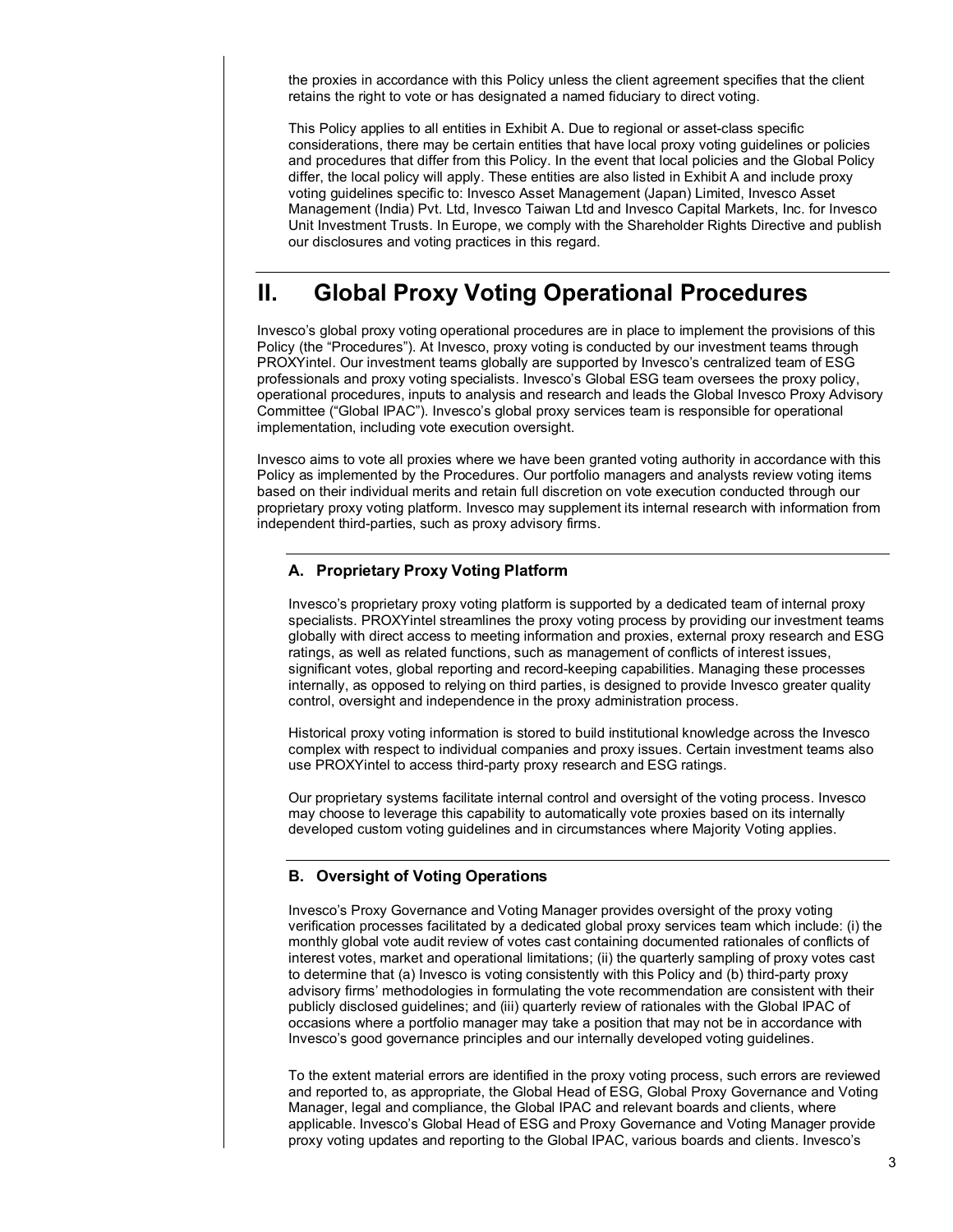the proxies in accordance with this Policy unless the client agreement specifies that the client retains the right to vote or has designated a named fiduciary to direct voting.

This Policy applies to all entities in Exhibit A. Due to regional or asset-class specific considerations, there may be certain entities that have local proxy voting guidelines or policies and procedures that differ from this Policy. In the event that local policies and the Global Policy differ, the local policy will apply. These entities are also listed in Exhibit A and include proxy voting guidelines specific to: Invesco Asset Management (Japan) Limited, Invesco Asset Management (India) Pvt. Ltd, Invesco Taiwan Ltd and Invesco Capital Markets, Inc. for Invesco Unit Investment Trusts. In Europe, we comply with the Shareholder Rights Directive and publish our disclosures and voting practices in this regard.

# II. Global Proxy Voting Operational Procedures

Invesco's global proxy voting operational procedures are in place to implement the provisions of this Policy (the "Procedures"). At Invesco, proxy voting is conducted by our investment teams through PROXYintel. Our investment teams globally are supported by Invesco's centralized team of ESG professionals and proxy voting specialists. Invesco's Global ESG team oversees the proxy policy, operational procedures, inputs to analysis and research and leads the Global Invesco Proxy Advisory Committee ("Global IPAC"). Invesco's global proxy services team is responsible for operational implementation, including vote execution oversight.

Invesco aims to vote all proxies where we have been granted voting authority in accordance with this Policy as implemented by the Procedures. Our portfolio managers and analysts review voting items based on their individual merits and retain full discretion on vote execution conducted through our proprietary proxy voting platform. Invesco may supplement its internal research with information from independent third-parties, such as proxy advisory firms.

## A. Proprietary Proxy Voting Platform

Invesco's proprietary proxy voting platform is supported by a dedicated team of internal proxy specialists. PROXYintel streamlines the proxy voting process by providing our investment teams globally with direct access to meeting information and proxies, external proxy research and ESG ratings, as well as related functions, such as management of conflicts of interest issues, significant votes, global reporting and record-keeping capabilities. Managing these processes internally, as opposed to relying on third parties, is designed to provide Invesco greater quality control, oversight and independence in the proxy administration process.

Historical proxy voting information is stored to build institutional knowledge across the Invesco complex with respect to individual companies and proxy issues. Certain investment teams also use PROXYintel to access third-party proxy research and ESG ratings.

Our proprietary systems facilitate internal control and oversight of the voting process. Invesco may choose to leverage this capability to automatically vote proxies based on its internally developed custom voting guidelines and in circumstances where Majority Voting applies.

## B. Oversight of Voting Operations

Invesco's Proxy Governance and Voting Manager provides oversight of the proxy voting verification processes facilitated by a dedicated global proxy services team which include: (i) the monthly global vote audit review of votes cast containing documented rationales of conflicts of interest votes, market and operational limitations; (ii) the quarterly sampling of proxy votes cast to determine that (a) Invesco is voting consistently with this Policy and (b) third-party proxy advisory firms' methodologies in formulating the vote recommendation are consistent with their publicly disclosed guidelines; and (iii) quarterly review of rationales with the Global IPAC of occasions where a portfolio manager may take a position that may not be in accordance with Invesco's good governance principles and our internally developed voting guidelines.

To the extent material errors are identified in the proxy voting process, such errors are reviewed and reported to, as appropriate, the Global Head of ESG, Global Proxy Governance and Voting Manager, legal and compliance, the Global IPAC and relevant boards and clients, where applicable. Invesco's Global Head of ESG and Proxy Governance and Voting Manager provide proxy voting updates and reporting to the Global IPAC, various boards and clients. Invesco's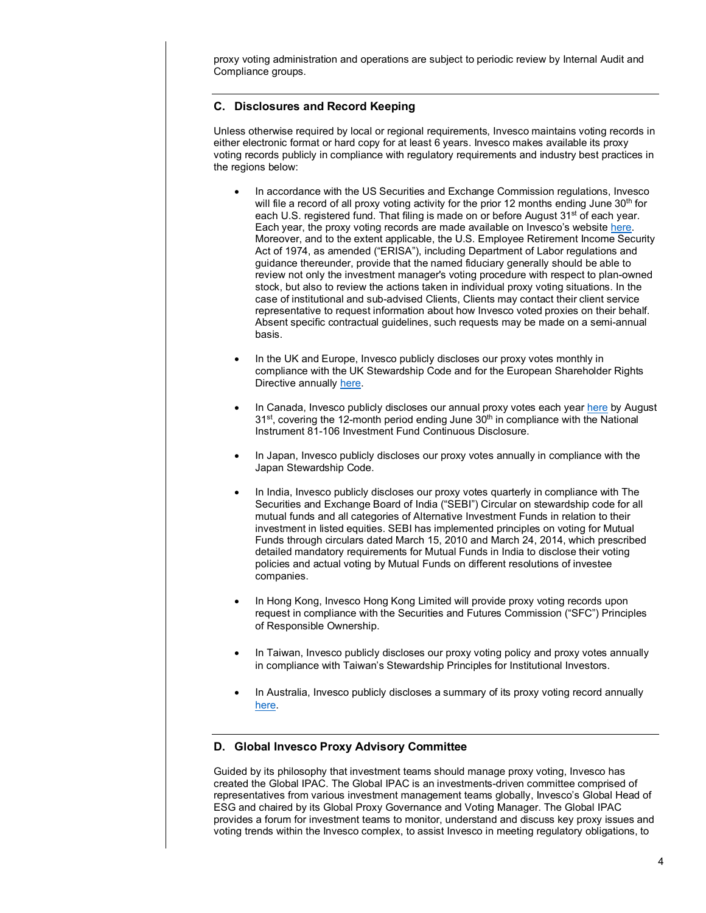proxy voting administration and operations are subject to periodic review by Internal Audit and Compliance groups.

## C. Disclosures and Record Keeping

Unless otherwise required by local or regional requirements, Invesco maintains voting records in either electronic format or hard copy for at least 6 years. Invesco makes available its proxy voting records publicly in compliance with regulatory requirements and industry best practices in the regions below:

- In accordance with the US Securities and Exchange Commission regulations, Invesco will file a record of all proxy voting activity for the prior 12 months ending June 30th for each U.S. registered fund. That filing is made on or before August 31st of each year. Each year, the proxy voting records are made available on Invesco's website here. Moreover, and to the extent applicable, the U.S. Employee Retirement Income Security Act of 1974, as amended ("ERISA"), including Department of Labor regulations and guidance thereunder, provide that the named fiduciary generally should be able to review not only the investment manager's voting procedure with respect to plan-owned stock, but also to review the actions taken in individual proxy voting situations. In the case of institutional and sub-advised Clients, Clients may contact their client service representative to request information about how Invesco voted proxies on their behalf. Absent specific contractual guidelines, such requests may be made on a semi-annual basis.

- In the UK and Europe, Invesco publicly discloses our proxy votes monthly in compliance with the UK Stewardship Code and for the European Shareholder Rights Directive annually here.

- In Canada, Invesco publicly discloses our annual proxy votes each year here by August 31st, covering the 12-month period ending June 30th in compliance with the National Instrument 81-106 Investment Fund Continuous Disclosure.

- In Japan, Invesco publicly discloses our proxy votes annually in compliance with the Japan Stewardship Code.

- In India, Invesco publicly discloses our proxy votes quarterly in compliance with The Securities and Exchange Board of India ("SEBI") Circular on stewardship code for all mutual funds and all categories of Alternative Investment Funds in relation to their investment in listed equities. SEBI has implemented principles on voting for Mutual Funds through circulars dated March 15, 2010 and March 24, 2014, which prescribed detailed mandatory requirements for Mutual Funds in India to disclose their voting policies and actual voting by Mutual Funds on different resolutions of investee companies.

- In Hong Kong, Invesco Hong Kong Limited will provide proxy voting records upon request in compliance with the Securities and Futures Commission ("SFC") Principles of Responsible Ownership.

- In Taiwan, Invesco publicly discloses our proxy voting policy and proxy votes annually in compliance with Taiwan's Stewardship Principles for Institutional Investors.

- In Australia, Invesco publicly discloses a summary of its proxy voting record annually here.

## D. Global Invesco Proxy Advisory Committee

Guided by its philosophy that investment teams should manage proxy voting, Invesco has created the Global IPAC. The Global IPAC is an investments-driven committee comprised of representatives from various investment management teams globally, Invesco's Global Head of ESG and chaired by its Global Proxy Governance and Voting Manager. The Global IPAC provides a forum for investment teams to monitor, understand and discuss key proxy issues and voting trends within the Invesco complex, to assist Invesco in meeting regulatory obligations, to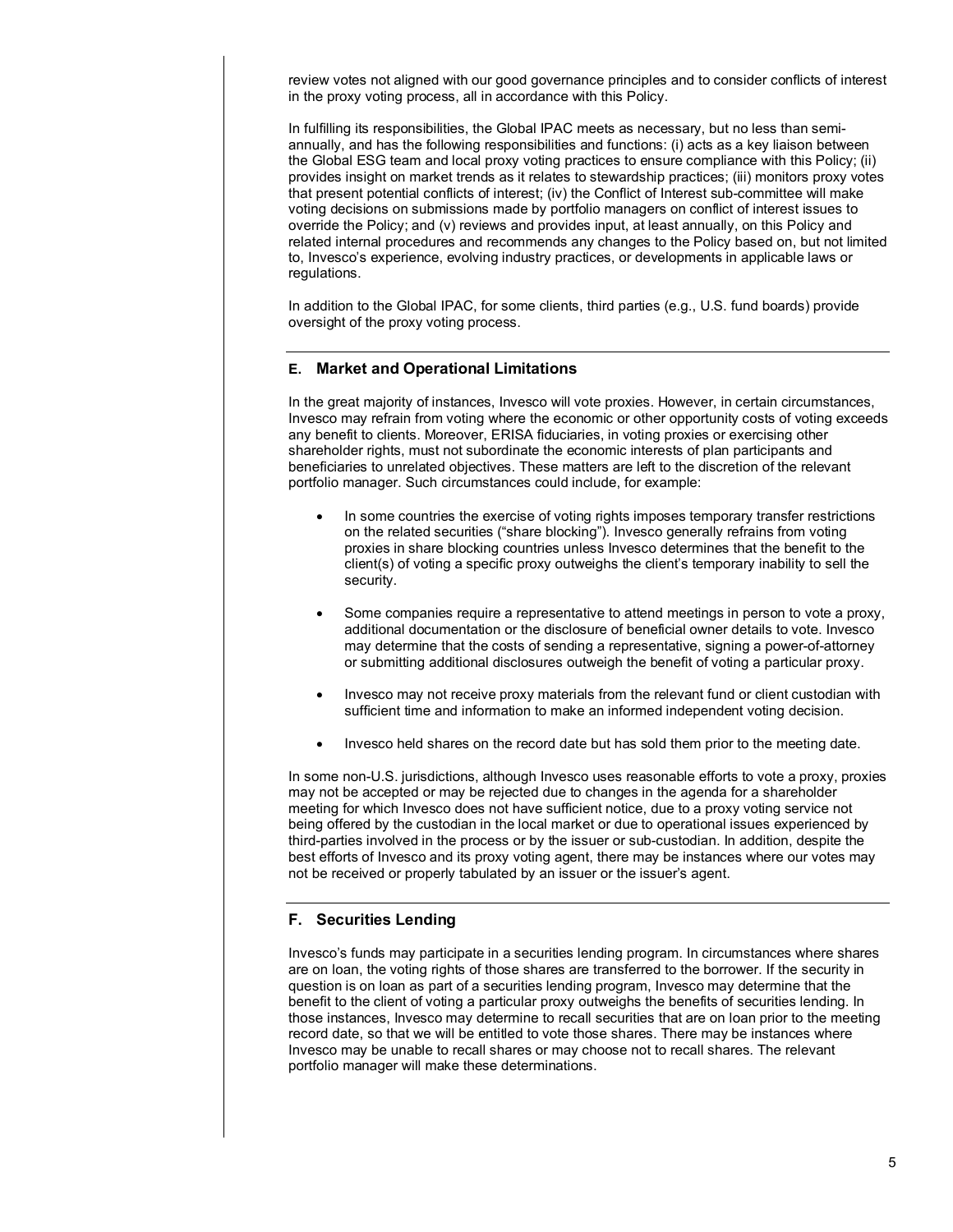review votes not aligned with our good governance principles and to consider conflicts of interest in the proxy voting process, all in accordance with this Policy.

In fulfilling its responsibilities, the Global IPAC meets as necessary, but no less than semi-annually, and has the following responsibilities and functions: (i) acts as a key liaison between the Global ESG team and local proxy voting practices to ensure compliance with this Policy; (ii) provides insight on market trends as it relates to stewardship practices; (iii) monitors proxy votes that present potential conflicts of interest; (iv) the Conflict of Interest sub-committee will make voting decisions on submissions made by portfolio managers on conflict of interest issues to override the Policy; and (v) reviews and provides input, at least annually, on this Policy and related internal procedures and recommends any changes to the Policy based on, but not limited to, Invesco's experience, evolving industry practices, or developments in applicable laws or regulations.

In addition to the Global IPAC, for some clients, third parties (e.g., U.S. fund boards) provide oversight of the proxy voting process.

## E. Market and Operational Limitations

In the great majority of instances, Invesco will vote proxies. However, in certain circumstances, Invesco may refrain from voting where the economic or other opportunity costs of voting exceeds any benefit to clients. Moreover, ERISA fiduciaries, in voting proxies or exercising other shareholder rights, must not subordinate the economic interests of plan participants and beneficiaries to unrelated objectives. These matters are left to the discretion of the relevant portfolio manager. Such circumstances could include, for example:

- In some countries the exercise of voting rights imposes temporary transfer restrictions on the related securities ("share blocking"). Invesco generally refrains from voting proxies in share blocking countries unless Invesco determines that the benefit to the client(s) of voting a specific proxy outweighs the client's temporary inability to sell the security.
- Some companies require a representative to attend meetings in person to vote a proxy, additional documentation or the disclosure of beneficial owner details to vote. Invesco may determine that the costs of sending a representative, signing a power-of-attorney or submitting additional disclosures outweigh the benefit of voting a particular proxy.
- Invesco may not receive proxy materials from the relevant fund or client custodian with sufficient time and information to make an informed independent voting decision.
- Invesco held shares on the record date but has sold them prior to the meeting date.

In some non-U.S. jurisdictions, although Invesco uses reasonable efforts to vote a proxy, proxies may not be accepted or may be rejected due to changes in the agenda for a shareholder meeting for which Invesco does not have sufficient notice, due to a proxy voting service not being offered by the custodian in the local market or due to operational issues experienced by third-parties involved in the process or by the issuer or sub-custodian. In addition, despite the best efforts of Invesco and its proxy voting agent, there may be instances where our votes may not be received or properly tabulated by an issuer or the issuer's agent.

## F. Securities Lending

Invesco's funds may participate in a securities lending program. In circumstances where shares are on loan, the voting rights of those shares are transferred to the borrower. If the security in question is on loan as part of a securities lending program, Invesco may determine that the benefit to the client of voting a particular proxy outweighs the benefits of securities lending. In those instances, Invesco may determine to recall securities that are on loan prior to the meeting record date, so that we will be entitled to vote those shares. There may be instances where Invesco may be unable to recall shares or may choose not to recall shares. The relevant portfolio manager will make these determinations.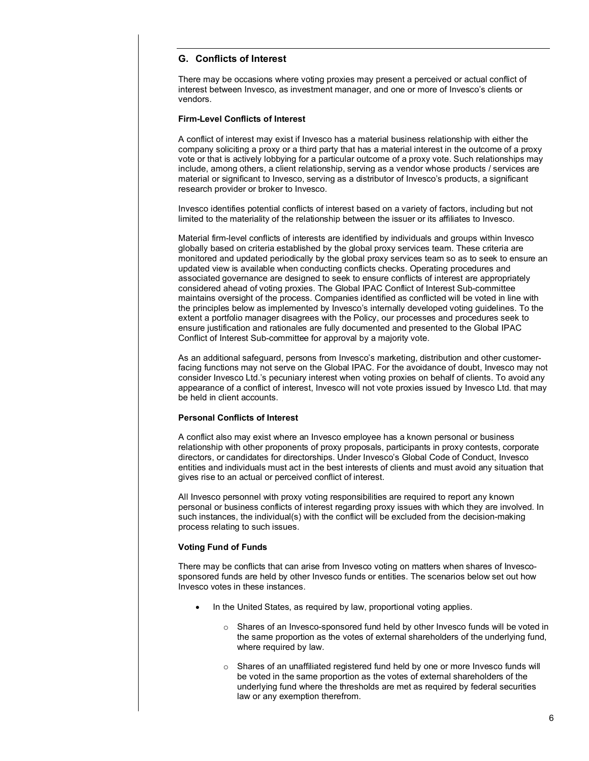## G. Conflicts of Interest

There may be occasions where voting proxies may present a perceived or actual conflict of interest between Invesco, as investment manager, and one or more of Invesco's clients or vendors.

**Firm-Level Conflicts of Interest**

A conflict of interest may exist if Invesco has a material business relationship with either the company soliciting a proxy or a third party that has a material interest in the outcome of a proxy vote or that is actively lobbying for a particular outcome of a proxy vote. Such relationships may include, among others, a client relationship, serving as a vendor whose products / services are material or significant to Invesco, serving as a distributor of Invesco's products, a significant research provider or broker to Invesco.

Invesco identifies potential conflicts of interest based on a variety of factors, including but not limited to the materiality of the relationship between the issuer or its affiliates to Invesco.

Material firm-level conflicts of interests are identified by individuals and groups within Invesco globally based on criteria established by the global proxy services team. These criteria are monitored and updated periodically by the global proxy services team so as to seek to ensure an updated view is available when conducting conflicts checks. Operating procedures and associated governance are designed to seek to ensure conflicts of interest are appropriately considered ahead of voting proxies. The Global IPAC Conflict of Interest Sub-committee maintains oversight of the process. Companies identified as conflicted will be voted in line with the principles below as implemented by Invesco's internally developed voting guidelines. To the extent a portfolio manager disagrees with the Policy, our processes and procedures seek to ensure justification and rationales are fully documented and presented to the Global IPAC Conflict of Interest Sub-committee for approval by a majority vote.

As an additional safeguard, persons from Invesco's marketing, distribution and other customer-facing functions may not serve on the Global IPAC. For the avoidance of doubt, Invesco may not consider Invesco Ltd.'s pecuniary interest when voting proxies on behalf of clients. To avoid any appearance of a conflict of interest, Invesco will not vote proxies issued by Invesco Ltd. that may be held in client accounts.

**Personal Conflicts of Interest**

A conflict also may exist where an Invesco employee has a known personal or business relationship with other proponents of proxy proposals, participants in proxy contests, corporate directors, or candidates for directorships. Under Invesco's Global Code of Conduct, Invesco entities and individuals must act in the best interests of clients and must avoid any situation that gives rise to an actual or perceived conflict of interest.

All Invesco personnel with proxy voting responsibilities are required to report any known personal or business conflicts of interest regarding proxy issues with which they are involved. In such instances, the individual(s) with the conflict will be excluded from the decision-making process relating to such issues.

**Voting Fund of Funds**

There may be conflicts that can arise from Invesco voting on matters when shares of Invesco-sponsored funds are held by other Invesco funds or entities. The scenarios below set out how Invesco votes in these instances.

- In the United States, as required by law, proportional voting applies.
  - Shares of an Invesco-sponsored fund held by other Invesco funds will be voted in the same proportion as the votes of external shareholders of the underlying fund, where required by law.
  - Shares of an unaffiliated registered fund held by one or more Invesco funds will be voted in the same proportion as the votes of external shareholders of the underlying fund where the thresholds are met as required by federal securities law or any exemption therefrom.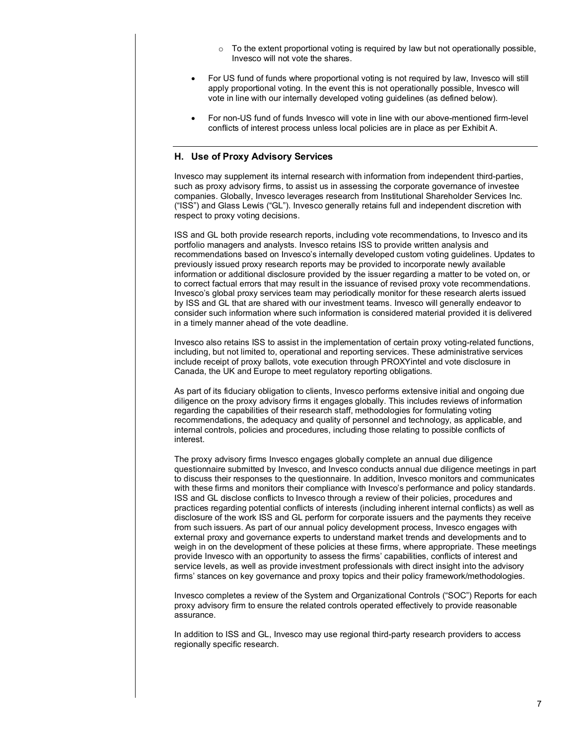- To the extent proportional voting is required by law but not operationally possible, Invesco will not vote the shares.

- For US fund of funds where proportional voting is not required by law, Invesco will still apply proportional voting. In the event this is not operationally possible, Invesco will vote in line with our internally developed voting guidelines (as defined below).

- For non-US fund of funds Invesco will vote in line with our above-mentioned firm-level conflicts of interest process unless local policies are in place as per Exhibit A.

### H. Use of Proxy Advisory Services

Invesco may supplement its internal research with information from independent third-parties, such as proxy advisory firms, to assist us in assessing the corporate governance of investee companies. Globally, Invesco leverages research from Institutional Shareholder Services Inc. ("ISS") and Glass Lewis ("GL"). Invesco generally retains full and independent discretion with respect to proxy voting decisions.

ISS and GL both provide research reports, including vote recommendations, to Invesco and its portfolio managers and analysts. Invesco retains ISS to provide written analysis and recommendations based on Invesco's internally developed custom voting guidelines. Updates to previously issued proxy research reports may be provided to incorporate newly available information or additional disclosure provided by the issuer regarding a matter to be voted on, or to correct factual errors that may result in the issuance of revised proxy vote recommendations. Invesco's global proxy services team may periodically monitor for these research alerts issued by ISS and GL that are shared with our investment teams. Invesco will generally endeavor to consider such information where such information is considered material provided it is delivered in a timely manner ahead of the vote deadline.

Invesco also retains ISS to assist in the implementation of certain proxy voting-related functions, including, but not limited to, operational and reporting services. These administrative services include receipt of proxy ballots, vote execution through PROXYintel and vote disclosure in Canada, the UK and Europe to meet regulatory reporting obligations.

As part of its fiduciary obligation to clients, Invesco performs extensive initial and ongoing due diligence on the proxy advisory firms it engages globally. This includes reviews of information regarding the capabilities of their research staff, methodologies for formulating voting recommendations, the adequacy and quality of personnel and technology, as applicable, and internal controls, policies and procedures, including those relating to possible conflicts of interest.

The proxy advisory firms Invesco engages globally complete an annual due diligence questionnaire submitted by Invesco, and Invesco conducts annual due diligence meetings in part to discuss their responses to the questionnaire. In addition, Invesco monitors and communicates with these firms and monitors their compliance with Invesco's performance and policy standards. ISS and GL disclose conflicts to Invesco through a review of their policies, procedures and practices regarding potential conflicts of interests (including inherent internal conflicts) as well as disclosure of the work ISS and GL perform for corporate issuers and the payments they receive from such issuers. As part of our annual policy development process, Invesco engages with external proxy and governance experts to understand market trends and developments and to weigh in on the development of these policies at these firms, where appropriate. These meetings provide Invesco with an opportunity to assess the firms' capabilities, conflicts of interest and service levels, as well as provide investment professionals with direct insight into the advisory firms' stances on key governance and proxy topics and their policy framework/methodologies.

Invesco completes a review of the System and Organizational Controls ("SOC") Reports for each proxy advisory firm to ensure the related controls operated effectively to provide reasonable assurance.

In addition to ISS and GL, Invesco may use regional third-party research providers to access regionally specific research.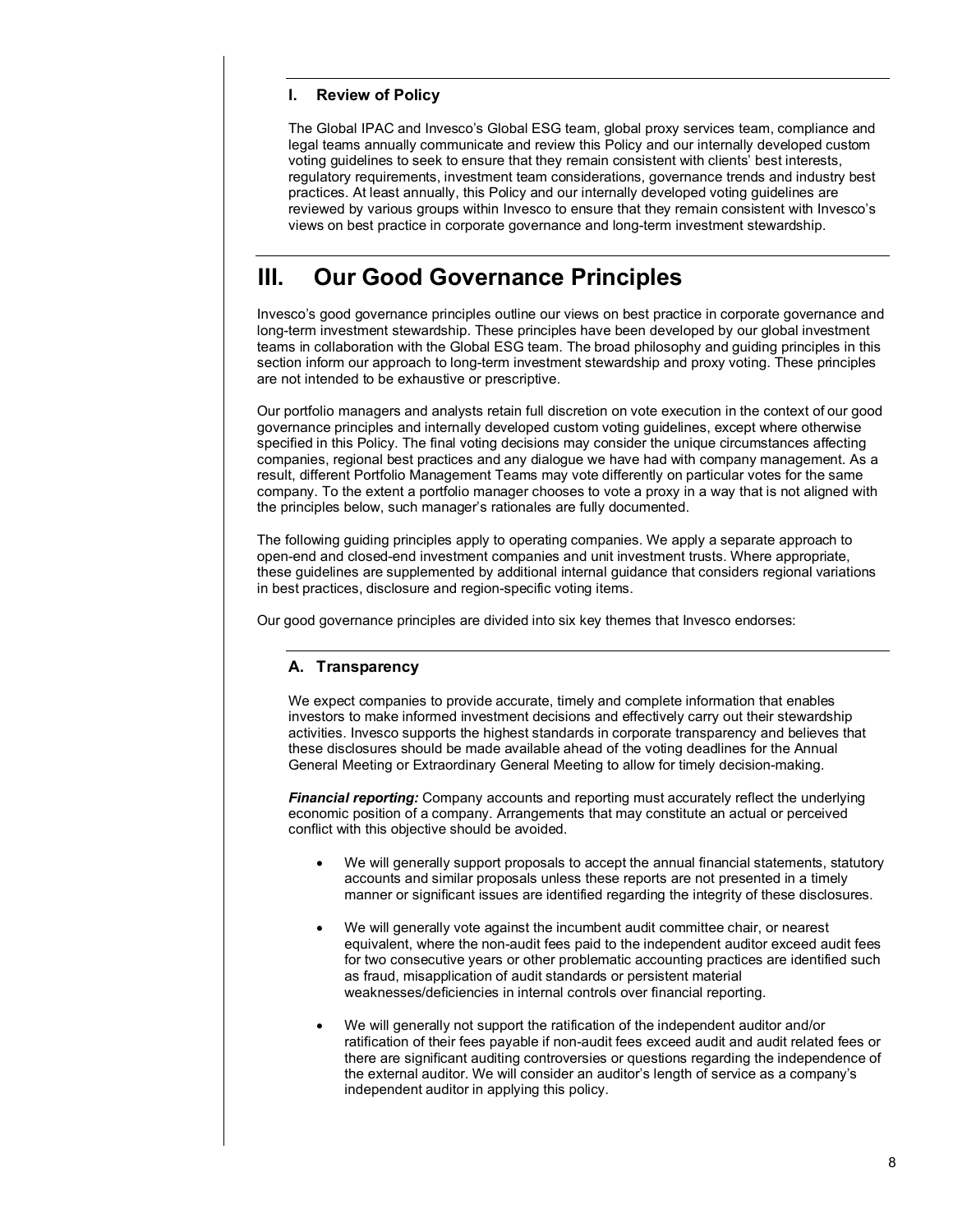### I. Review of Policy

The Global IPAC and Invesco's Global ESG team, global proxy services team, compliance and legal teams annually communicate and review this Policy and our internally developed custom voting guidelines to seek to ensure that they remain consistent with clients' best interests, regulatory requirements, investment team considerations, governance trends and industry best practices. At least annually, this Policy and our internally developed voting guidelines are reviewed by various groups within Invesco to ensure that they remain consistent with Invesco's views on best practice in corporate governance and long-term investment stewardship.

# III. Our Good Governance Principles

Invesco's good governance principles outline our views on best practice in corporate governance and long-term investment stewardship. These principles have been developed by our global investment teams in collaboration with the Global ESG team. The broad philosophy and guiding principles in this section inform our approach to long-term investment stewardship and proxy voting. These principles are not intended to be exhaustive or prescriptive.

Our portfolio managers and analysts retain full discretion on vote execution in the context of our good governance principles and internally developed custom voting guidelines, except where otherwise specified in this Policy. The final voting decisions may consider the unique circumstances affecting companies, regional best practices and any dialogue we have had with company management. As a result, different Portfolio Management Teams may vote differently on particular votes for the same company. To the extent a portfolio manager chooses to vote a proxy in a way that is not aligned with the principles below, such manager's rationales are fully documented.

The following guiding principles apply to operating companies. We apply a separate approach to open-end and closed-end investment companies and unit investment trusts. Where appropriate, these guidelines are supplemented by additional internal guidance that considers regional variations in best practices, disclosure and region-specific voting items.

Our good governance principles are divided into six key themes that Invesco endorses:

### A. Transparency

We expect companies to provide accurate, timely and complete information that enables investors to make informed investment decisions and effectively carry out their stewardship activities. Invesco supports the highest standards in corporate transparency and believes that these disclosures should be made available ahead of the voting deadlines for the Annual General Meeting or Extraordinary General Meeting to allow for timely decision-making.

***Financial reporting:*** Company accounts and reporting must accurately reflect the underlying economic position of a company. Arrangements that may constitute an actual or perceived conflict with this objective should be avoided.

- We will generally support proposals to accept the annual financial statements, statutory accounts and similar proposals unless these reports are not presented in a timely manner or significant issues are identified regarding the integrity of these disclosures.
- We will generally vote against the incumbent audit committee chair, or nearest equivalent, where the non-audit fees paid to the independent auditor exceed audit fees for two consecutive years or other problematic accounting practices are identified such as fraud, misapplication of audit standards or persistent material weaknesses/deficiencies in internal controls over financial reporting.
- We will generally not support the ratification of the independent auditor and/or ratification of their fees payable if non-audit fees exceed audit and audit related fees or there are significant auditing controversies or questions regarding the independence of the external auditor. We will consider an auditor's length of service as a company's independent auditor in applying this policy.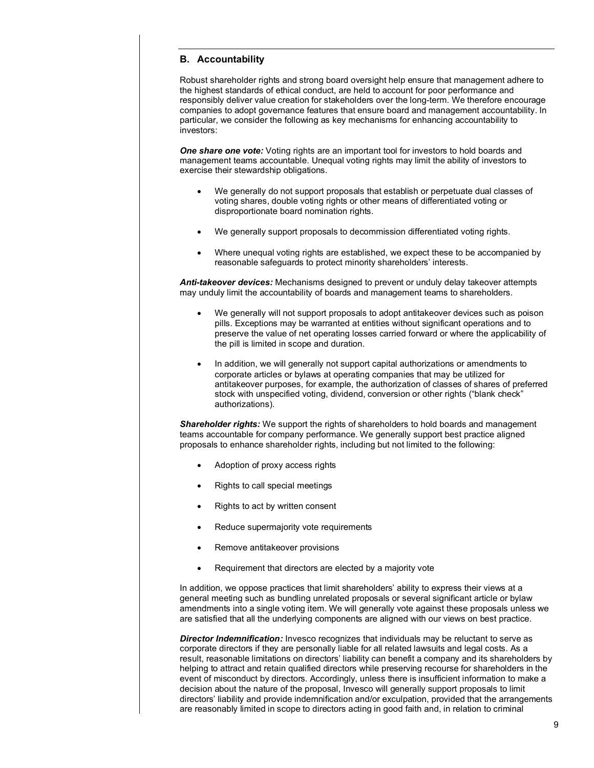## B. Accountability

Robust shareholder rights and strong board oversight help ensure that management adhere to the highest standards of ethical conduct, are held to account for poor performance and responsibly deliver value creation for stakeholders over the long-term. We therefore encourage companies to adopt governance features that ensure board and management accountability. In particular, we consider the following as key mechanisms for enhancing accountability to investors:

***One share one vote:*** Voting rights are an important tool for investors to hold boards and management teams accountable. Unequal voting rights may limit the ability of investors to exercise their stewardship obligations.

- We generally do not support proposals that establish or perpetuate dual classes of voting shares, double voting rights or other means of differentiated voting or disproportionate board nomination rights.
- We generally support proposals to decommission differentiated voting rights.
- Where unequal voting rights are established, we expect these to be accompanied by reasonable safeguards to protect minority shareholders' interests.

***Anti-takeover devices:*** Mechanisms designed to prevent or unduly delay takeover attempts may unduly limit the accountability of boards and management teams to shareholders.

- We generally will not support proposals to adopt antitakeover devices such as poison pills. Exceptions may be warranted at entities without significant operations and to preserve the value of net operating losses carried forward or where the applicability of the pill is limited in scope and duration.
- In addition, we will generally not support capital authorizations or amendments to corporate articles or bylaws at operating companies that may be utilized for antitakeover purposes, for example, the authorization of classes of shares of preferred stock with unspecified voting, dividend, conversion or other rights ("blank check" authorizations).

***Shareholder rights:*** We support the rights of shareholders to hold boards and management teams accountable for company performance. We generally support best practice aligned proposals to enhance shareholder rights, including but not limited to the following:

- Adoption of proxy access rights
- Rights to call special meetings
- Rights to act by written consent
- Reduce supermajority vote requirements
- Remove antitakeover provisions
- Requirement that directors are elected by a majority vote

In addition, we oppose practices that limit shareholders' ability to express their views at a general meeting such as bundling unrelated proposals or several significant article or bylaw amendments into a single voting item. We will generally vote against these proposals unless we are satisfied that all the underlying components are aligned with our views on best practice.

***Director Indemnification:*** Invesco recognizes that individuals may be reluctant to serve as corporate directors if they are personally liable for all related lawsuits and legal costs. As a result, reasonable limitations on directors' liability can benefit a company and its shareholders by helping to attract and retain qualified directors while preserving recourse for shareholders in the event of misconduct by directors. Accordingly, unless there is insufficient information to make a decision about the nature of the proposal, Invesco will generally support proposals to limit directors' liability and provide indemnification and/or exculpation, provided that the arrangements are reasonably limited in scope to directors acting in good faith and, in relation to criminal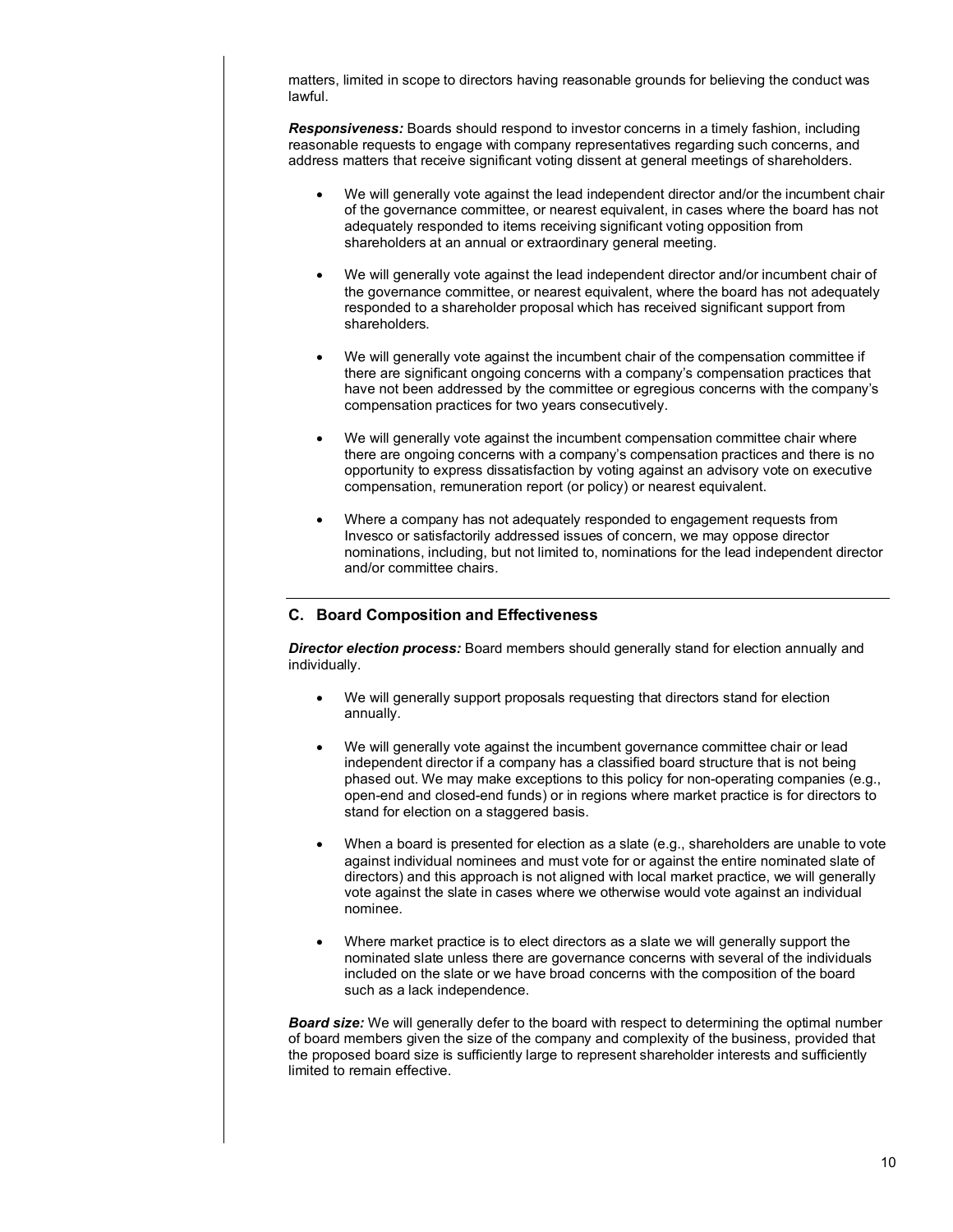matters, limited in scope to directors having reasonable grounds for believing the conduct was lawful.

***Responsiveness:*** Boards should respond to investor concerns in a timely fashion, including reasonable requests to engage with company representatives regarding such concerns, and address matters that receive significant voting dissent at general meetings of shareholders.

- We will generally vote against the lead independent director and/or the incumbent chair of the governance committee, or nearest equivalent, in cases where the board has not adequately responded to items receiving significant voting opposition from shareholders at an annual or extraordinary general meeting.
- We will generally vote against the lead independent director and/or incumbent chair of the governance committee, or nearest equivalent, where the board has not adequately responded to a shareholder proposal which has received significant support from shareholders.
- We will generally vote against the incumbent chair of the compensation committee if there are significant ongoing concerns with a company's compensation practices that have not been addressed by the committee or egregious concerns with the company's compensation practices for two years consecutively.
- We will generally vote against the incumbent compensation committee chair where there are ongoing concerns with a company's compensation practices and there is no opportunity to express dissatisfaction by voting against an advisory vote on executive compensation, remuneration report (or policy) or nearest equivalent.
- Where a company has not adequately responded to engagement requests from Invesco or satisfactorily addressed issues of concern, we may oppose director nominations, including, but not limited to, nominations for the lead independent director and/or committee chairs.

## C. Board Composition and Effectiveness

***Director election process:*** Board members should generally stand for election annually and individually.

- We will generally support proposals requesting that directors stand for election annually.
- We will generally vote against the incumbent governance committee chair or lead independent director if a company has a classified board structure that is not being phased out. We may make exceptions to this policy for non-operating companies (e.g., open-end and closed-end funds) or in regions where market practice is for directors to stand for election on a staggered basis.
- When a board is presented for election as a slate (e.g., shareholders are unable to vote against individual nominees and must vote for or against the entire nominated slate of directors) and this approach is not aligned with local market practice, we will generally vote against the slate in cases where we otherwise would vote against an individual nominee.
- Where market practice is to elect directors as a slate we will generally support the nominated slate unless there are governance concerns with several of the individuals included on the slate or we have broad concerns with the composition of the board such as a lack independence.

***Board size:*** We will generally defer to the board with respect to determining the optimal number of board members given the size of the company and complexity of the business, provided that the proposed board size is sufficiently large to represent shareholder interests and sufficiently limited to remain effective.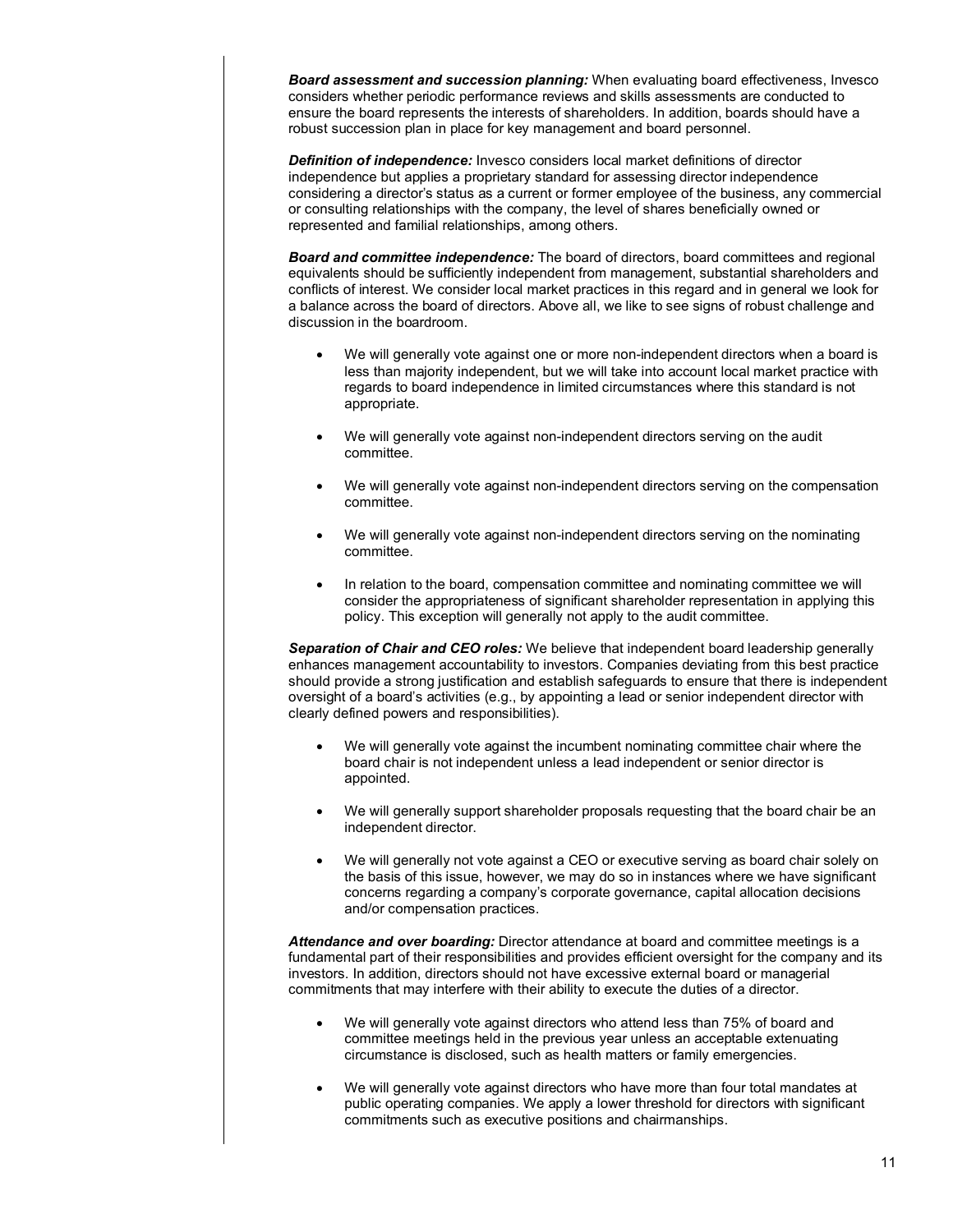***Board assessment and succession planning:*** When evaluating board effectiveness, Invesco considers whether periodic performance reviews and skills assessments are conducted to ensure the board represents the interests of shareholders. In addition, boards should have a robust succession plan in place for key management and board personnel.

***Definition of independence:*** Invesco considers local market definitions of director independence but applies a proprietary standard for assessing director independence considering a director's status as a current or former employee of the business, any commercial or consulting relationships with the company, the level of shares beneficially owned or represented and familial relationships, among others.

***Board and committee independence:*** The board of directors, board committees and regional equivalents should be sufficiently independent from management, substantial shareholders and conflicts of interest. We consider local market practices in this regard and in general we look for a balance across the board of directors. Above all, we like to see signs of robust challenge and discussion in the boardroom.

- We will generally vote against one or more non-independent directors when a board is less than majority independent, but we will take into account local market practice with regards to board independence in limited circumstances where this standard is not appropriate.
- We will generally vote against non-independent directors serving on the audit committee.
- We will generally vote against non-independent directors serving on the compensation committee.
- We will generally vote against non-independent directors serving on the nominating committee.
- In relation to the board, compensation committee and nominating committee we will consider the appropriateness of significant shareholder representation in applying this policy. This exception will generally not apply to the audit committee.

***Separation of Chair and CEO roles:*** We believe that independent board leadership generally enhances management accountability to investors. Companies deviating from this best practice should provide a strong justification and establish safeguards to ensure that there is independent oversight of a board's activities (e.g., by appointing a lead or senior independent director with clearly defined powers and responsibilities).

- We will generally vote against the incumbent nominating committee chair where the board chair is not independent unless a lead independent or senior director is appointed.
- We will generally support shareholder proposals requesting that the board chair be an independent director.
- We will generally not vote against a CEO or executive serving as board chair solely on the basis of this issue, however, we may do so in instances where we have significant concerns regarding a company's corporate governance, capital allocation decisions and/or compensation practices.

***Attendance and over boarding:*** Director attendance at board and committee meetings is a fundamental part of their responsibilities and provides efficient oversight for the company and its investors. In addition, directors should not have excessive external board or managerial commitments that may interfere with their ability to execute the duties of a director.

- We will generally vote against directors who attend less than 75% of board and committee meetings held in the previous year unless an acceptable extenuating circumstance is disclosed, such as health matters or family emergencies.
- We will generally vote against directors who have more than four total mandates at public operating companies. We apply a lower threshold for directors with significant commitments such as executive positions and chairmanships.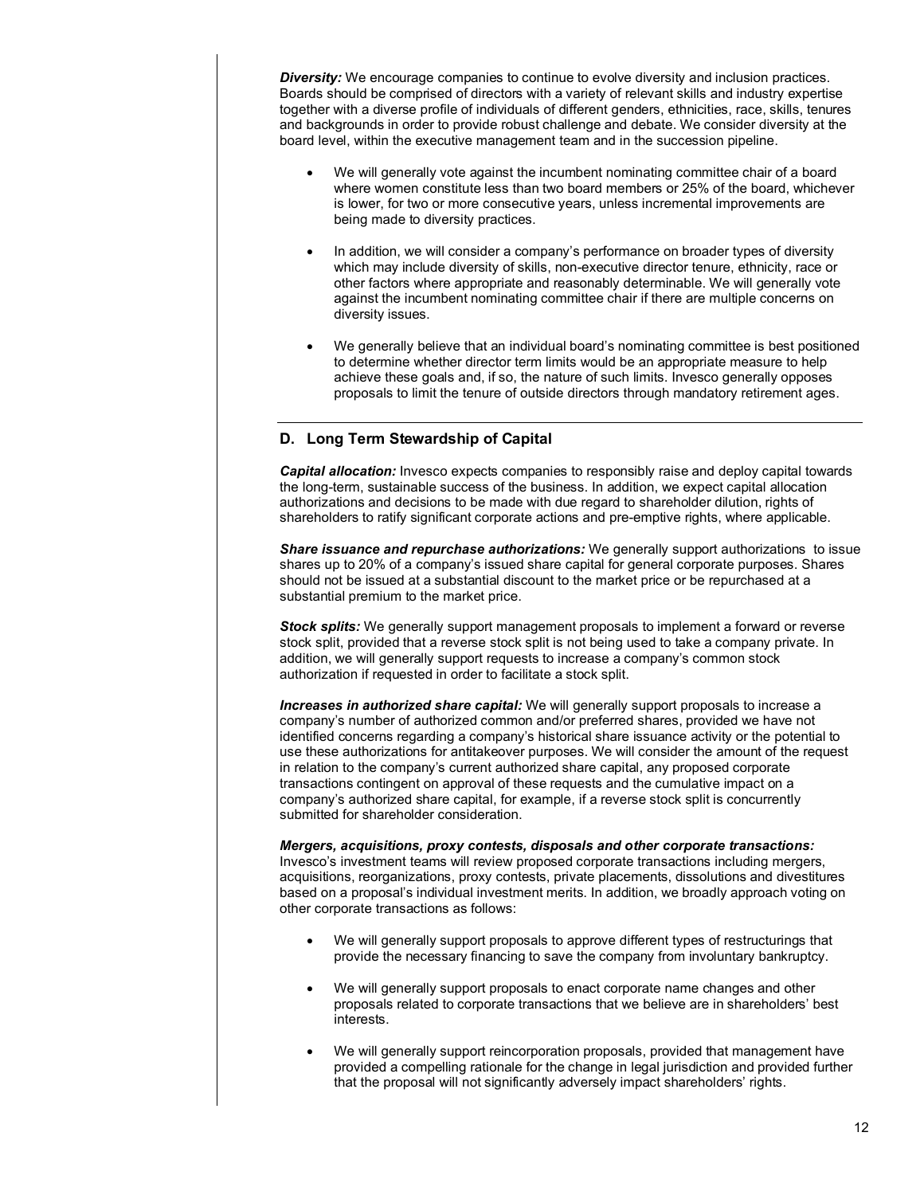***Diversity:*** We encourage companies to continue to evolve diversity and inclusion practices. Boards should be comprised of directors with a variety of relevant skills and industry expertise together with a diverse profile of individuals of different genders, ethnicities, race, skills, tenures and backgrounds in order to provide robust challenge and debate. We consider diversity at the board level, within the executive management team and in the succession pipeline.

- We will generally vote against the incumbent nominating committee chair of a board where women constitute less than two board members or 25% of the board, whichever is lower, for two or more consecutive years, unless incremental improvements are being made to diversity practices.

- In addition, we will consider a company's performance on broader types of diversity which may include diversity of skills, non-executive director tenure, ethnicity, race or other factors where appropriate and reasonably determinable. We will generally vote against the incumbent nominating committee chair if there are multiple concerns on diversity issues.

- We generally believe that an individual board's nominating committee is best positioned to determine whether director term limits would be an appropriate measure to help achieve these goals and, if so, the nature of such limits. Invesco generally opposes proposals to limit the tenure of outside directors through mandatory retirement ages.

## D. Long Term Stewardship of Capital

***Capital allocation:*** Invesco expects companies to responsibly raise and deploy capital towards the long-term, sustainable success of the business. In addition, we expect capital allocation authorizations and decisions to be made with due regard to shareholder dilution, rights of shareholders to ratify significant corporate actions and pre-emptive rights, where applicable.

***Share issuance and repurchase authorizations:*** We generally support authorizations to issue shares up to 20% of a company's issued share capital for general corporate purposes. Shares should not be issued at a substantial discount to the market price or be repurchased at a substantial premium to the market price.

***Stock splits:*** We generally support management proposals to implement a forward or reverse stock split, provided that a reverse stock split is not being used to take a company private. In addition, we will generally support requests to increase a company's common stock authorization if requested in order to facilitate a stock split.

***Increases in authorized share capital:*** We will generally support proposals to increase a company's number of authorized common and/or preferred shares, provided we have not identified concerns regarding a company's historical share issuance activity or the potential to use these authorizations for antitakeover purposes. We will consider the amount of the request in relation to the company's current authorized share capital, any proposed corporate transactions contingent on approval of these requests and the cumulative impact on a company's authorized share capital, for example, if a reverse stock split is concurrently submitted for shareholder consideration.

***Mergers, acquisitions, proxy contests, disposals and other corporate transactions:*** Invesco's investment teams will review proposed corporate transactions including mergers, acquisitions, reorganizations, proxy contests, private placements, dissolutions and divestitures based on a proposal's individual investment merits. In addition, we broadly approach voting on other corporate transactions as follows:

- We will generally support proposals to approve different types of restructurings that provide the necessary financing to save the company from involuntary bankruptcy.

- We will generally support proposals to enact corporate name changes and other proposals related to corporate transactions that we believe are in shareholders' best interests.

- We will generally support reincorporation proposals, provided that management have provided a compelling rationale for the change in legal jurisdiction and provided further that the proposal will not significantly adversely impact shareholders' rights.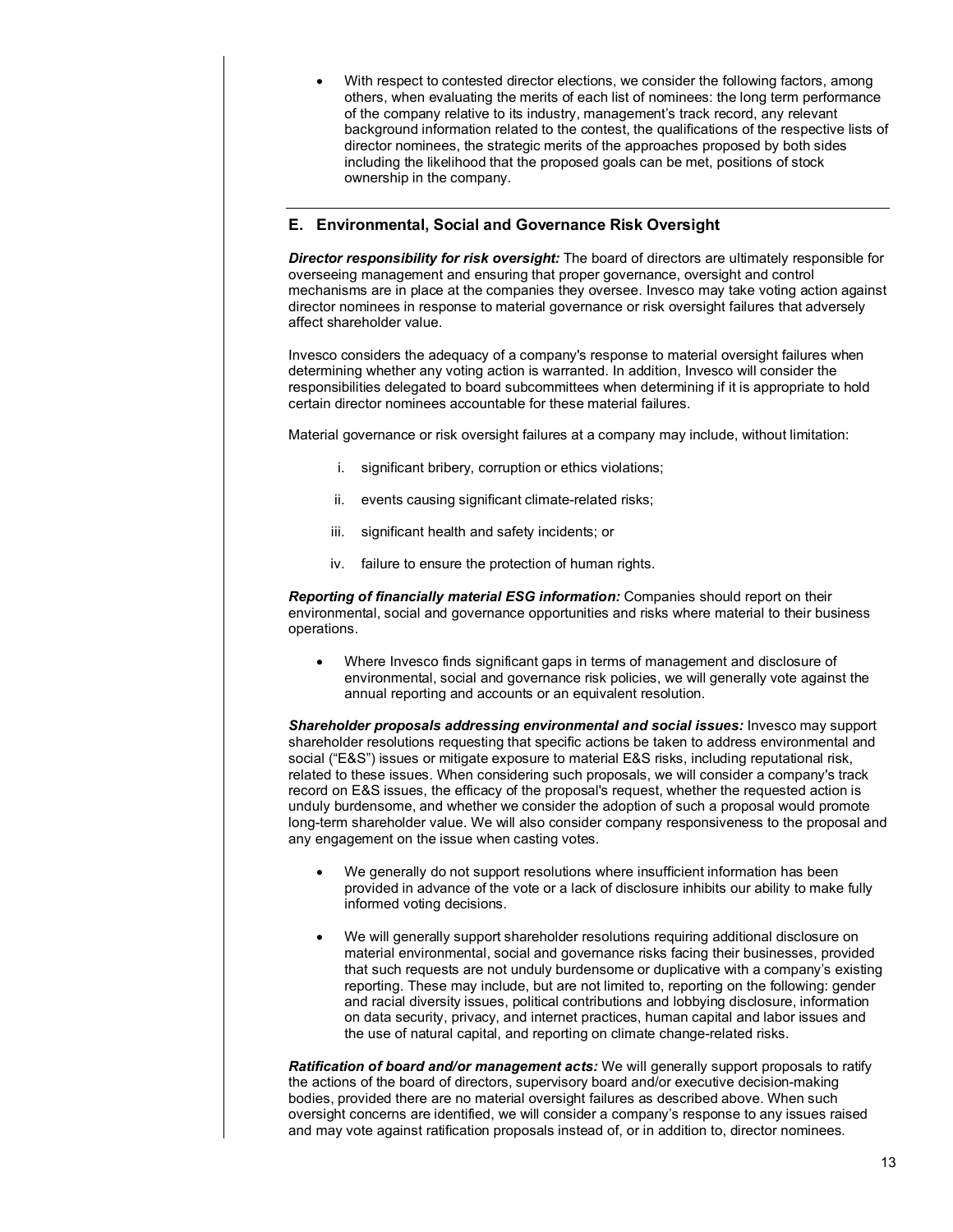- With respect to contested director elections, we consider the following factors, among others, when evaluating the merits of each list of nominees: the long term performance of the company relative to its industry, management's track record, any relevant background information related to the contest, the qualifications of the respective lists of director nominees, the strategic merits of the approaches proposed by both sides including the likelihood that the proposed goals can be met, positions of stock ownership in the company.

## E. Environmental, Social and Governance Risk Oversight

***Director responsibility for risk oversight:*** The board of directors are ultimately responsible for overseeing management and ensuring that proper governance, oversight and control mechanisms are in place at the companies they oversee. Invesco may take voting action against director nominees in response to material governance or risk oversight failures that adversely affect shareholder value.

Invesco considers the adequacy of a company's response to material oversight failures when determining whether any voting action is warranted. In addition, Invesco will consider the responsibilities delegated to board subcommittees when determining if it is appropriate to hold certain director nominees accountable for these material failures.

Material governance or risk oversight failures at a company may include, without limitation:

i. significant bribery, corruption or ethics violations;

ii. events causing significant climate-related risks;

iii. significant health and safety incidents; or

iv. failure to ensure the protection of human rights.

***Reporting of financially material ESG information:*** Companies should report on their environmental, social and governance opportunities and risks where material to their business operations.

- Where Invesco finds significant gaps in terms of management and disclosure of environmental, social and governance risk policies, we will generally vote against the annual reporting and accounts or an equivalent resolution.

***Shareholder proposals addressing environmental and social issues:*** Invesco may support shareholder resolutions requesting that specific actions be taken to address environmental and social ("E&S") issues or mitigate exposure to material E&S risks, including reputational risk, related to these issues. When considering such proposals, we will consider a company's track record on E&S issues, the efficacy of the proposal's request, whether the requested action is unduly burdensome, and whether we consider the adoption of such a proposal would promote long-term shareholder value. We will also consider company responsiveness to the proposal and any engagement on the issue when casting votes.

- We generally do not support resolutions where insufficient information has been provided in advance of the vote or a lack of disclosure inhibits our ability to make fully informed voting decisions.

- We will generally support shareholder resolutions requiring additional disclosure on material environmental, social and governance risks facing their businesses, provided that such requests are not unduly burdensome or duplicative with a company's existing reporting. These may include, but are not limited to, reporting on the following: gender and racial diversity issues, political contributions and lobbying disclosure, information on data security, privacy, and internet practices, human capital and labor issues and the use of natural capital, and reporting on climate change-related risks.

***Ratification of board and/or management acts:*** We will generally support proposals to ratify the actions of the board of directors, supervisory board and/or executive decision-making bodies, provided there are no material oversight failures as described above. When such oversight concerns are identified, we will consider a company's response to any issues raised and may vote against ratification proposals instead of, or in addition to, director nominees.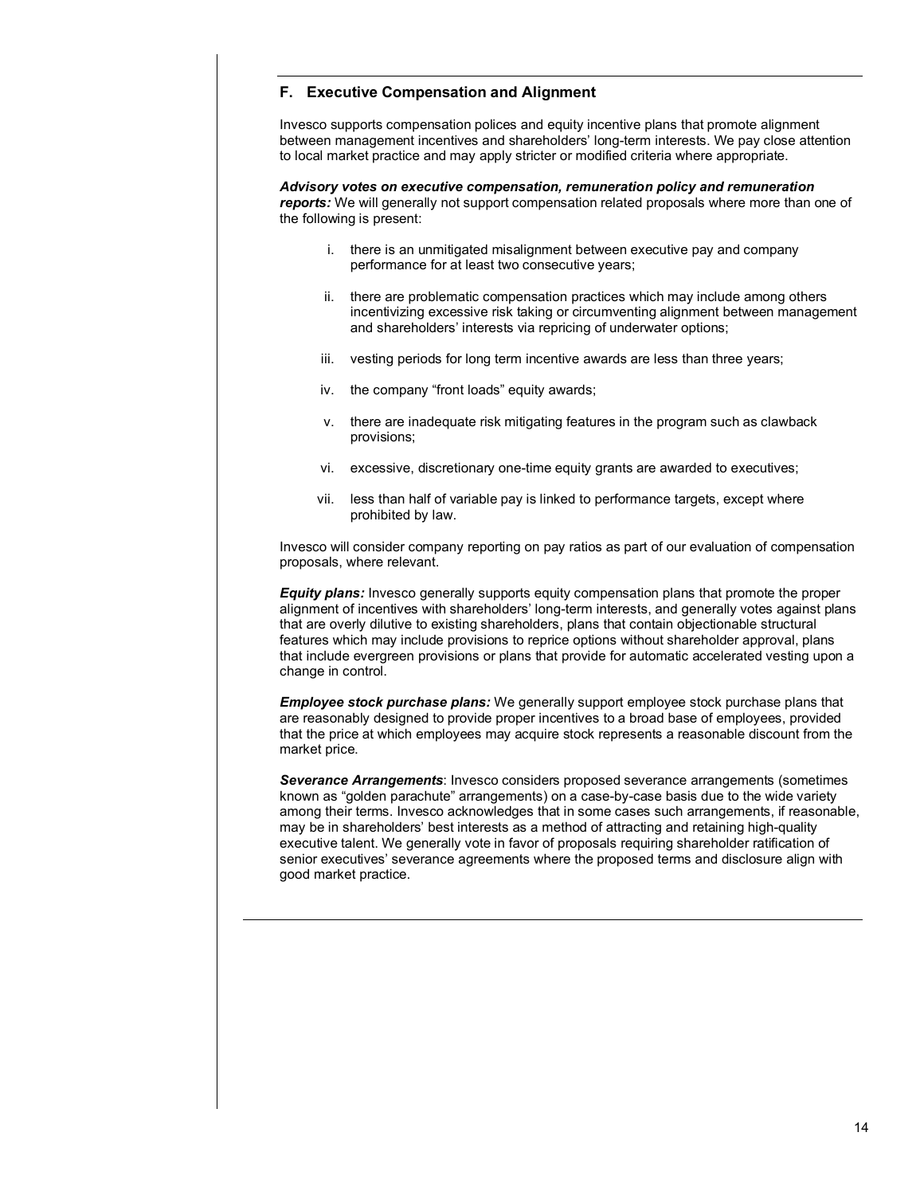## F. Executive Compensation and Alignment

Invesco supports compensation polices and equity incentive plans that promote alignment between management incentives and shareholders' long-term interests. We pay close attention to local market practice and may apply stricter or modified criteria where appropriate.

***Advisory votes on executive compensation, remuneration policy and remuneration reports:*** We will generally not support compensation related proposals where more than one of the following is present:

i. there is an unmitigated misalignment between executive pay and company performance for at least two consecutive years;

ii. there are problematic compensation practices which may include among others incentivizing excessive risk taking or circumventing alignment between management and shareholders' interests via repricing of underwater options;

iii. vesting periods for long term incentive awards are less than three years;

iv. the company "front loads" equity awards;

v. there are inadequate risk mitigating features in the program such as clawback provisions;

vi. excessive, discretionary one-time equity grants are awarded to executives;

vii. less than half of variable pay is linked to performance targets, except where prohibited by law.

Invesco will consider company reporting on pay ratios as part of our evaluation of compensation proposals, where relevant.

***Equity plans:*** Invesco generally supports equity compensation plans that promote the proper alignment of incentives with shareholders' long-term interests, and generally votes against plans that are overly dilutive to existing shareholders, plans that contain objectionable structural features which may include provisions to reprice options without shareholder approval, plans that include evergreen provisions or plans that provide for automatic accelerated vesting upon a change in control.

***Employee stock purchase plans:*** We generally support employee stock purchase plans that are reasonably designed to provide proper incentives to a broad base of employees, provided that the price at which employees may acquire stock represents a reasonable discount from the market price.

***Severance Arrangements***: Invesco considers proposed severance arrangements (sometimes known as "golden parachute" arrangements) on a case-by-case basis due to the wide variety among their terms. Invesco acknowledges that in some cases such arrangements, if reasonable, may be in shareholders' best interests as a method of attracting and retaining high-quality executive talent. We generally vote in favor of proposals requiring shareholder ratification of senior executives' severance agreements where the proposed terms and disclosure align with good market practice.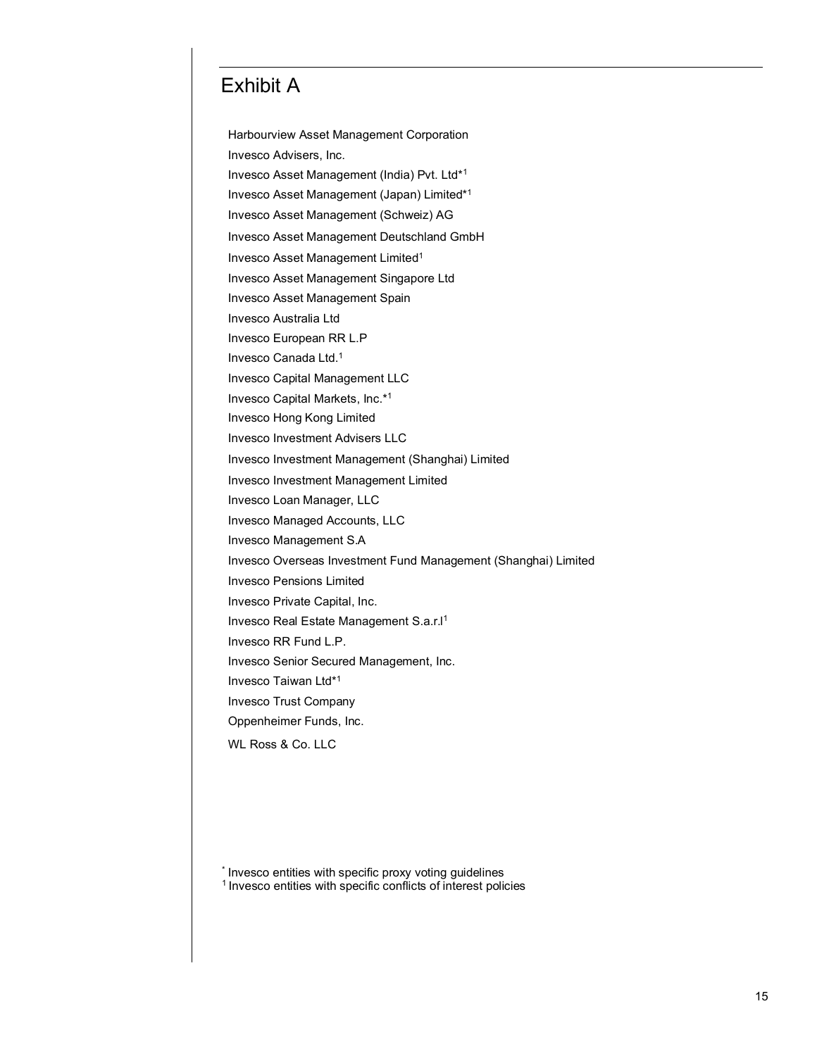# Exhibit A

Harbourview Asset Management Corporation

Invesco Advisers, Inc.

Invesco Asset Management (India) Pvt. Ltd*[1]

Invesco Asset Management (Japan) Limited*[1]

Invesco Asset Management (Schweiz) AG

Invesco Asset Management Deutschland GmbH

Invesco Asset Management Limited[1]

Invesco Asset Management Singapore Ltd

Invesco Asset Management Spain

Invesco Australia Ltd

Invesco European RR L.P

Invesco Canada Ltd.[1]

Invesco Capital Management LLC

Invesco Capital Markets, Inc.*[1]

Invesco Hong Kong Limited

Invesco Investment Advisers LLC

Invesco Investment Management (Shanghai) Limited

Invesco Investment Management Limited

Invesco Loan Manager, LLC

Invesco Managed Accounts, LLC

Invesco Management S.A

Invesco Overseas Investment Fund Management (Shanghai) Limited

Invesco Pensions Limited

Invesco Private Capital, Inc.

Invesco Real Estate Management S.a.r.l[1]

Invesco RR Fund L.P.

Invesco Senior Secured Management, Inc.

Invesco Taiwan Ltd*[1]

Invesco Trust Company

Oppenheimer Funds, Inc.

WL Ross & Co. LLC

\* Invesco entities with specific proxy voting guidelines

[1] Invesco entities with specific conflicts of interest policies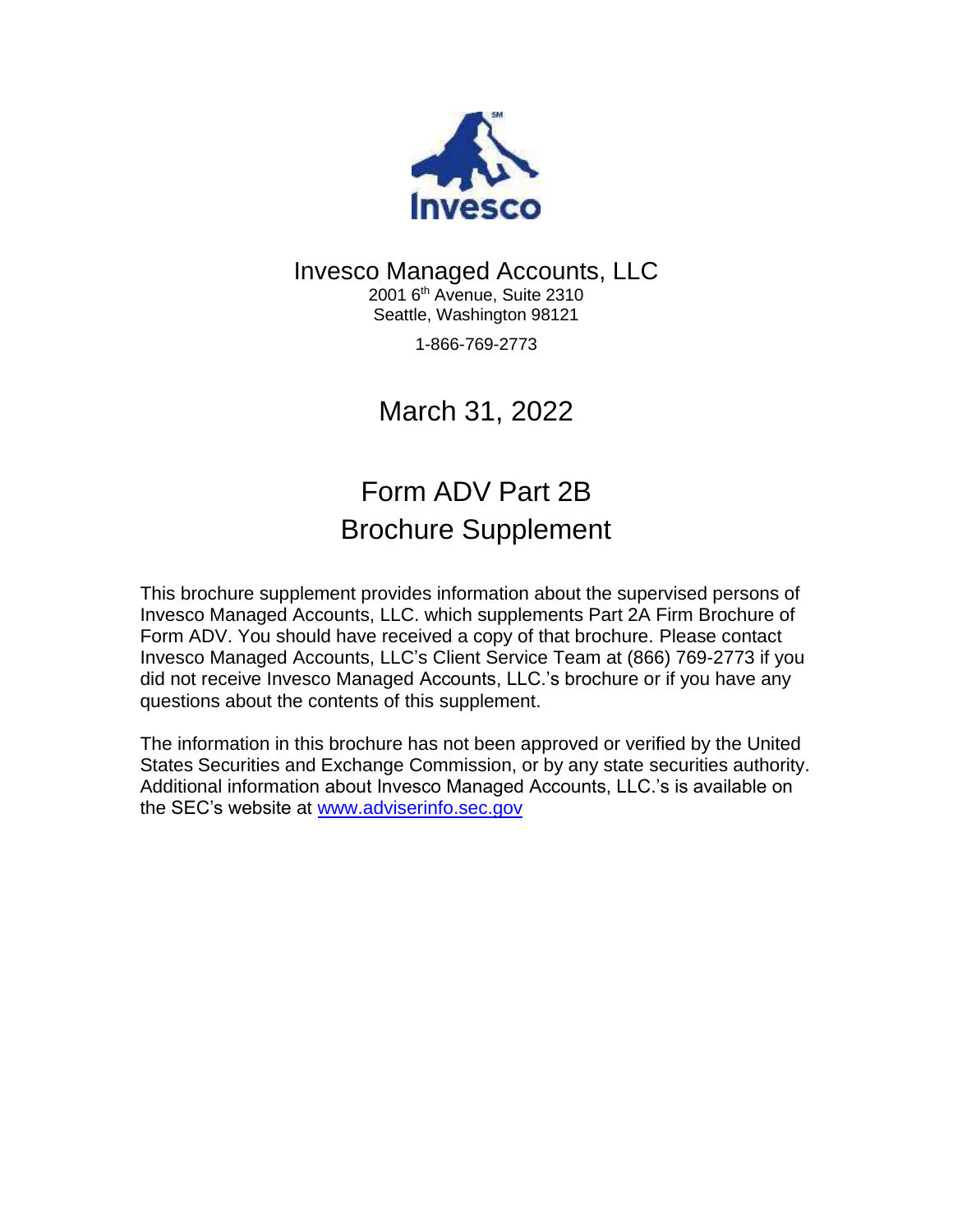Invesco Managed Accounts, LLC

2001 6th Avenue, Suite 2310

Seattle, Washington 98121

1-866-769-2773

# March 31, 2022

# Form ADV Part 2B Brochure Supplement

This brochure supplement provides information about the supervised persons of Invesco Managed Accounts, LLC. which supplements Part 2A Firm Brochure of Form ADV. You should have received a copy of that brochure. Please contact Invesco Managed Accounts, LLC's Client Service Team at (866) 769-2773 if you did not receive Invesco Managed Accounts, LLC.'s brochure or if you have any questions about the contents of this supplement.

The information in this brochure has not been approved or verified by the United States Securities and Exchange Commission, or by any state securities authority. Additional information about Invesco Managed Accounts, LLC.'s is available on the SEC's website at www.adviserinfo.sec.gov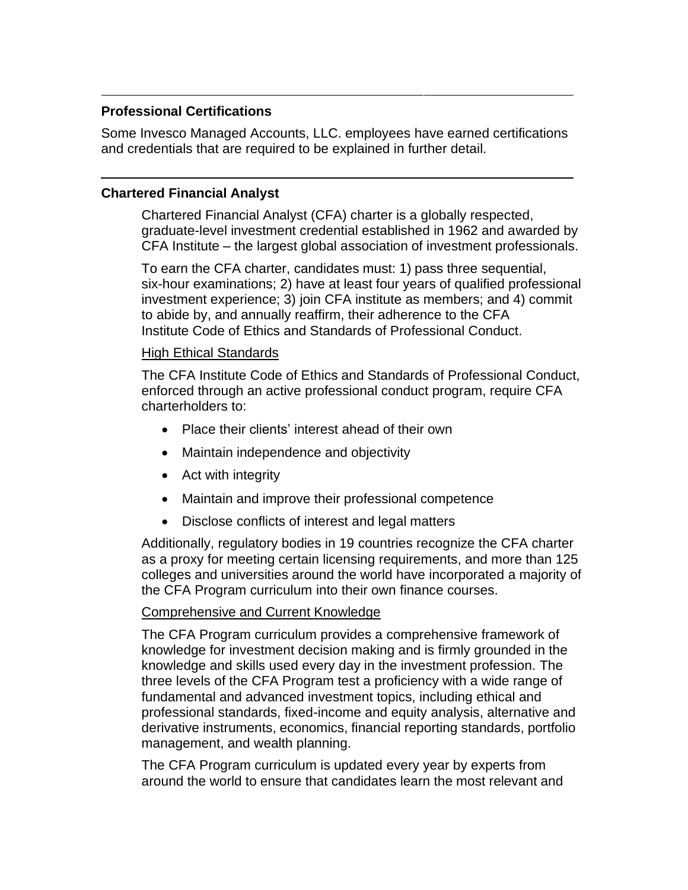## Professional Certifications

Some Invesco Managed Accounts, LLC. employees have earned certifications and credentials that are required to be explained in further detail.

---

## Chartered Financial Analyst

Chartered Financial Analyst (CFA) charter is a globally respected, graduate-level investment credential established in 1962 and awarded by CFA Institute – the largest global association of investment professionals.

To earn the CFA charter, candidates must: 1) pass three sequential, six-hour examinations; 2) have at least four years of qualified professional investment experience; 3) join CFA institute as members; and 4) commit to abide by, and annually reaffirm, their adherence to the CFA Institute Code of Ethics and Standards of Professional Conduct.

<u>High Ethical Standards</u>

The CFA Institute Code of Ethics and Standards of Professional Conduct, enforced through an active professional conduct program, require CFA charterholders to:

- Place their clients' interest ahead of their own
- Maintain independence and objectivity
- Act with integrity
- Maintain and improve their professional competence
- Disclose conflicts of interest and legal matters

Additionally, regulatory bodies in 19 countries recognize the CFA charter as a proxy for meeting certain licensing requirements, and more than 125 colleges and universities around the world have incorporated a majority of the CFA Program curriculum into their own finance courses.

<u>Comprehensive and Current Knowledge</u>

The CFA Program curriculum provides a comprehensive framework of knowledge for investment decision making and is firmly grounded in the knowledge and skills used every day in the investment profession. The three levels of the CFA Program test a proficiency with a wide range of fundamental and advanced investment topics, including ethical and professional standards, fixed-income and equity analysis, alternative and derivative instruments, economics, financial reporting standards, portfolio management, and wealth planning.

The CFA Program curriculum is updated every year by experts from around the world to ensure that candidates learn the most relevant and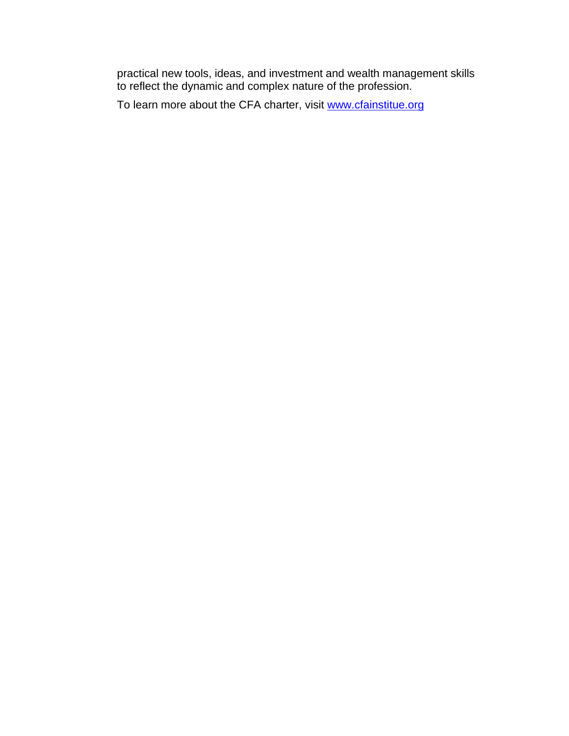practical new tools, ideas, and investment and wealth management skills to reflect the dynamic and complex nature of the profession.

To learn more about the CFA charter, visit [www.cfainstitue.org](www.cfainstitue.org)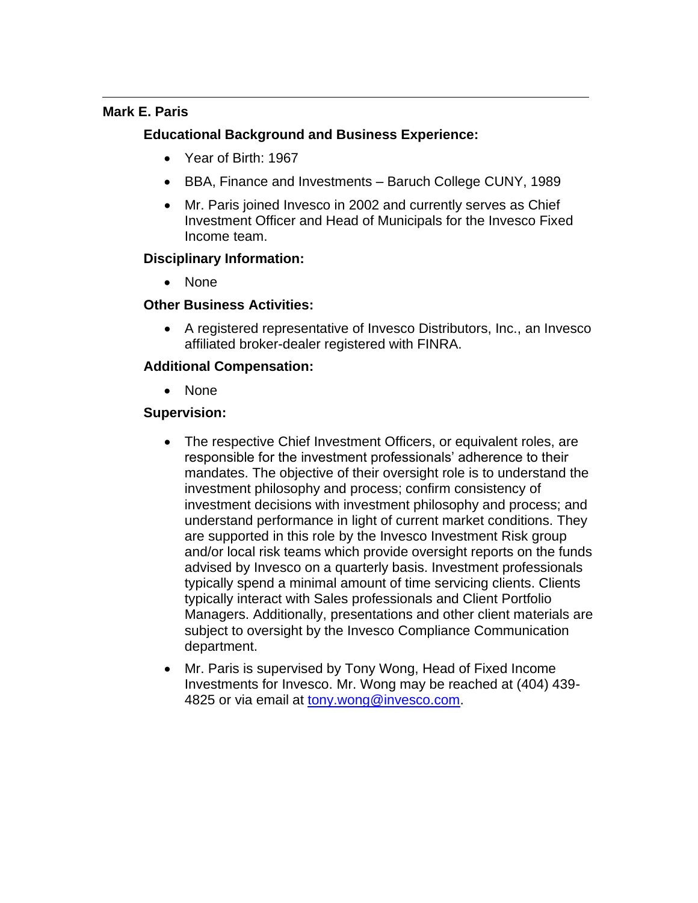---

**Mark E. Paris**

**Educational Background and Business Experience:**

- Year of Birth: 1967
- BBA, Finance and Investments – Baruch College CUNY, 1989
- Mr. Paris joined Invesco in 2002 and currently serves as Chief Investment Officer and Head of Municipals for the Invesco Fixed Income team.

**Disciplinary Information:**

- None

**Other Business Activities:**

- A registered representative of Invesco Distributors, Inc., an Invesco affiliated broker-dealer registered with FINRA.

**Additional Compensation:**

- None

**Supervision:**

- The respective Chief Investment Officers, or equivalent roles, are responsible for the investment professionals' adherence to their mandates. The objective of their oversight role is to understand the investment philosophy and process; confirm consistency of investment decisions with investment philosophy and process; and understand performance in light of current market conditions. They are supported in this role by the Invesco Investment Risk group and/or local risk teams which provide oversight reports on the funds advised by Invesco on a quarterly basis. Investment professionals typically spend a minimal amount of time servicing clients. Clients typically interact with Sales professionals and Client Portfolio Managers. Additionally, presentations and other client materials are subject to oversight by the Invesco Compliance Communication department.
- Mr. Paris is supervised by Tony Wong, Head of Fixed Income Investments for Invesco. Mr. Wong may be reached at (404) 439-4825 or via email at tony.wong@invesco.com.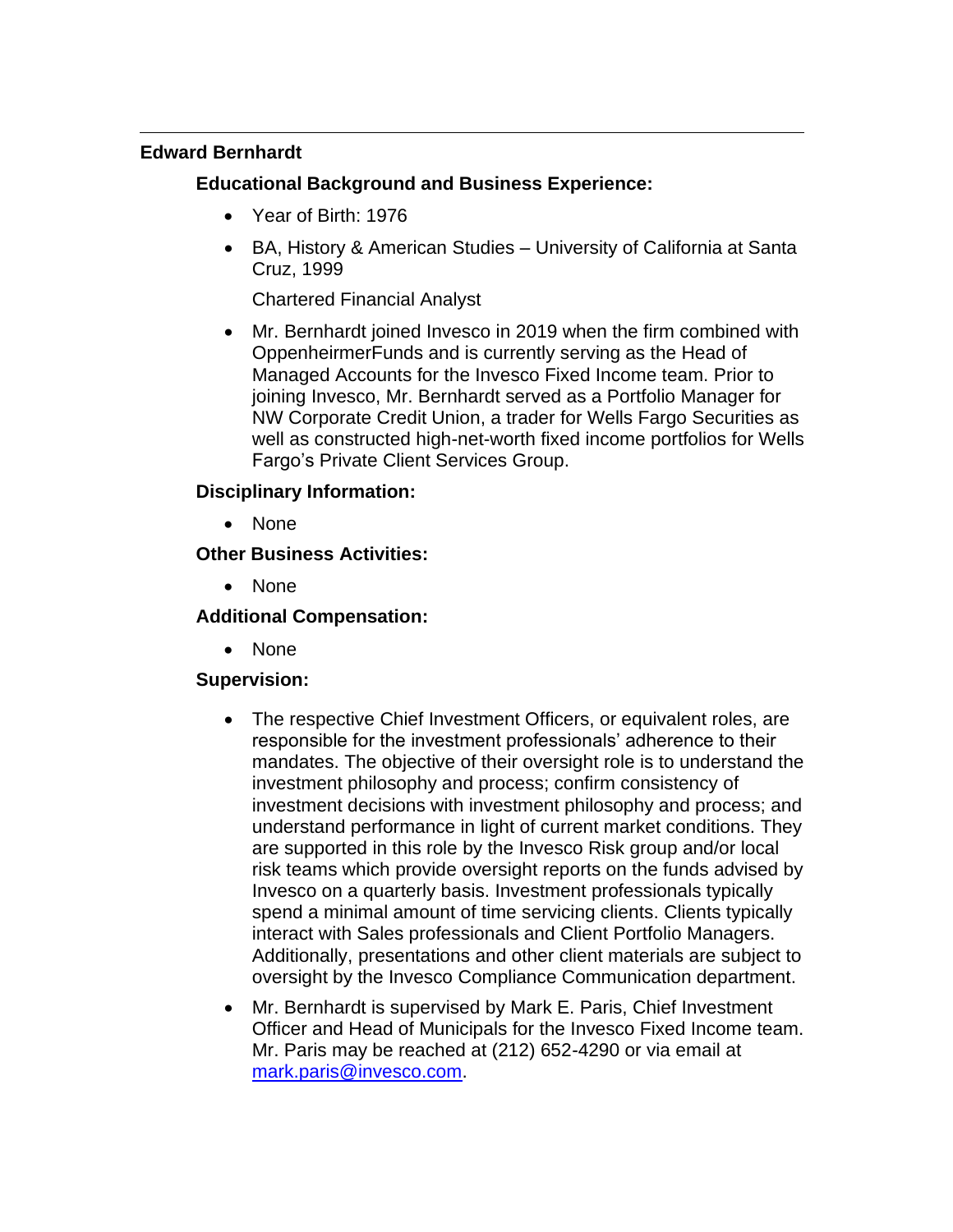---

**Edward Bernhardt**

**Educational Background and Business Experience:**

- Year of Birth: 1976
- BA, History & American Studies – University of California at Santa Cruz, 1999

  Chartered Financial Analyst
- Mr. Bernhardt joined Invesco in 2019 when the firm combined with OppenheirmerFunds and is currently serving as the Head of Managed Accounts for the Invesco Fixed Income team. Prior to joining Invesco, Mr. Bernhardt served as a Portfolio Manager for NW Corporate Credit Union, a trader for Wells Fargo Securities as well as constructed high-net-worth fixed income portfolios for Wells Fargo's Private Client Services Group.

**Disciplinary Information:**

- None

**Other Business Activities:**

- None

**Additional Compensation:**

- None

**Supervision:**

- The respective Chief Investment Officers, or equivalent roles, are responsible for the investment professionals' adherence to their mandates. The objective of their oversight role is to understand the investment philosophy and process; confirm consistency of investment decisions with investment philosophy and process; and understand performance in light of current market conditions. They are supported in this role by the Invesco Risk group and/or local risk teams which provide oversight reports on the funds advised by Invesco on a quarterly basis. Investment professionals typically spend a minimal amount of time servicing clients. Clients typically interact with Sales professionals and Client Portfolio Managers. Additionally, presentations and other client materials are subject to oversight by the Invesco Compliance Communication department.
- Mr. Bernhardt is supervised by Mark E. Paris, Chief Investment Officer and Head of Municipals for the Invesco Fixed Income team. Mr. Paris may be reached at (212) 652-4290 or via email at mark.paris@invesco.com.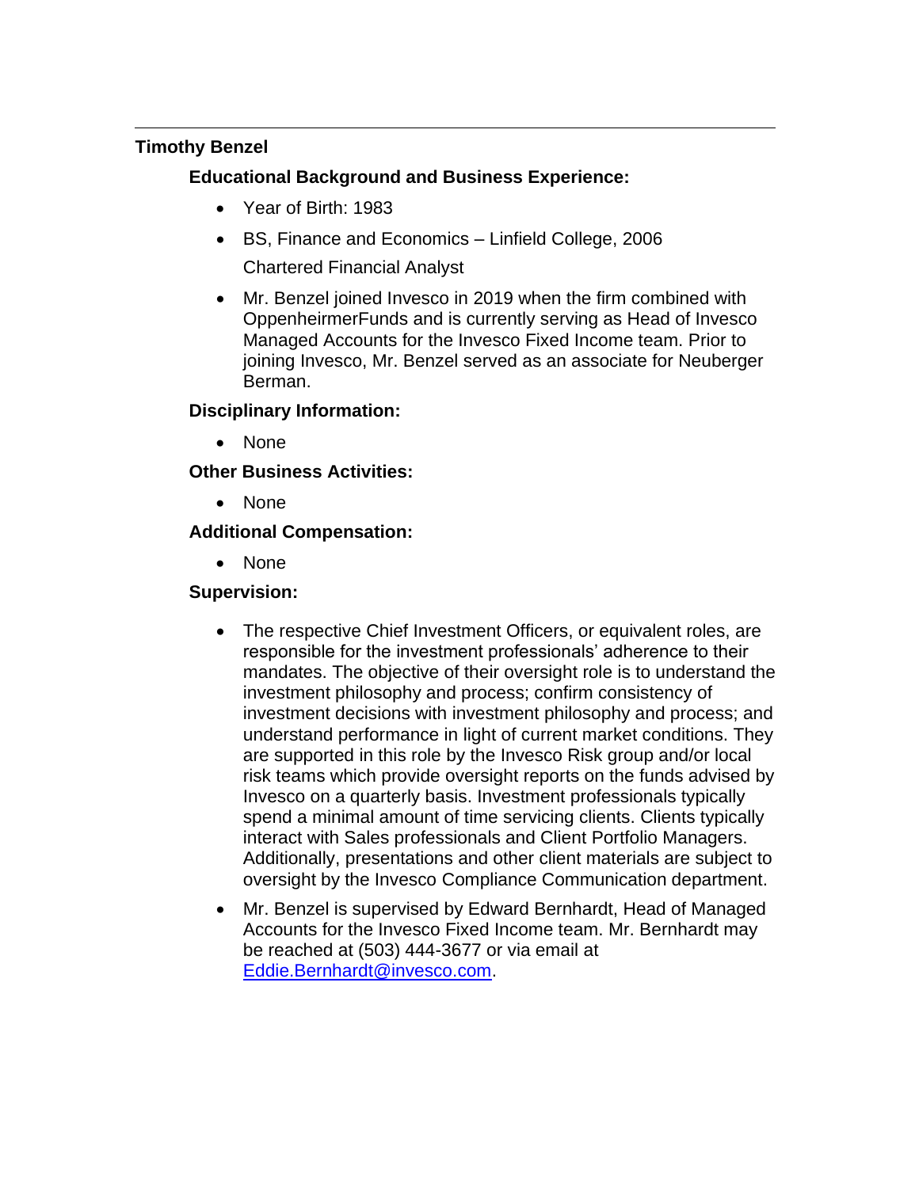---

**Timothy Benzel**

**Educational Background and Business Experience:**

- Year of Birth: 1983
- BS, Finance and Economics – Linfield College, 2006
  Chartered Financial Analyst
- Mr. Benzel joined Invesco in 2019 when the firm combined with OppenheirmerFunds and is currently serving as Head of Invesco Managed Accounts for the Invesco Fixed Income team. Prior to joining Invesco, Mr. Benzel served as an associate for Neuberger Berman.

**Disciplinary Information:**

- None

**Other Business Activities:**

- None

**Additional Compensation:**

- None

**Supervision:**

- The respective Chief Investment Officers, or equivalent roles, are responsible for the investment professionals' adherence to their mandates. The objective of their oversight role is to understand the investment philosophy and process; confirm consistency of investment decisions with investment philosophy and process; and understand performance in light of current market conditions. They are supported in this role by the Invesco Risk group and/or local risk teams which provide oversight reports on the funds advised by Invesco on a quarterly basis. Investment professionals typically spend a minimal amount of time servicing clients. Clients typically interact with Sales professionals and Client Portfolio Managers. Additionally, presentations and other client materials are subject to oversight by the Invesco Compliance Communication department.
- Mr. Benzel is supervised by Edward Bernhardt, Head of Managed Accounts for the Invesco Fixed Income team. Mr. Bernhardt may be reached at (503) 444-3677 or via email at Eddie.Bernhardt@invesco.com.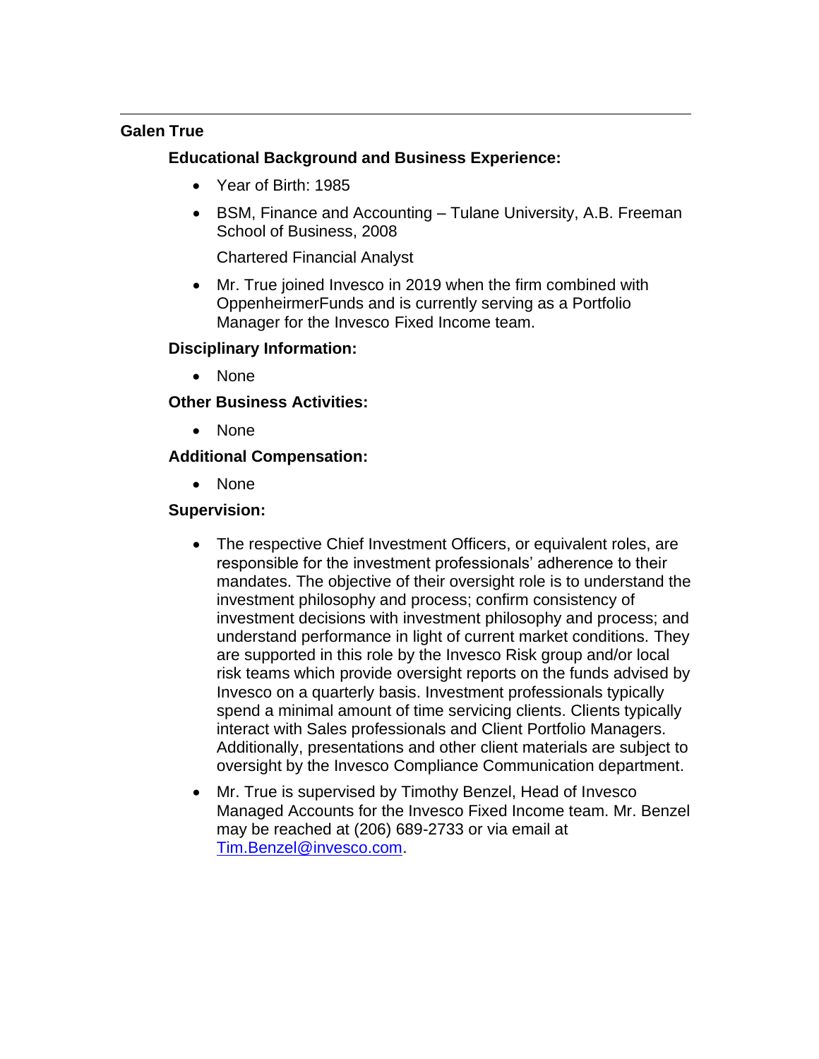---

**Galen True**

**Educational Background and Business Experience:**

- Year of Birth: 1985
- BSM, Finance and Accounting – Tulane University, A.B. Freeman School of Business, 2008

  Chartered Financial Analyst
- Mr. True joined Invesco in 2019 when the firm combined with OppenheimerFunds and is currently serving as a Portfolio Manager for the Invesco Fixed Income team.

**Disciplinary Information:**

- None

**Other Business Activities:**

- None

**Additional Compensation:**

- None

**Supervision:**

- The respective Chief Investment Officers, or equivalent roles, are responsible for the investment professionals' adherence to their mandates. The objective of their oversight role is to understand the investment philosophy and process; confirm consistency of investment decisions with investment philosophy and process; and understand performance in light of current market conditions. They are supported in this role by the Invesco Risk group and/or local risk teams which provide oversight reports on the funds advised by Invesco on a quarterly basis. Investment professionals typically spend a minimal amount of time servicing clients. Clients typically interact with Sales professionals and Client Portfolio Managers. Additionally, presentations and other client materials are subject to oversight by the Invesco Compliance Communication department.
- Mr. True is supervised by Timothy Benzel, Head of Invesco Managed Accounts for the Invesco Fixed Income team. Mr. Benzel may be reached at (206) 689-2733 or via email at Tim.Benzel@invesco.com.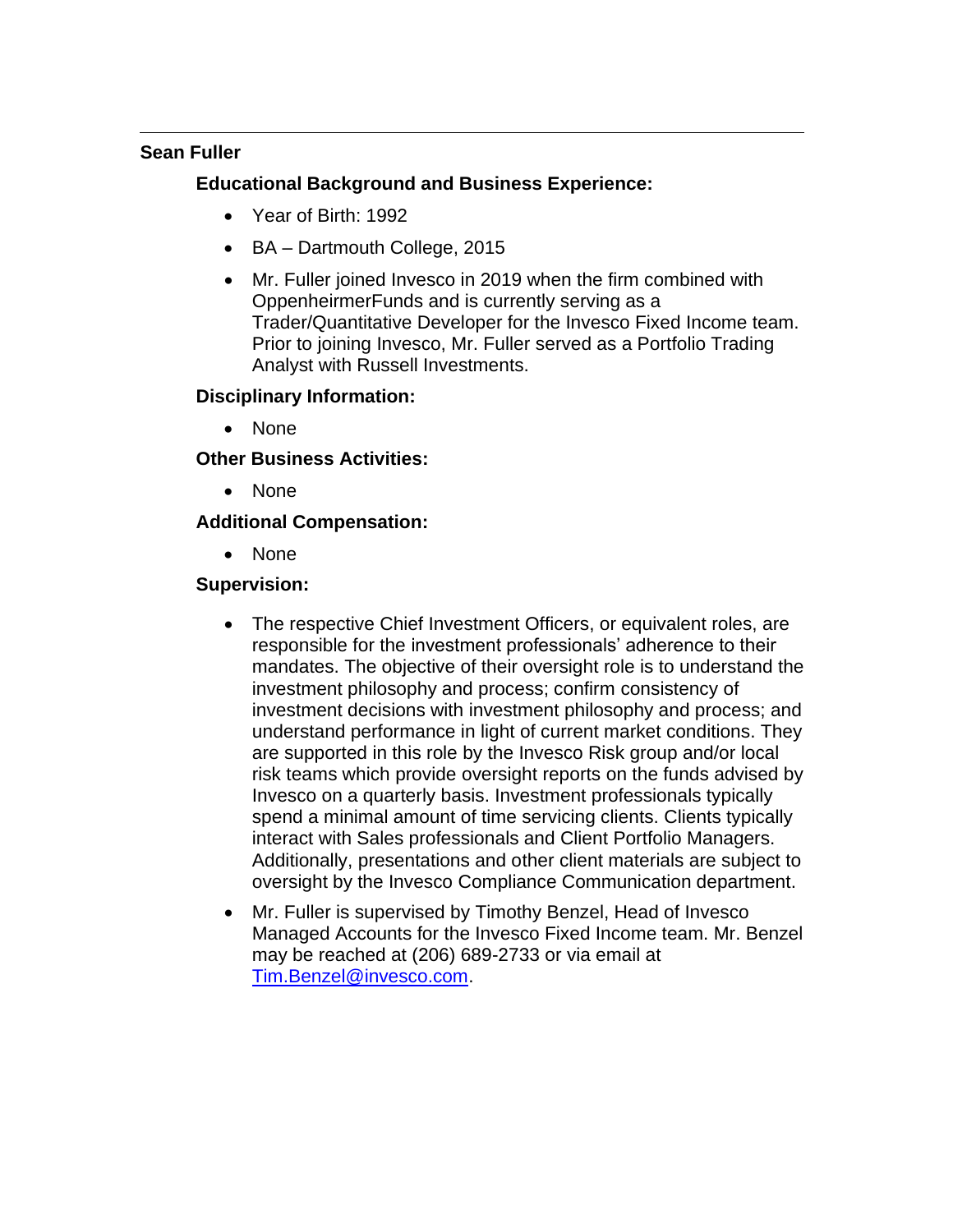---

**Sean Fuller**

**Educational Background and Business Experience:**

- Year of Birth: 1992
- BA – Dartmouth College, 2015
- Mr. Fuller joined Invesco in 2019 when the firm combined with OppenheirmerFunds and is currently serving as a Trader/Quantitative Developer for the Invesco Fixed Income team. Prior to joining Invesco, Mr. Fuller served as a Portfolio Trading Analyst with Russell Investments.

**Disciplinary Information:**

- None

**Other Business Activities:**

- None

**Additional Compensation:**

- None

**Supervision:**

- The respective Chief Investment Officers, or equivalent roles, are responsible for the investment professionals' adherence to their mandates. The objective of their oversight role is to understand the investment philosophy and process; confirm consistency of investment decisions with investment philosophy and process; and understand performance in light of current market conditions. They are supported in this role by the Invesco Risk group and/or local risk teams which provide oversight reports on the funds advised by Invesco on a quarterly basis. Investment professionals typically spend a minimal amount of time servicing clients. Clients typically interact with Sales professionals and Client Portfolio Managers. Additionally, presentations and other client materials are subject to oversight by the Invesco Compliance Communication department.
- Mr. Fuller is supervised by Timothy Benzel, Head of Invesco Managed Accounts for the Invesco Fixed Income team. Mr. Benzel may be reached at (206) 689-2733 or via email at [Tim.Benzel@invesco.com](mailto:Tim.Benzel@invesco.com).